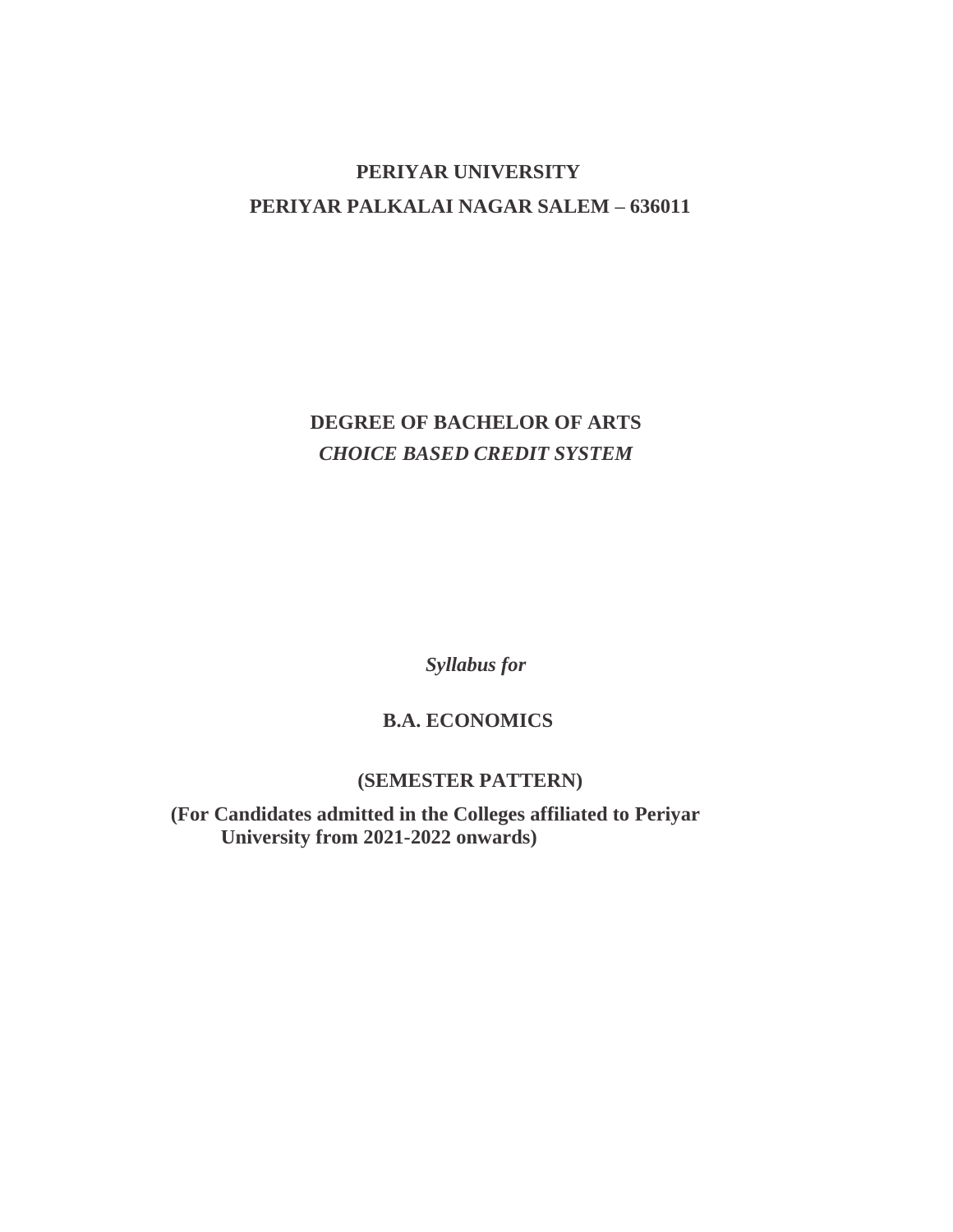# PERIYAR UNIVERSITY

## PERIYAR PALKALAI NAGAR SALEM – 636011

## DEGREE OF BACHELOR OF ARTS

***CHOICE BASED CREDIT SYSTEM***

***Syllabus for***

## B.A. ECONOMICS

**(SEMESTER PATTERN)**

**(For Candidates admitted in the Colleges affiliated to Periyar University from 2021-2022 onwards)**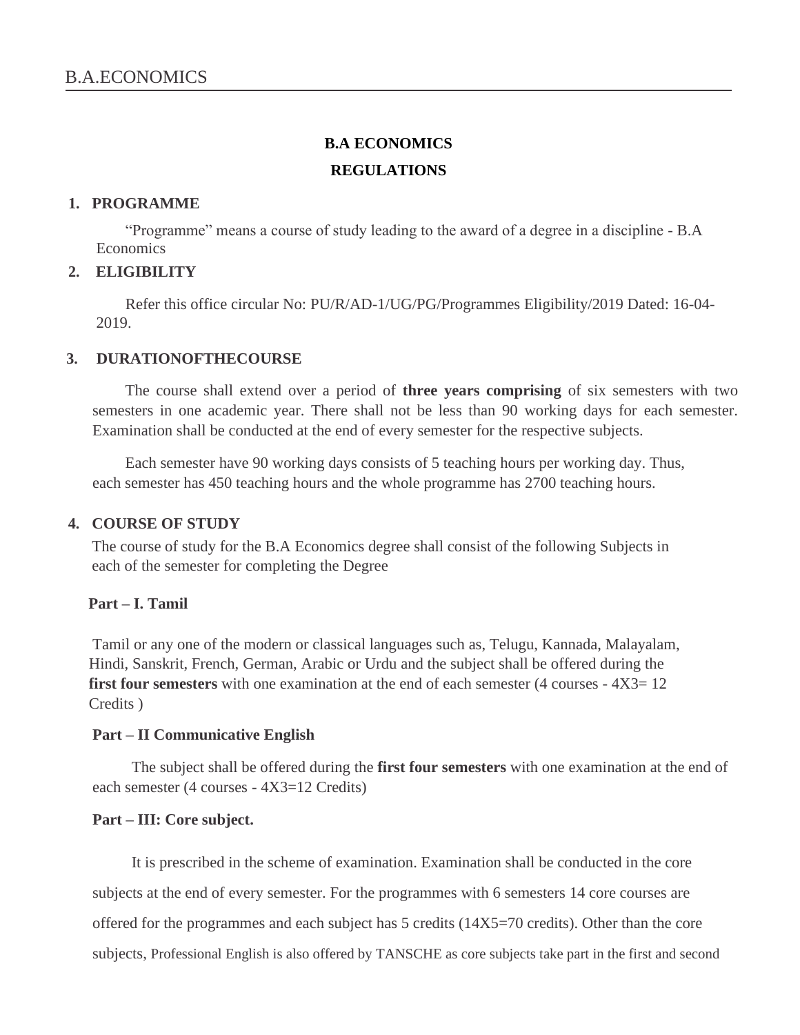## B.A ECONOMICS

## REGULATIONS

### 1. PROGRAMME

"Programme" means a course of study leading to the award of a degree in a discipline - B.A Economics

### 2. ELIGIBILITY

Refer this office circular No: PU/R/AD-1/UG/PG/Programmes Eligibility/2019 Dated: 16-04-2019.

### 3. DURATIONOFTHECOURSE

The course shall extend over a period of **three years comprising** of six semesters with two semesters in one academic year. There shall not be less than 90 working days for each semester. Examination shall be conducted at the end of every semester for the respective subjects.

Each semester have 90 working days consists of 5 teaching hours per working day. Thus, each semester has 450 teaching hours and the whole programme has 2700 teaching hours.

### 4. COURSE OF STUDY

The course of study for the B.A Economics degree shall consist of the following Subjects in each of the semester for completing the Degree

**Part – I. Tamil**

Tamil or any one of the modern or classical languages such as, Telugu, Kannada, Malayalam, Hindi, Sanskrit, French, German, Arabic or Urdu and the subject shall be offered during the **first four semesters** with one examination at the end of each semester (4 courses - 4X3= 12 Credits )

**Part – II Communicative English**

The subject shall be offered during the **first four semesters** with one examination at the end of each semester (4 courses - 4X3=12 Credits)

**Part – III: Core subject.**

It is prescribed in the scheme of examination. Examination shall be conducted in the core subjects at the end of every semester. For the programmes with 6 semesters 14 core courses are offered for the programmes and each subject has 5 credits (14X5=70 credits). Other than the core subjects, Professional English is also offered by TANSCHE as core subjects take part in the first and second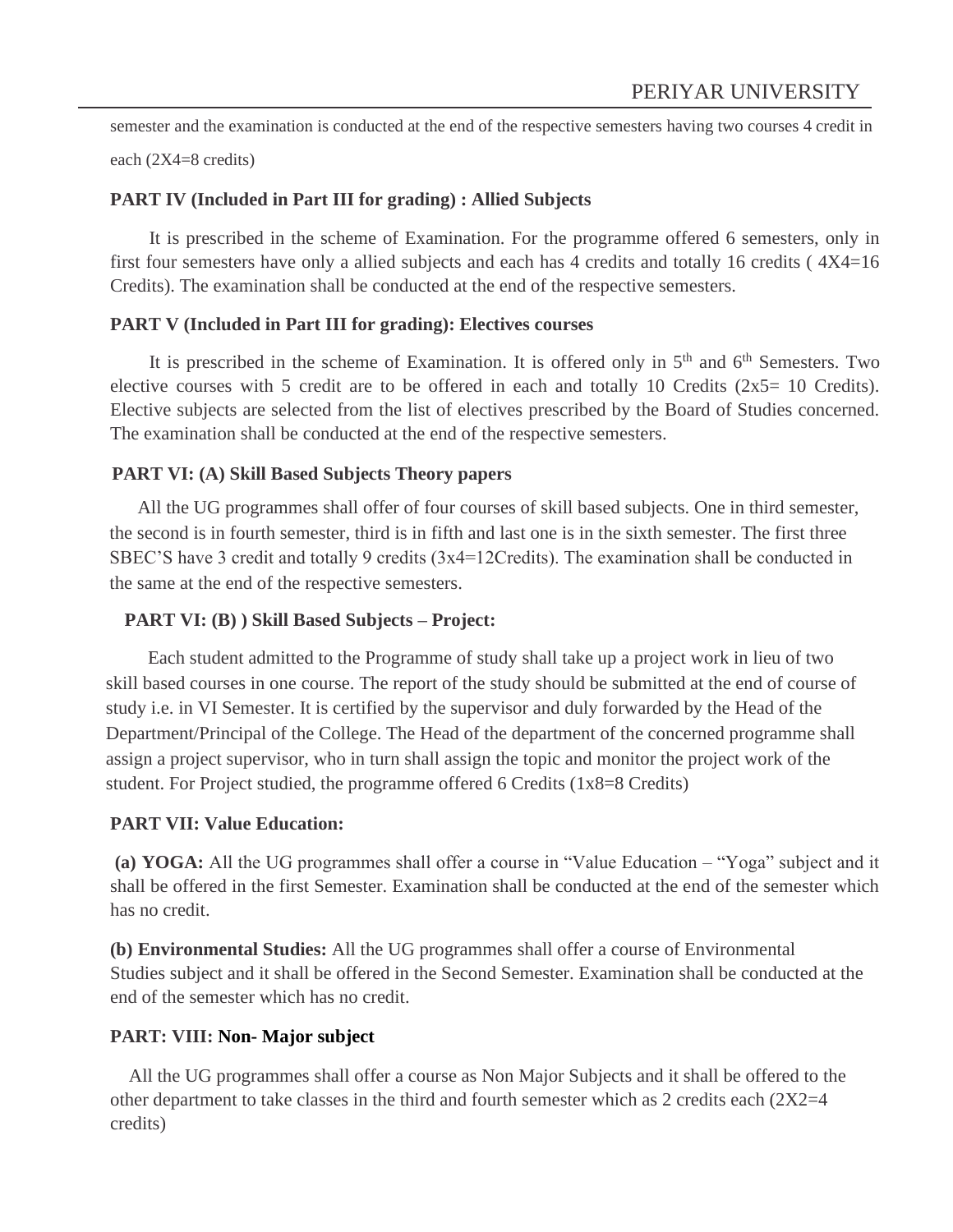semester and the examination is conducted at the end of the respective semesters having two courses 4 credit in each (2X4=8 credits)

**PART IV (Included in Part III for grading) : Allied Subjects**

It is prescribed in the scheme of Examination. For the programme offered 6 semesters, only in first four semesters have only a allied subjects and each has 4 credits and totally 16 credits ( 4X4=16 Credits). The examination shall be conducted at the end of the respective semesters.

**PART V (Included in Part III for grading): Electives courses**

It is prescribed in the scheme of Examination. It is offered only in 5th and 6th Semesters. Two elective courses with 5 credit are to be offered in each and totally 10 Credits (2x5= 10 Credits). Elective subjects are selected from the list of electives prescribed by the Board of Studies concerned. The examination shall be conducted at the end of the respective semesters.

**PART VI: (A) Skill Based Subjects Theory papers**

All the UG programmes shall offer of four courses of skill based subjects. One in third semester, the second is in fourth semester, third is in fifth and last one is in the sixth semester. The first three SBEC'S have 3 credit and totally 9 credits (3x4=12Credits). The examination shall be conducted in the same at the end of the respective semesters.

**PART VI: (B) ) Skill Based Subjects – Project:**

Each student admitted to the Programme of study shall take up a project work in lieu of two skill based courses in one course. The report of the study should be submitted at the end of course of study i.e. in VI Semester. It is certified by the supervisor and duly forwarded by the Head of the Department/Principal of the College. The Head of the department of the concerned programme shall assign a project supervisor, who in turn shall assign the topic and monitor the project work of the student. For Project studied, the programme offered 6 Credits (1x8=8 Credits)

**PART VII: Value Education:**

**(a) YOGA:** All the UG programmes shall offer a course in "Value Education – "Yoga" subject and it shall be offered in the first Semester. Examination shall be conducted at the end of the semester which has no credit.

**(b) Environmental Studies:** All the UG programmes shall offer a course of Environmental Studies subject and it shall be offered in the Second Semester. Examination shall be conducted at the end of the semester which has no credit.

**PART: VIII: Non- Major subject**

All the UG programmes shall offer a course as Non Major Subjects and it shall be offered to the other department to take classes in the third and fourth semester which as 2 credits each (2X2=4 credits)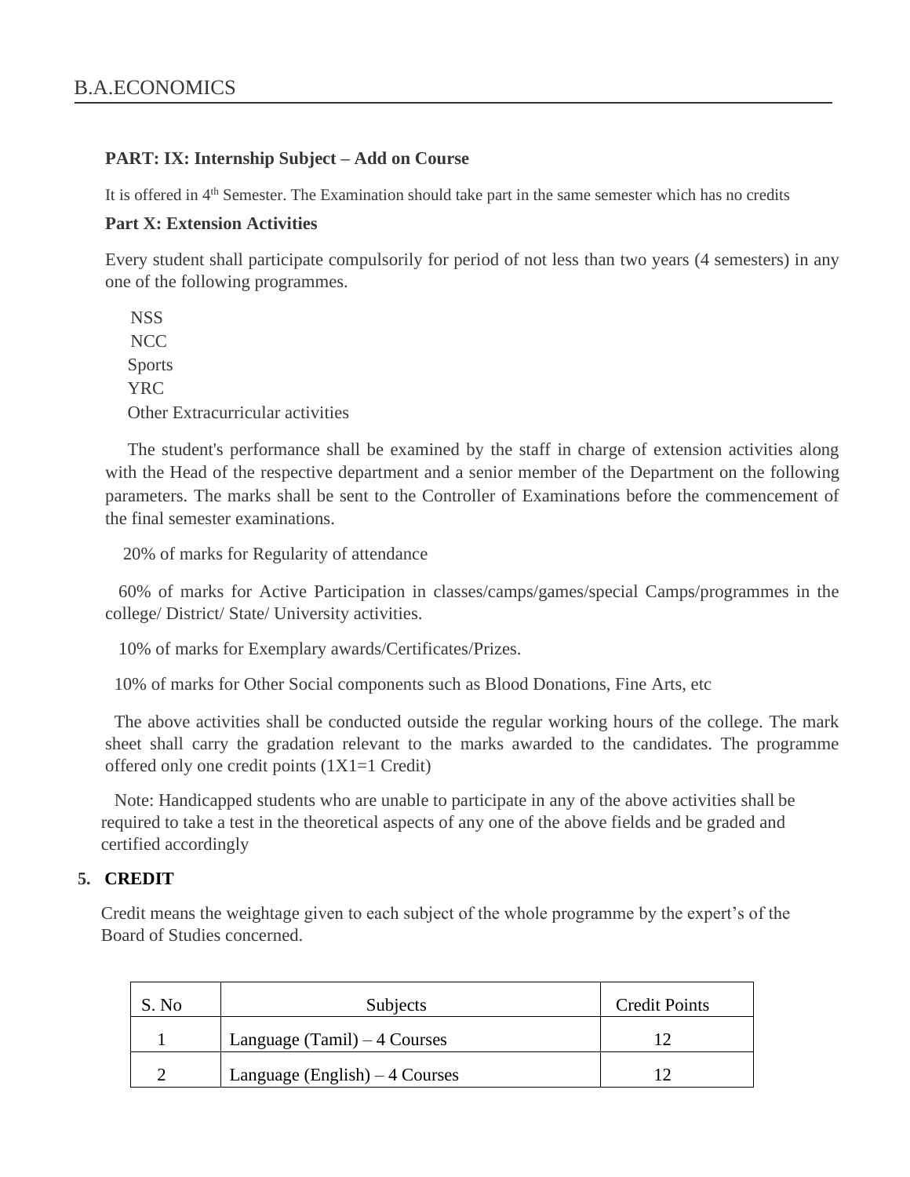**PART: IX: Internship Subject – Add on Course**

It is offered in 4th Semester. The Examination should take part in the same semester which has no credits

**Part X: Extension Activities**

Every student shall participate compulsorily for period of not less than two years (4 semesters) in any one of the following programmes.

NSS
NCC
Sports
YRC
Other Extracurricular activities

The student's performance shall be examined by the staff in charge of extension activities along with the Head of the respective department and a senior member of the Department on the following parameters. The marks shall be sent to the Controller of Examinations before the commencement of the final semester examinations.

20% of marks for Regularity of attendance

60% of marks for Active Participation in classes/camps/games/special Camps/programmes in the college/ District/ State/ University activities.

10% of marks for Exemplary awards/Certificates/Prizes.

10% of marks for Other Social components such as Blood Donations, Fine Arts, etc

The above activities shall be conducted outside the regular working hours of the college. The mark sheet shall carry the gradation relevant to the marks awarded to the candidates. The programme offered only one credit points (1X1=1 Credit)

Note: Handicapped students who are unable to participate in any of the above activities shall be required to take a test in the theoretical aspects of any one of the above fields and be graded and certified accordingly

## 5. CREDIT

Credit means the weightage given to each subject of the whole programme by the expert's of the Board of Studies concerned.

| S. No | Subjects | Credit Points |
|---|---|---|
| 1 | Language (Tamil) – 4 Courses | 12 |
| 2 | Language (English) – 4 Courses | 12 |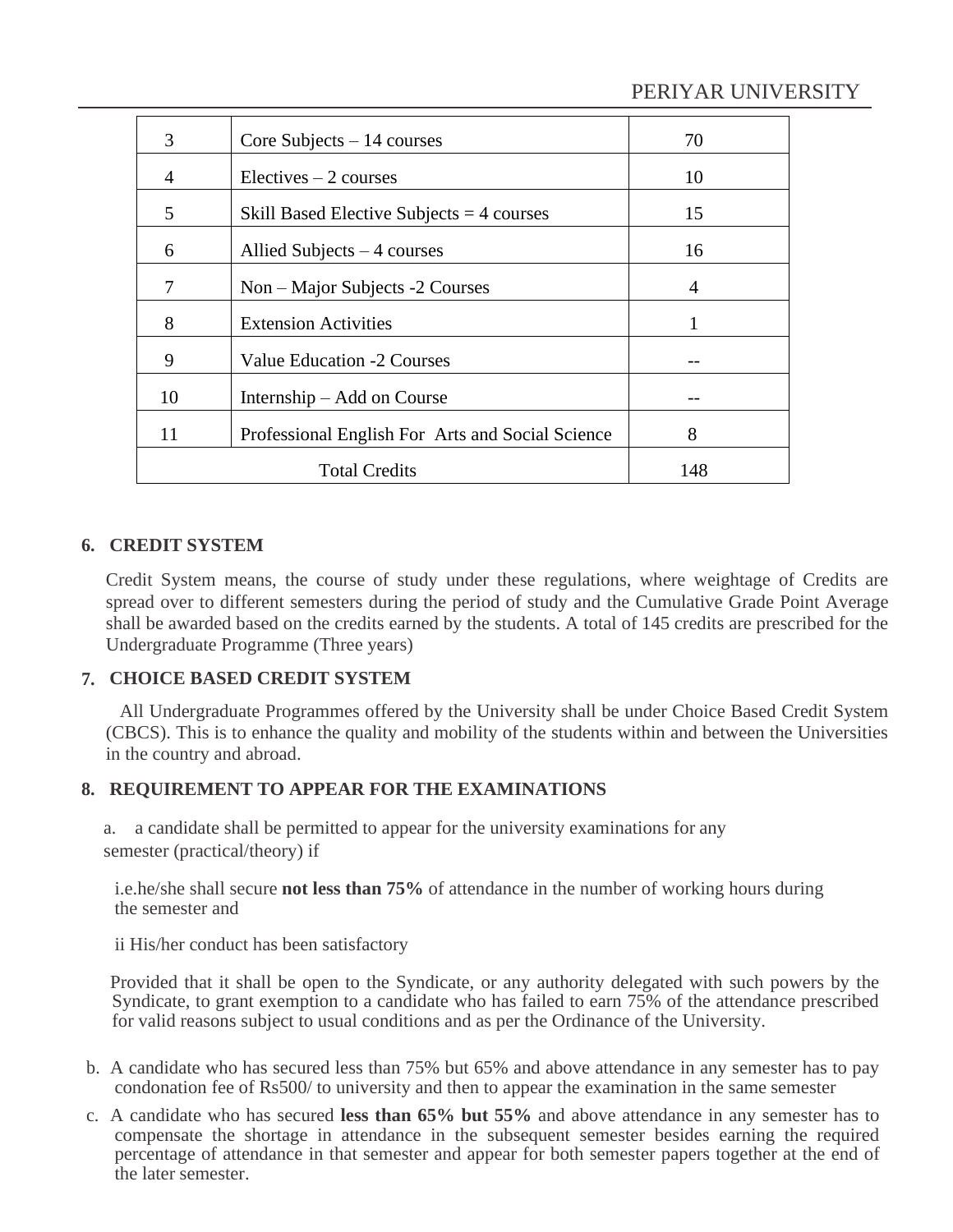| 3 | Core Subjects – 14 courses | 70 |
|---|---|---|
| 4 | Electives – 2 courses | 10 |
| 5 | Skill Based Elective Subjects = 4 courses | 15 |
| 6 | Allied Subjects – 4 courses | 16 |
| 7 | Non – Major Subjects -2 Courses | 4 |
| 8 | Extension Activities | 1 |
| 9 | Value Education -2 Courses | -- |
| 10 | Internship – Add on Course | -- |
| 11 | Professional English For Arts and Social Science | 8 |
| Total Credits | | 148 |

## 6. CREDIT SYSTEM

Credit System means, the course of study under these regulations, where weightage of Credits are spread over to different semesters during the period of study and the Cumulative Grade Point Average shall be awarded based on the credits earned by the students. A total of 145 credits are prescribed for the Undergraduate Programme (Three years)

## 7. CHOICE BASED CREDIT SYSTEM

All Undergraduate Programmes offered by the University shall be under Choice Based Credit System (CBCS). This is to enhance the quality and mobility of the students within and between the Universities in the country and abroad.

## 8. REQUIREMENT TO APPEAR FOR THE EXAMINATIONS

a. a candidate shall be permitted to appear for the university examinations for any semester (practical/theory) if

i.e.he/she shall secure **not less than 75%** of attendance in the number of working hours during the semester and

ii His/her conduct has been satisfactory

Provided that it shall be open to the Syndicate, or any authority delegated with such powers by the Syndicate, to grant exemption to a candidate who has failed to earn 75% of the attendance prescribed for valid reasons subject to usual conditions and as per the Ordinance of the University.

b. A candidate who has secured less than 75% but 65% and above attendance in any semester has to pay condonation fee of Rs500/ to university and then to appear the examination in the same semester

c. A candidate who has secured **less than 65% but 55%** and above attendance in any semester has to compensate the shortage in attendance in the subsequent semester besides earning the required percentage of attendance in that semester and appear for both semester papers together at the end of the later semester.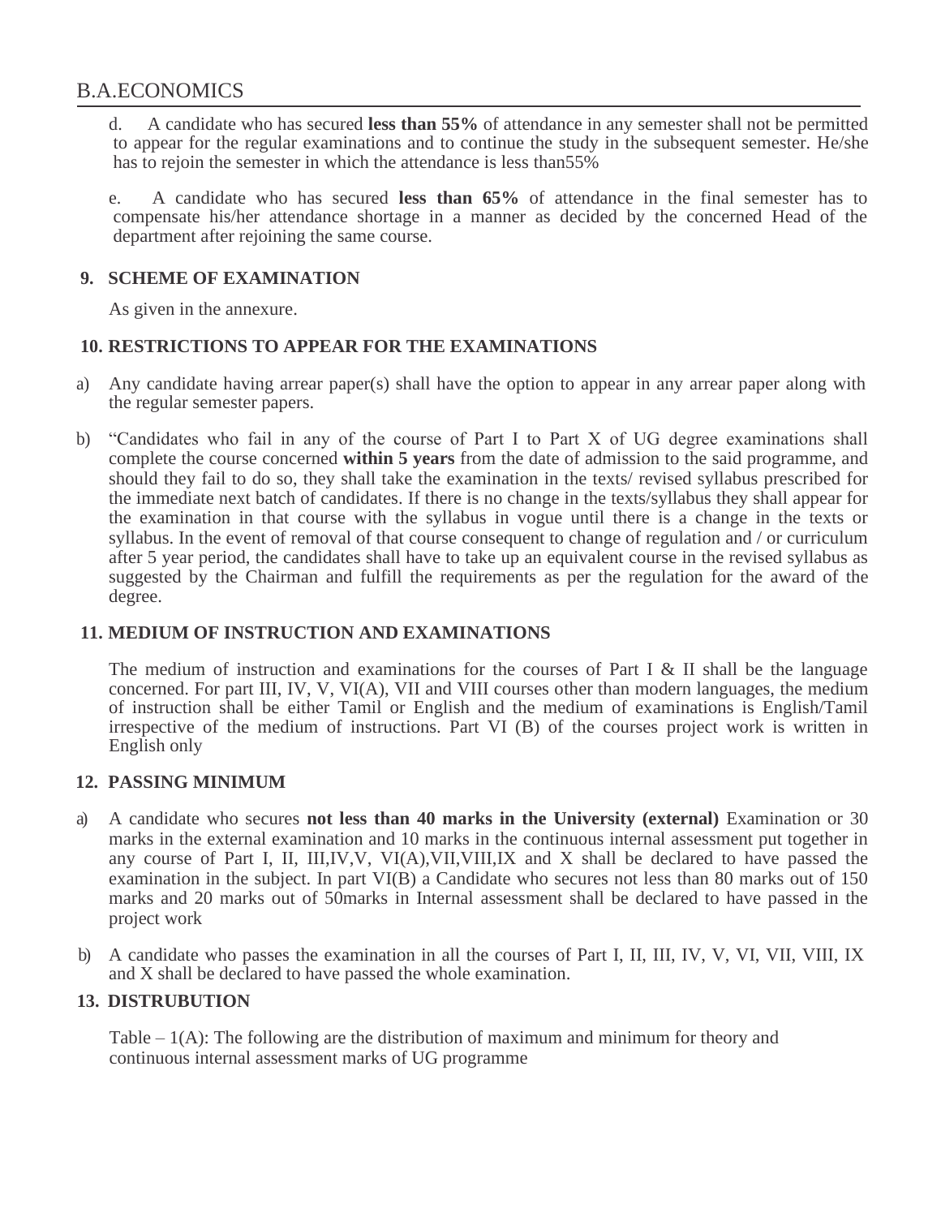d. A candidate who has secured **less than 55%** of attendance in any semester shall not be permitted to appear for the regular examinations and to continue the study in the subsequent semester. He/she has to rejoin the semester in which the attendance is less than55%

e. A candidate who has secured **less than 65%** of attendance in the final semester has to compensate his/her attendance shortage in a manner as decided by the concerned Head of the department after rejoining the same course.

## 9. SCHEME OF EXAMINATION

As given in the annexure.

## 10. RESTRICTIONS TO APPEAR FOR THE EXAMINATIONS

a) Any candidate having arrear paper(s) shall have the option to appear in any arrear paper along with the regular semester papers.

b) "Candidates who fail in any of the course of Part I to Part X of UG degree examinations shall complete the course concerned **within 5 years** from the date of admission to the said programme, and should they fail to do so, they shall take the examination in the texts/ revised syllabus prescribed for the immediate next batch of candidates. If there is no change in the texts/syllabus they shall appear for the examination in that course with the syllabus in vogue until there is a change in the texts or syllabus. In the event of removal of that course consequent to change of regulation and / or curriculum after 5 year period, the candidates shall have to take up an equivalent course in the revised syllabus as suggested by the Chairman and fulfill the requirements as per the regulation for the award of the degree.

## 11. MEDIUM OF INSTRUCTION AND EXAMINATIONS

The medium of instruction and examinations for the courses of Part I & II shall be the language concerned. For part III, IV, V, VI(A), VII and VIII courses other than modern languages, the medium of instruction shall be either Tamil or English and the medium of examinations is English/Tamil irrespective of the medium of instructions. Part VI (B) of the courses project work is written in English only

## 12. PASSING MINIMUM

a) A candidate who secures **not less than 40 marks in the University (external)** Examination or 30 marks in the external examination and 10 marks in the continuous internal assessment put together in any course of Part I, II, III,IV,V, VI(A),VII,VIII,IX and X shall be declared to have passed the examination in the subject. In part VI(B) a Candidate who secures not less than 80 marks out of 150 marks and 20 marks out of 50marks in Internal assessment shall be declared to have passed in the project work

b) A candidate who passes the examination in all the courses of Part I, II, III, IV, V, VI, VII, VIII, IX and X shall be declared to have passed the whole examination.

## 13. DISTRUBUTION

Table – 1(A): The following are the distribution of maximum and minimum for theory and continuous internal assessment marks of UG programme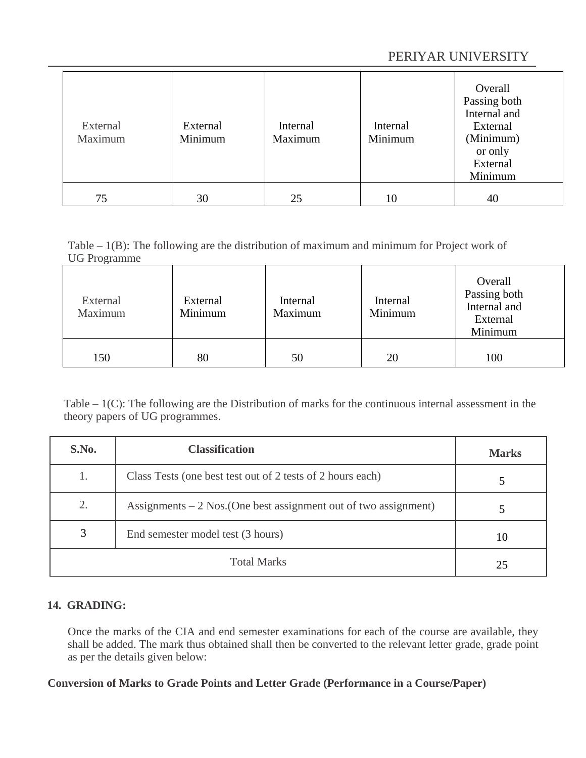| External Maximum | External Minimum | Internal Maximum | Internal Minimum | Overall Passing both Internal and External (Minimum) or only External Minimum |
|---|---|---|---|---|
| 75 | 30 | 25 | 10 | 40 |

Table – 1(B): The following are the distribution of maximum and minimum for Project work of UG Programme

| External Maximum | External Minimum | Internal Maximum | Internal Minimum | Overall Passing both Internal and External Minimum |
|---|---|---|---|---|
| 150 | 80 | 50 | 20 | 100 |

Table – 1(C): The following are the Distribution of marks for the continuous internal assessment in the theory papers of UG programmes.

| S.No. | Classification | Marks |
|---|---|---|
| 1. | Class Tests (one best test out of 2 tests of 2 hours each) | 5 |
| 2. | Assignments – 2 Nos.(One best assignment out of two assignment) | 5 |
| 3 | End semester model test (3 hours) | 10 |
| Total Marks | | 25 |

**14. GRADING:**

Once the marks of the CIA and end semester examinations for each of the course are available, they shall be added. The mark thus obtained shall then be converted to the relevant letter grade, grade point as per the details given below:

**Conversion of Marks to Grade Points and Letter Grade (Performance in a Course/Paper)**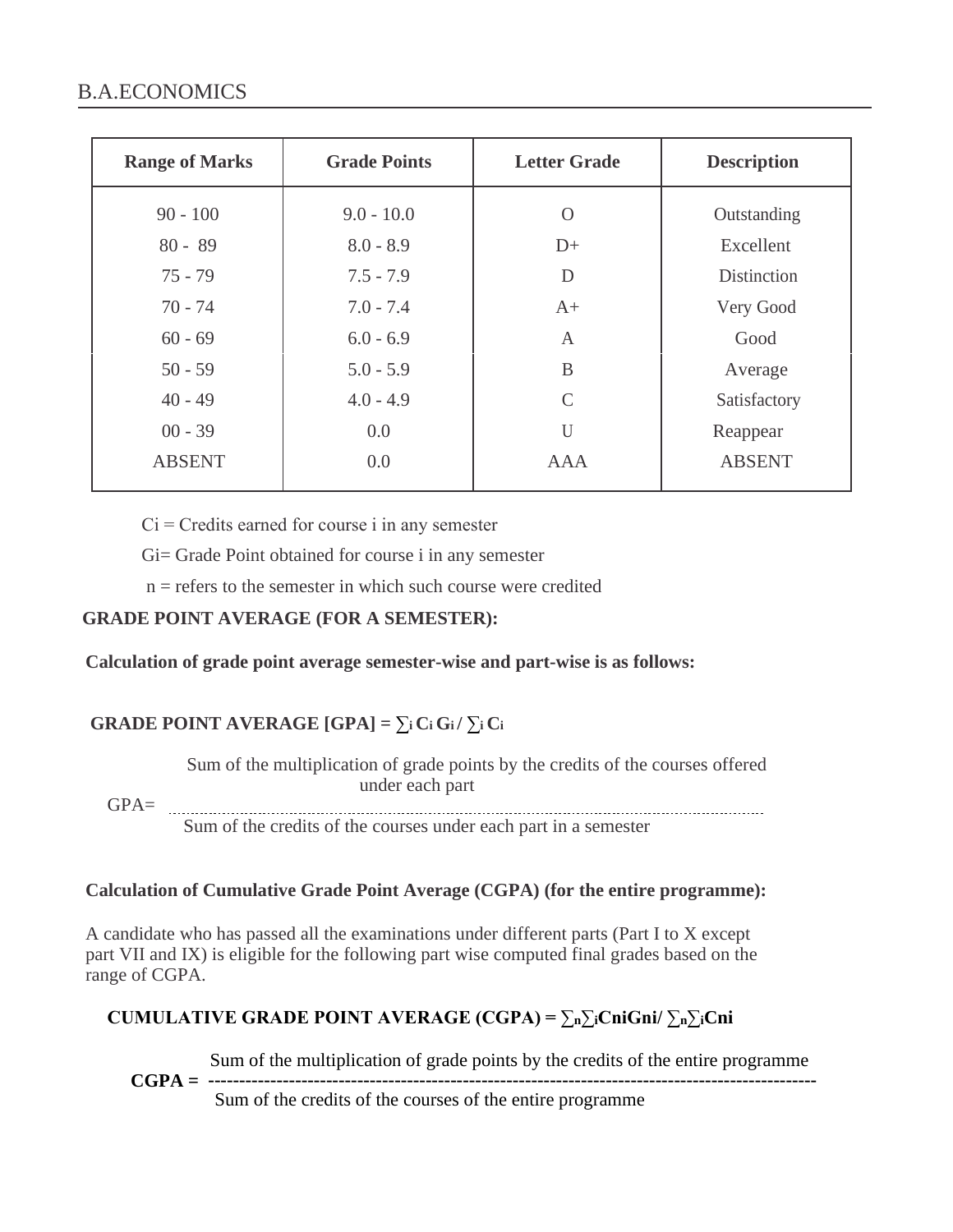B.A.ECONOMICS

| Range of Marks | Grade Points | Letter Grade | Description |
|---|---|---|---|
| 90 - 100 | 9.0 - 10.0 | O | Outstanding |
| 80 - 89 | 8.0 - 8.9 | D+ | Excellent |
| 75 - 79 | 7.5 - 7.9 | D | Distinction |
| 70 - 74 | 7.0 - 7.4 | A+ | Very Good |
| 60 - 69 | 6.0 - 6.9 | A | Good |
| 50 - 59 | 5.0 - 5.9 | B | Average |
| 40 - 49 | 4.0 - 4.9 | C | Satisfactory |
| 00 - 39 | 0.0 | U | Reappear |
| ABSENT | 0.0 | AAA | ABSENT |

Ci = Credits earned for course i in any semester

Gi= Grade Point obtained for course i in any semester

n = refers to the semester in which such course were credited

**GRADE POINT AVERAGE (FOR A SEMESTER):**

**Calculation of grade point average semester-wise and part-wise is as follows:**

**GRADE POINT AVERAGE [GPA] = $\sum_i C_i G_i / \sum_i C_i$**

$$\text{GPA} = \frac{\text{Sum of the multiplication of grade points by the credits of the courses offered under each part}}{\text{Sum of the credits of the courses under each part in a semester}}$$

**Calculation of Cumulative Grade Point Average (CGPA) (for the entire programme):**

A candidate who has passed all the examinations under different parts (Part I to X except part VII and IX) is eligible for the following part wise computed final grades based on the range of CGPA.

**CUMULATIVE GRADE POINT AVERAGE (CGPA) = $\sum_n \sum_i C_{ni} G_{ni} / \sum_n \sum_i C_{ni}$**

$$\textbf{CGPA} = \frac{\text{Sum of the multiplication of grade points by the credits of the entire programme}}{\text{Sum of the credits of the courses of the entire programme}}$$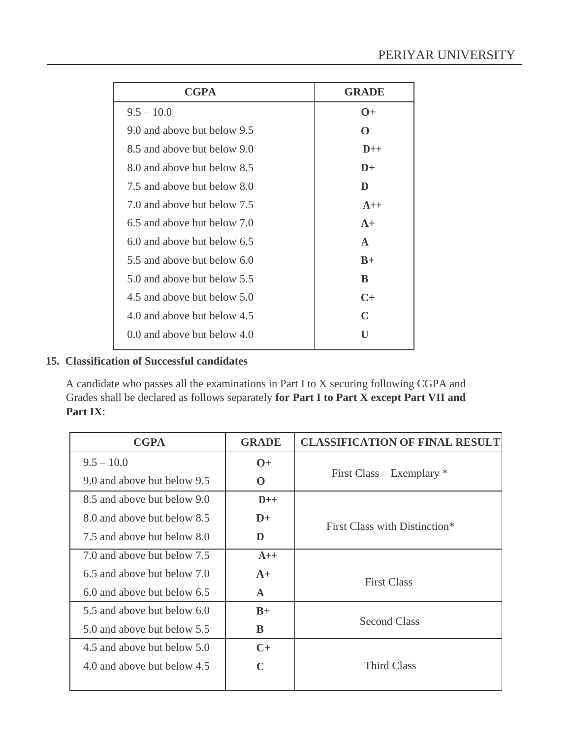| CGPA | GRADE |
|---|---|
| 9.5 – 10.0 | **O+** |
| 9.0 and above but below 9.5 | **O** |
| 8.5 and above but below 9.0 | **D++** |
| 8.0 and above but below 8.5 | **D+** |
| 7.5 and above but below 8.0 | **D** |
| 7.0 and above but below 7.5 | **A++** |
| 6.5 and above but below 7.0 | **A+** |
| 6.0 and above but below 6.5 | **A** |
| 5.5 and above but below 6.0 | **B+** |
| 5.0 and above but below 5.5 | **B** |
| 4.5 and above but below 5.0 | **C+** |
| 4.0 and above but below 4.5 | **C** |
| 0.0 and above but below 4.0 | **U** |

**15. Classification of Successful candidates**

A candidate who passes all the examinations in Part I to X securing following CGPA and Grades shall be declared as follows separately **for Part I to Part X except Part VII and Part IX**:

| CGPA | GRADE | CLASSIFICATION OF FINAL RESULT |
|---|---|---|
| 9.5 – 10.0 | **O+** | First Class – Exemplary * |
| 9.0 and above but below 9.5 | **O** | |
| 8.5 and above but below 9.0 | **D++** | First Class with Distinction* |
| 8.0 and above but below 8.5 | **D+** | |
| 7.5 and above but below 8.0 | **D** | |
| 7.0 and above but below 7.5 | **A++** | First Class |
| 6.5 and above but below 7.0 | **A+** | |
| 6.0 and above but below 6.5 | **A** | |
| 5.5 and above but below 6.0 | **B+** | Second Class |
| 5.0 and above but below 5.5 | **B** | |
| 4.5 and above but below 5.0 | **C+** | Third Class |
| 4.0 and above but below 4.5 | **C** | |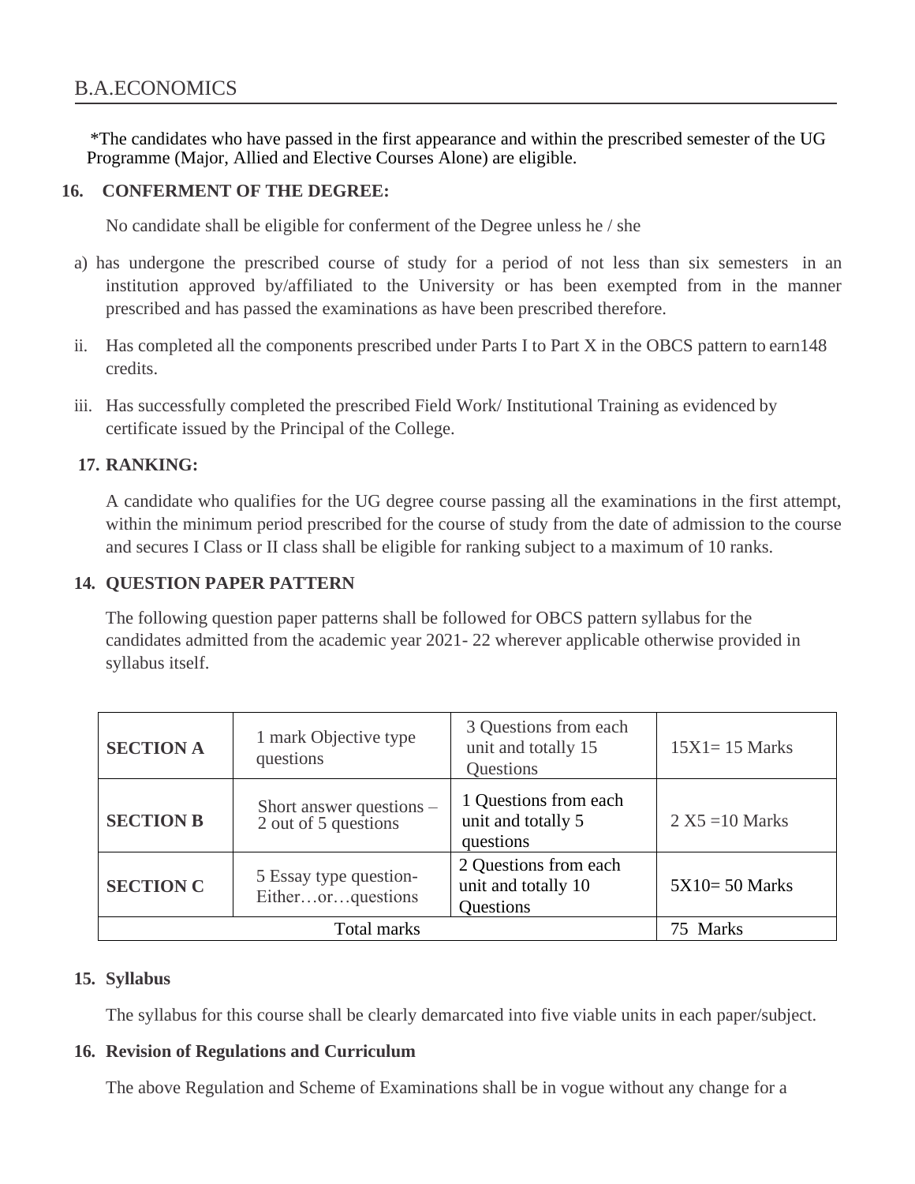*The candidates who have passed in the first appearance and within the prescribed semester of the UG Programme (Major, Allied and Elective Courses Alone) are eligible.

**16. CONFERMENT OF THE DEGREE:**

No candidate shall be eligible for conferment of the Degree unless he / she

a) has undergone the prescribed course of study for a period of not less than six semesters in an institution approved by/affiliated to the University or has been exempted from in the manner prescribed and has passed the examinations as have been prescribed therefore.

ii. Has completed all the components prescribed under Parts I to Part X in the OBCS pattern to earn148 credits.

iii. Has successfully completed the prescribed Field Work/ Institutional Training as evidenced by certificate issued by the Principal of the College.

**17. RANKING:**

A candidate who qualifies for the UG degree course passing all the examinations in the first attempt, within the minimum period prescribed for the course of study from the date of admission to the course and secures I Class or II class shall be eligible for ranking subject to a maximum of 10 ranks.

**14. QUESTION PAPER PATTERN**

The following question paper patterns shall be followed for OBCS pattern syllabus for the candidates admitted from the academic year 2021- 22 wherever applicable otherwise provided in syllabus itself.

| | | | |
|---|---|---|---|
| **SECTION A** | 1 mark Objective type questions | 3 Questions from each unit and totally 15 Questions | 15X1= 15 Marks |
| **SECTION B** | Short answer questions – 2 out of 5 questions | 1 Questions from each unit and totally 5 questions | 2 X5 =10 Marks |
| **SECTION C** | 5 Essay type question- Either…or…questions | 2 Questions from each unit and totally 10 Questions | 5X10= 50 Marks |
| Total marks | | | 75 Marks |

**15. Syllabus**

The syllabus for this course shall be clearly demarcated into five viable units in each paper/subject.

**16. Revision of Regulations and Curriculum**

The above Regulation and Scheme of Examinations shall be in vogue without any change for a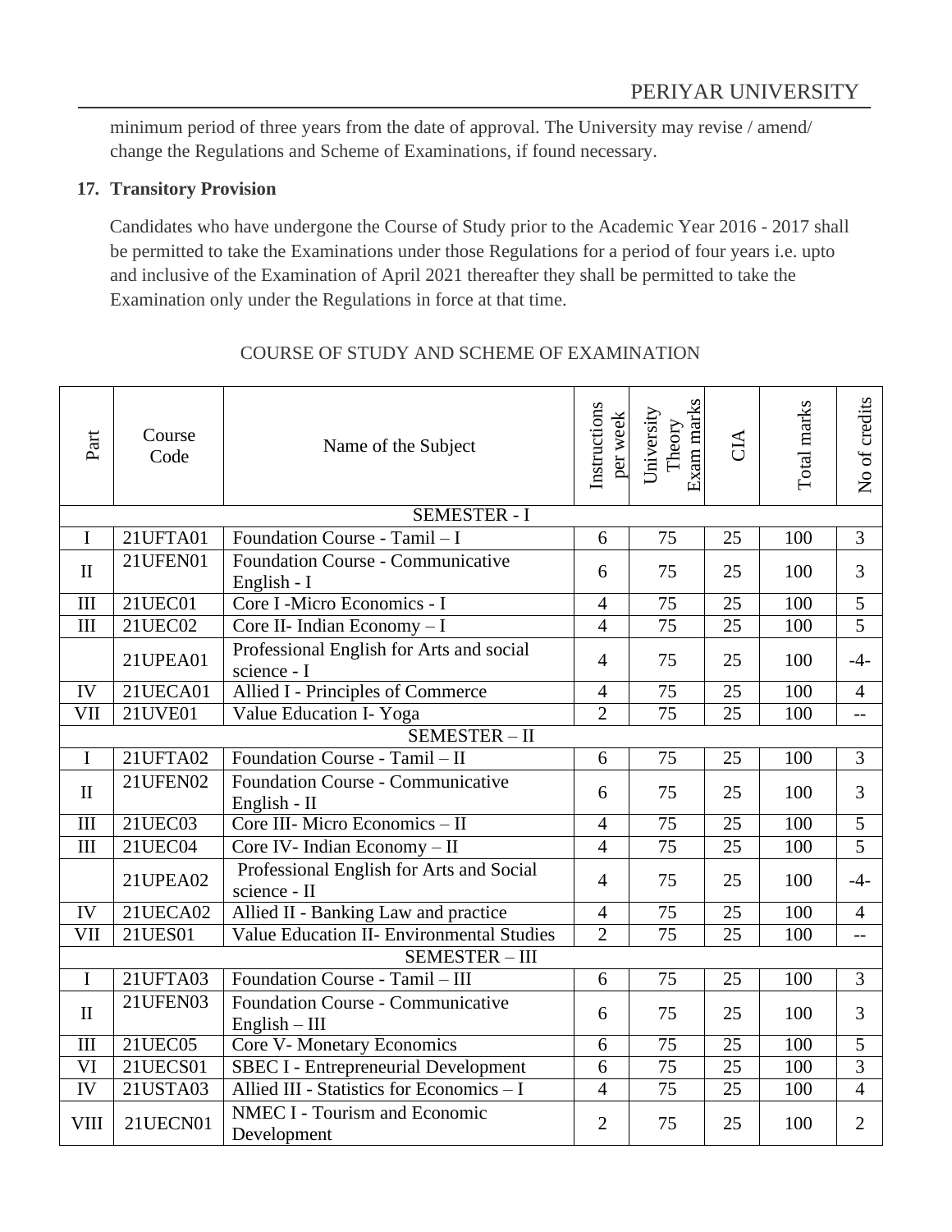minimum period of three years from the date of approval. The University may revise / amend/ change the Regulations and Scheme of Examinations, if found necessary.

**17. Transitory Provision**

Candidates who have undergone the Course of Study prior to the Academic Year 2016 - 2017 shall be permitted to take the Examinations under those Regulations for a period of four years i.e. upto and inclusive of the Examination of April 2021 thereafter they shall be permitted to take the Examination only under the Regulations in force at that time.

COURSE OF STUDY AND SCHEME OF EXAMINATION

| Part | Course Code | Name of the Subject | Instructions per week | University Theory Exam marks | CIA | Total marks | No of credits |
|---|---|---|---|---|---|---|---|
| | | SEMESTER - I | | | | | |
| I | 21UFTA01 | Foundation Course - Tamil – I | 6 | 75 | 25 | 100 | 3 |
| II | 21UFEN01 | Foundation Course - Communicative English - I | 6 | 75 | 25 | 100 | 3 |
| III | 21UEC01 | Core I -Micro Economics - I | 4 | 75 | 25 | 100 | 5 |
| III | 21UEC02 | Core II- Indian Economy – I | 4 | 75 | 25 | 100 | 5 |
| | 21UPEA01 | Professional English for Arts and social science - I | 4 | 75 | 25 | 100 | -4- |
| IV | 21UECA01 | Allied I - Principles of Commerce | 4 | 75 | 25 | 100 | 4 |
| VII | 21UVE01 | Value Education I- Yoga | 2 | 75 | 25 | 100 | -- |
| | | SEMESTER – II | | | | | |
| I | 21UFTA02 | Foundation Course - Tamil – II | 6 | 75 | 25 | 100 | 3 |
| II | 21UFEN02 | Foundation Course - Communicative English - II | 6 | 75 | 25 | 100 | 3 |
| III | 21UEC03 | Core III- Micro Economics – II | 4 | 75 | 25 | 100 | 5 |
| III | 21UEC04 | Core IV- Indian Economy – II | 4 | 75 | 25 | 100 | 5 |
| | 21UPEA02 | Professional English for Arts and Social science - II | 4 | 75 | 25 | 100 | -4- |
| IV | 21UECA02 | Allied II - Banking Law and practice | 4 | 75 | 25 | 100 | 4 |
| VII | 21UES01 | Value Education II- Environmental Studies | 2 | 75 | 25 | 100 | -- |
| | | SEMESTER – III | | | | | |
| I | 21UFTA03 | Foundation Course - Tamil – III | 6 | 75 | 25 | 100 | 3 |
| II | 21UFEN03 | Foundation Course - Communicative English – III | 6 | 75 | 25 | 100 | 3 |
| III | 21UEC05 | Core V- Monetary Economics | 6 | 75 | 25 | 100 | 5 |
| VI | 21UECS01 | SBEC I - Entrepreneurial Development | 6 | 75 | 25 | 100 | 3 |
| IV | 21USTA03 | Allied III - Statistics for Economics – I | 4 | 75 | 25 | 100 | 4 |
| VIII | 21UECN01 | NMEC I - Tourism and Economic Development | 2 | 75 | 25 | 100 | 2 |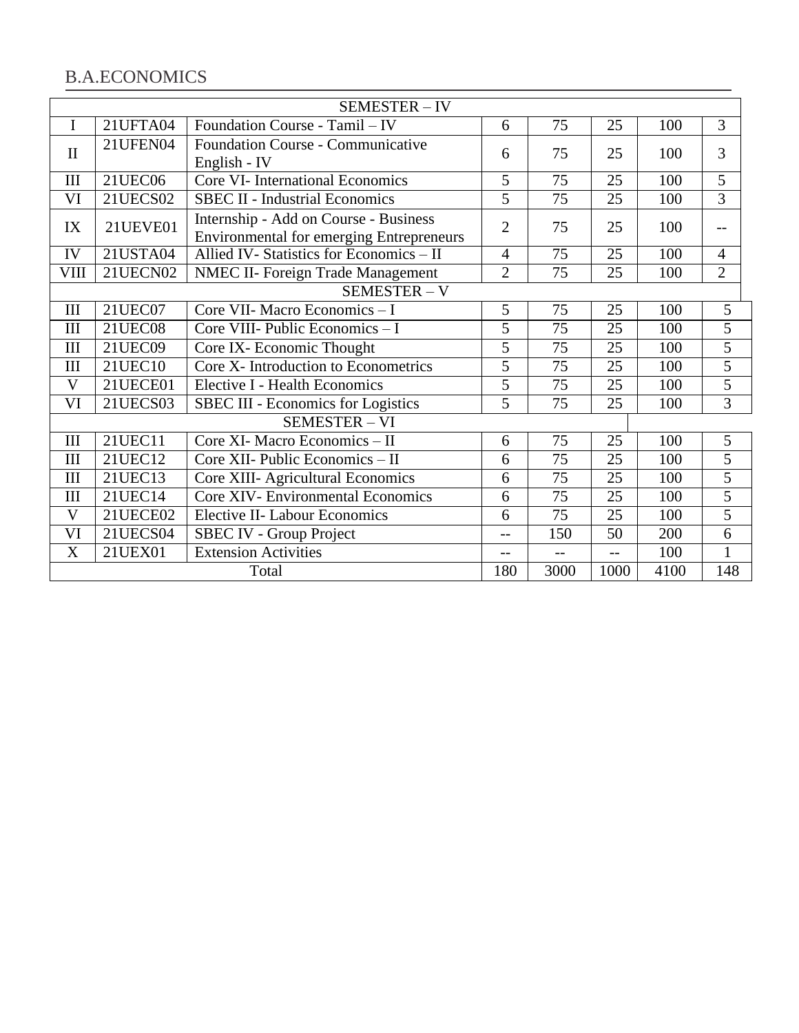## B.A.ECONOMICS

| SEMESTER – IV | | | | | | | |
|---|---|---|---|---|---|---|---|
| I | 21UFTA04 | Foundation Course - Tamil – IV | 6 | 75 | 25 | 100 | 3 |
| II | 21UFEN04 | Foundation Course - Communicative English - IV | 6 | 75 | 25 | 100 | 3 |
| III | 21UEC06 | Core VI- International Economics | 5 | 75 | 25 | 100 | 5 |
| VI | 21UECS02 | SBEC II - Industrial Economics | 5 | 75 | 25 | 100 | 3 |
| IX | 21UEVE01 | Internship - Add on Course - Business Environmental for emerging Entrepreneurs | 2 | 75 | 25 | 100 | -- |
| IV | 21USTA04 | Allied IV- Statistics for Economics – II | 4 | 75 | 25 | 100 | 4 |
| VIII | 21UECN02 | NMEC II- Foreign Trade Management | 2 | 75 | 25 | 100 | 2 |
| SEMESTER – V | | | | | | | |
| III | 21UEC07 | Core VII- Macro Economics – I | 5 | 75 | 25 | 100 | 5 |
| III | 21UEC08 | Core VIII- Public Economics – I | 5 | 75 | 25 | 100 | 5 |
| III | 21UEC09 | Core IX- Economic Thought | 5 | 75 | 25 | 100 | 5 |
| III | 21UEC10 | Core X- Introduction to Econometrics | 5 | 75 | 25 | 100 | 5 |
| V | 21UECE01 | Elective I - Health Economics | 5 | 75 | 25 | 100 | 5 |
| VI | 21UECS03 | SBEC III - Economics for Logistics | 5 | 75 | 25 | 100 | 3 |
| SEMESTER – VI | | | | | | | |
| III | 21UEC11 | Core XI- Macro Economics – II | 6 | 75 | 25 | 100 | 5 |
| III | 21UEC12 | Core XII- Public Economics – II | 6 | 75 | 25 | 100 | 5 |
| III | 21UEC13 | Core XIII- Agricultural Economics | 6 | 75 | 25 | 100 | 5 |
| III | 21UEC14 | Core XIV- Environmental Economics | 6 | 75 | 25 | 100 | 5 |
| V | 21UECE02 | Elective II- Labour Economics | 6 | 75 | 25 | 100 | 5 |
| VI | 21UECS04 | SBEC IV - Group Project | -- | 150 | 50 | 200 | 6 |
| X | 21UEX01 | Extension Activities | -- | -- | -- | 100 | 1 |
| Total | | | 180 | 3000 | 1000 | 4100 | 148 |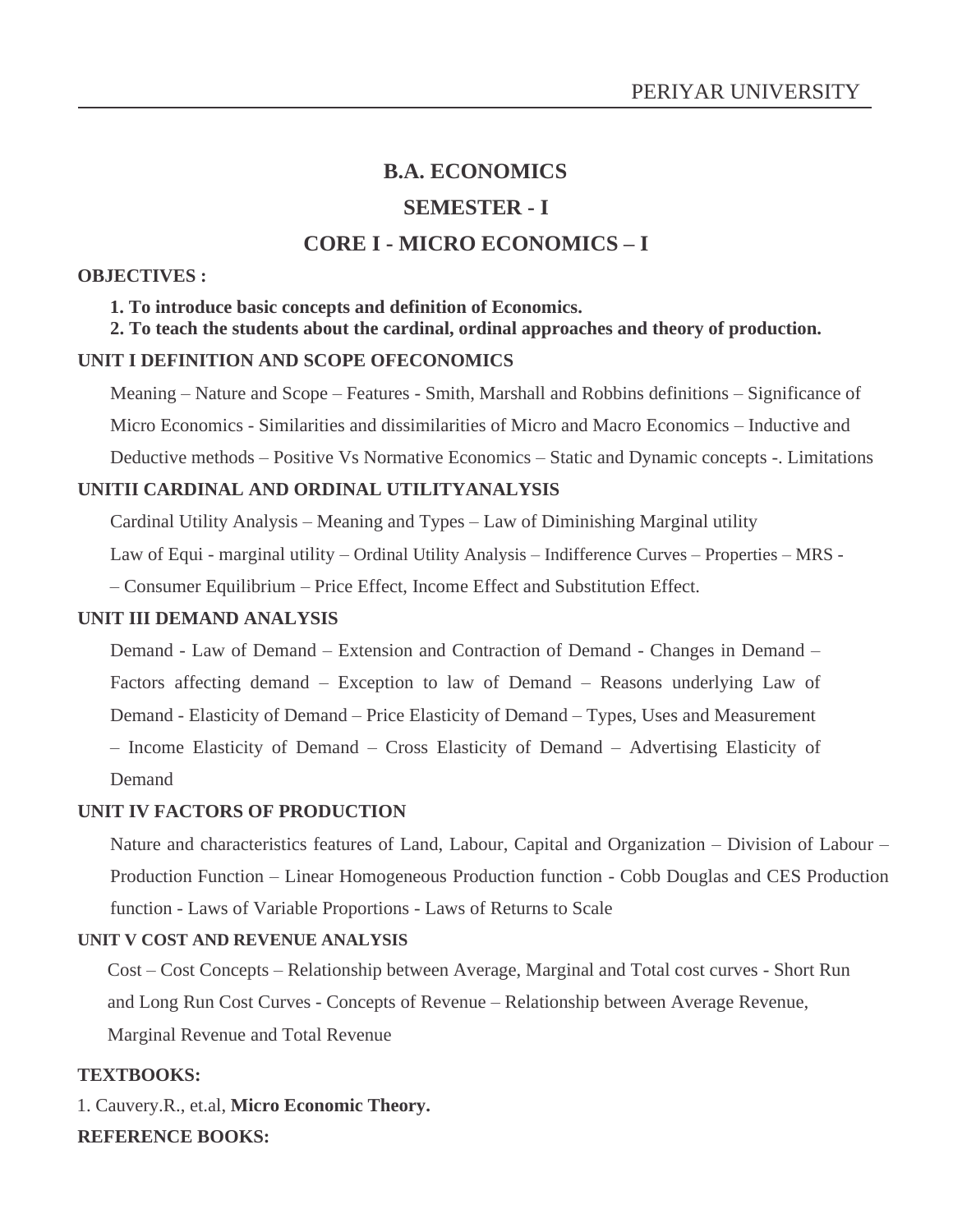# B.A. ECONOMICS

## SEMESTER - I

## CORE I - MICRO ECONOMICS – I

**OBJECTIVES :**

**1. To introduce basic concepts and definition of Economics.**
**2. To teach the students about the cardinal, ordinal approaches and theory of production.**

**UNIT I DEFINITION AND SCOPE OFECONOMICS**

Meaning – Nature and Scope – Features - Smith, Marshall and Robbins definitions – Significance of Micro Economics - Similarities and dissimilarities of Micro and Macro Economics – Inductive and Deductive methods – Positive Vs Normative Economics – Static and Dynamic concepts -. Limitations

**UNITII CARDINAL AND ORDINAL UTILITYANALYSIS**

Cardinal Utility Analysis – Meaning and Types – Law of Diminishing Marginal utility
Law of Equi - marginal utility – Ordinal Utility Analysis – Indifference Curves – Properties – MRS -
– Consumer Equilibrium – Price Effect, Income Effect and Substitution Effect.

**UNIT III DEMAND ANALYSIS**

Demand - Law of Demand – Extension and Contraction of Demand - Changes in Demand – Factors affecting demand – Exception to law of Demand – Reasons underlying Law of Demand - Elasticity of Demand – Price Elasticity of Demand – Types, Uses and Measurement – Income Elasticity of Demand – Cross Elasticity of Demand – Advertising Elasticity of Demand

**UNIT IV FACTORS OF PRODUCTION**

Nature and characteristics features of Land, Labour, Capital and Organization – Division of Labour – Production Function – Linear Homogeneous Production function - Cobb Douglas and CES Production function - Laws of Variable Proportions - Laws of Returns to Scale

**UNIT V COST AND REVENUE ANALYSIS**

Cost – Cost Concepts – Relationship between Average, Marginal and Total cost curves - Short Run and Long Run Cost Curves - Concepts of Revenue – Relationship between Average Revenue, Marginal Revenue and Total Revenue

**TEXTBOOKS:**

1. Cauvery.R., et.al, **Micro Economic Theory.**

**REFERENCE BOOKS:**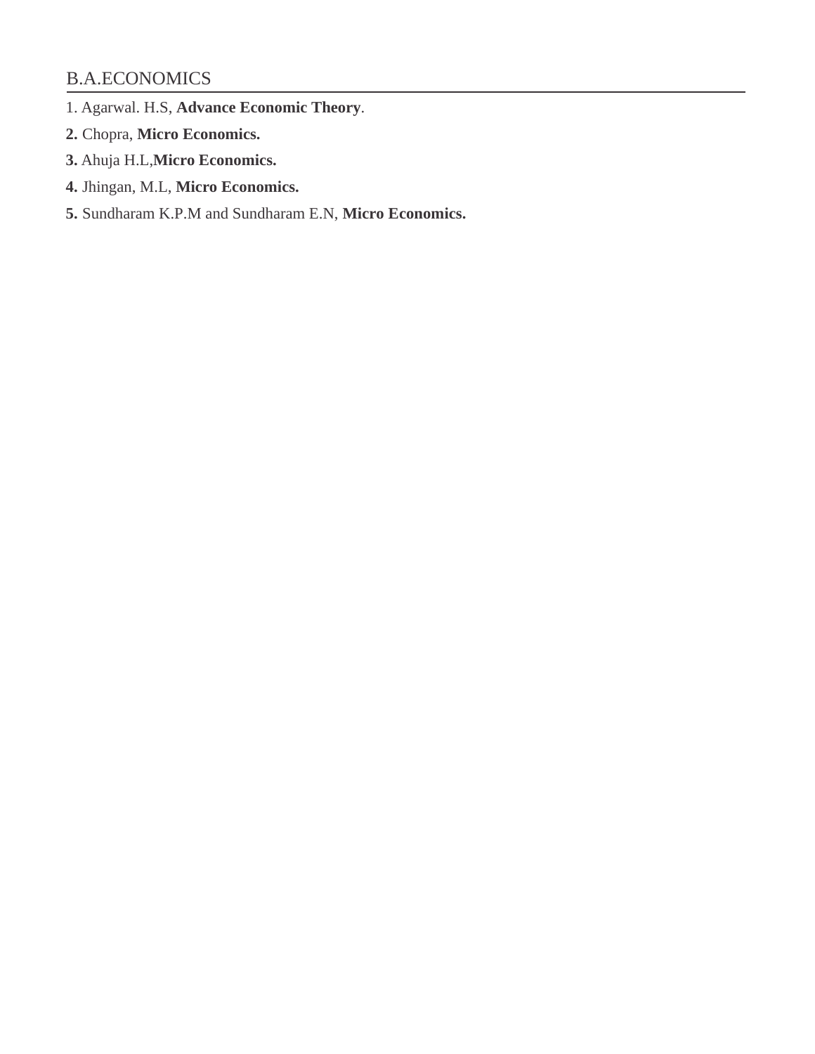## B.A.ECONOMICS

1. Agarwal. H.S, **Advance Economic Theory**.
2. Chopra, **Micro Economics.**
3. Ahuja H.L,**Micro Economics.**
4. Jhingan, M.L, **Micro Economics.**
5. Sundharam K.P.M and Sundharam E.N, **Micro Economics.**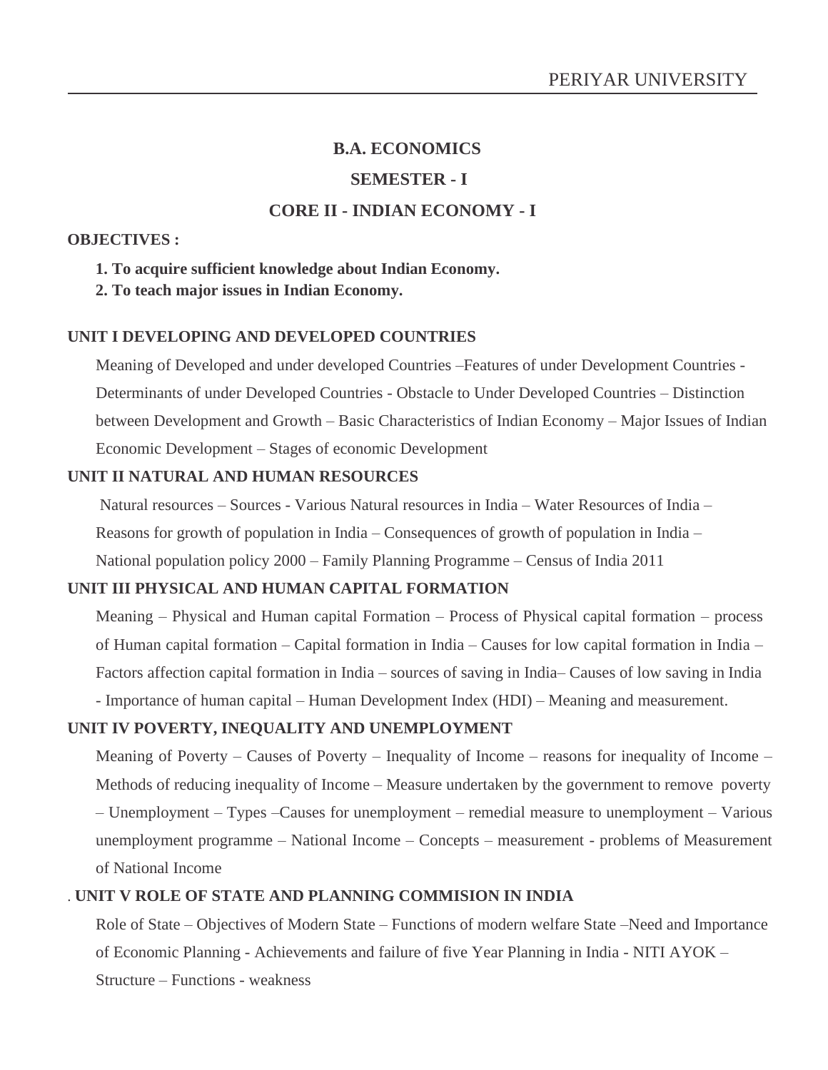## B.A. ECONOMICS

## SEMESTER - I

## CORE II - INDIAN ECONOMY - I

**OBJECTIVES :**

1. **To acquire sufficient knowledge about Indian Economy.**
2. **To teach major issues in Indian Economy.**

### UNIT I DEVELOPING AND DEVELOPED COUNTRIES

Meaning of Developed and under developed Countries –Features of under Development Countries - Determinants of under Developed Countries - Obstacle to Under Developed Countries – Distinction between Development and Growth – Basic Characteristics of Indian Economy – Major Issues of Indian Economic Development – Stages of economic Development

### UNIT II NATURAL AND HUMAN RESOURCES

Natural resources – Sources - Various Natural resources in India – Water Resources of India – Reasons for growth of population in India – Consequences of growth of population in India – National population policy 2000 – Family Planning Programme – Census of India 2011

### UNIT III PHYSICAL AND HUMAN CAPITAL FORMATION

Meaning – Physical and Human capital Formation – Process of Physical capital formation – process of Human capital formation – Capital formation in India – Causes for low capital formation in India – Factors affection capital formation in India – sources of saving in India– Causes of low saving in India - Importance of human capital – Human Development Index (HDI) – Meaning and measurement.

### UNIT IV POVERTY, INEQUALITY AND UNEMPLOYMENT

Meaning of Poverty – Causes of Poverty – Inequality of Income – reasons for inequality of Income – Methods of reducing inequality of Income – Measure undertaken by the government to remove poverty – Unemployment – Types –Causes for unemployment – remedial measure to unemployment – Various unemployment programme – National Income – Concepts – measurement - problems of Measurement of National Income

### . UNIT V ROLE OF STATE AND PLANNING COMMISION IN INDIA

Role of State – Objectives of Modern State – Functions of modern welfare State –Need and Importance of Economic Planning - Achievements and failure of five Year Planning in India - NITI AYOK – Structure – Functions - weakness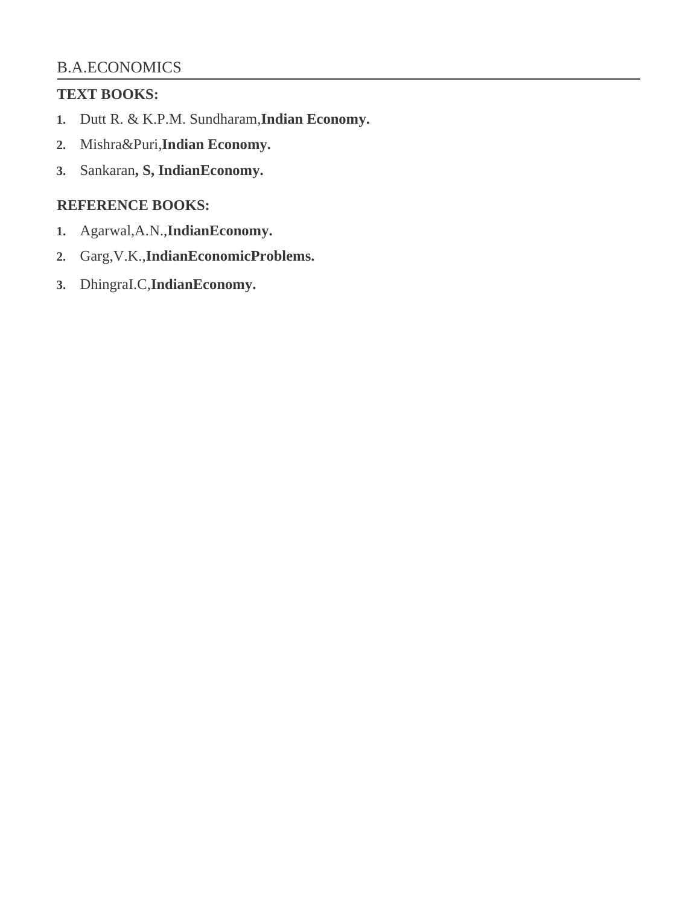**TEXT BOOKS:**

1. Dutt R. & K.P.M. Sundharam,**Indian Economy.**
2. Mishra&Puri,**Indian Economy.**
3. Sankaran**, S, IndianEconomy.**

**REFERENCE BOOKS:**

1. Agarwal,A.N.,**IndianEconomy.**
2. Garg,V.K.,**IndianEconomicProblems.**
3. DhingraI.C,**IndianEconomy.**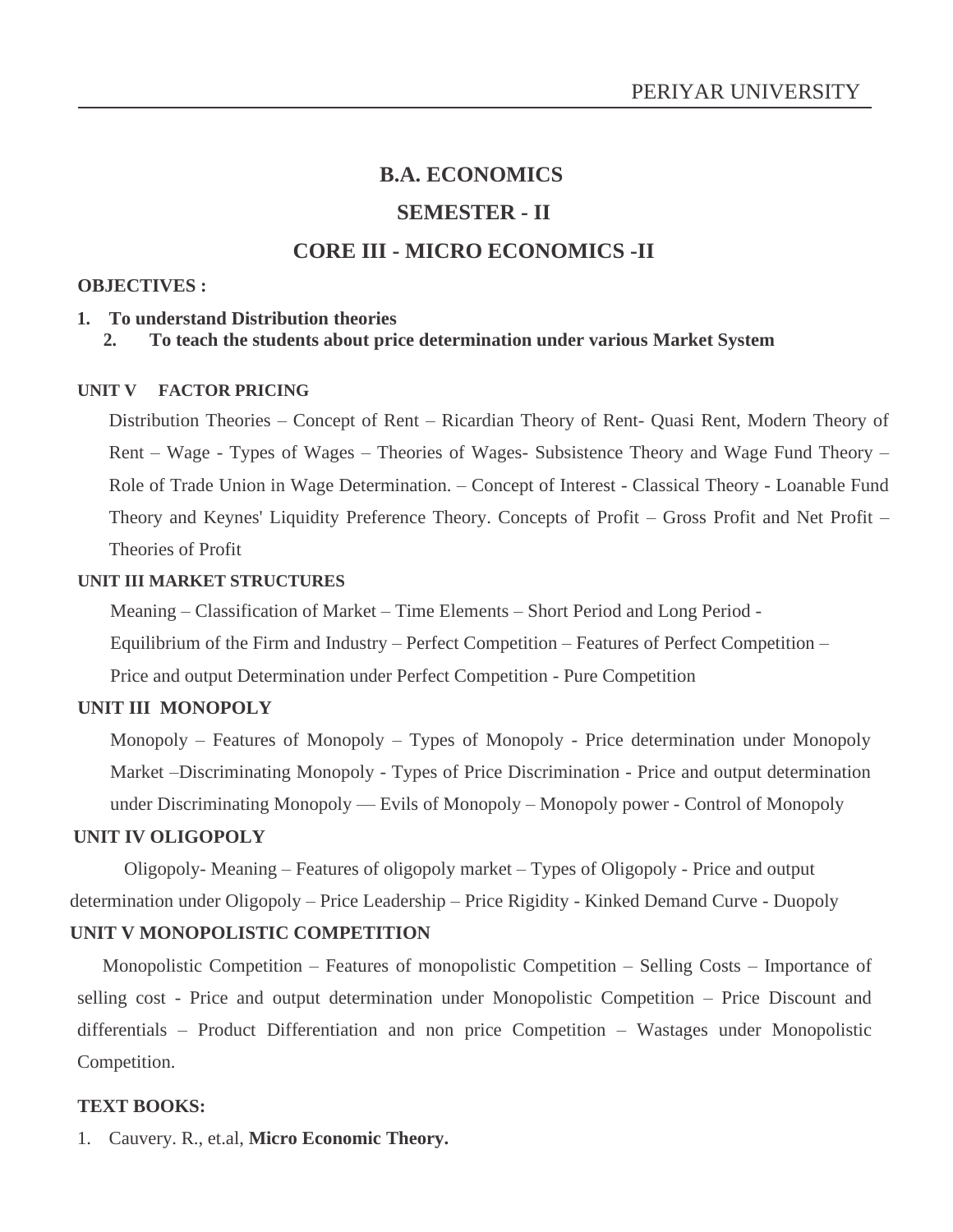# B.A. ECONOMICS

## SEMESTER - II

## CORE III - MICRO ECONOMICS -II

**OBJECTIVES :**

1. **To understand Distribution theories**
2. **To teach the students about price determination under various Market System**

**UNIT V FACTOR PRICING**

Distribution Theories – Concept of Rent – Ricardian Theory of Rent- Quasi Rent, Modern Theory of Rent – Wage - Types of Wages – Theories of Wages- Subsistence Theory and Wage Fund Theory – Role of Trade Union in Wage Determination. – Concept of Interest - Classical Theory - Loanable Fund Theory and Keynes' Liquidity Preference Theory. Concepts of Profit – Gross Profit and Net Profit – Theories of Profit

**UNIT III MARKET STRUCTURES**

Meaning – Classification of Market – Time Elements – Short Period and Long Period - Equilibrium of the Firm and Industry – Perfect Competition – Features of Perfect Competition – Price and output Determination under Perfect Competition - Pure Competition

**UNIT III MONOPOLY**

Monopoly – Features of Monopoly – Types of Monopoly - Price determination under Monopoly Market –Discriminating Monopoly - Types of Price Discrimination - Price and output determination under Discriminating Monopoly –– Evils of Monopoly – Monopoly power - Control of Monopoly

**UNIT IV OLIGOPOLY**

Oligopoly- Meaning – Features of oligopoly market – Types of Oligopoly - Price and output determination under Oligopoly – Price Leadership – Price Rigidity - Kinked Demand Curve - Duopoly

**UNIT V MONOPOLISTIC COMPETITION**

Monopolistic Competition – Features of monopolistic Competition – Selling Costs – Importance of selling cost - Price and output determination under Monopolistic Competition – Price Discount and differentials – Product Differentiation and non price Competition – Wastages under Monopolistic Competition.

**TEXT BOOKS:**

1. Cauvery. R., et.al, **Micro Economic Theory.**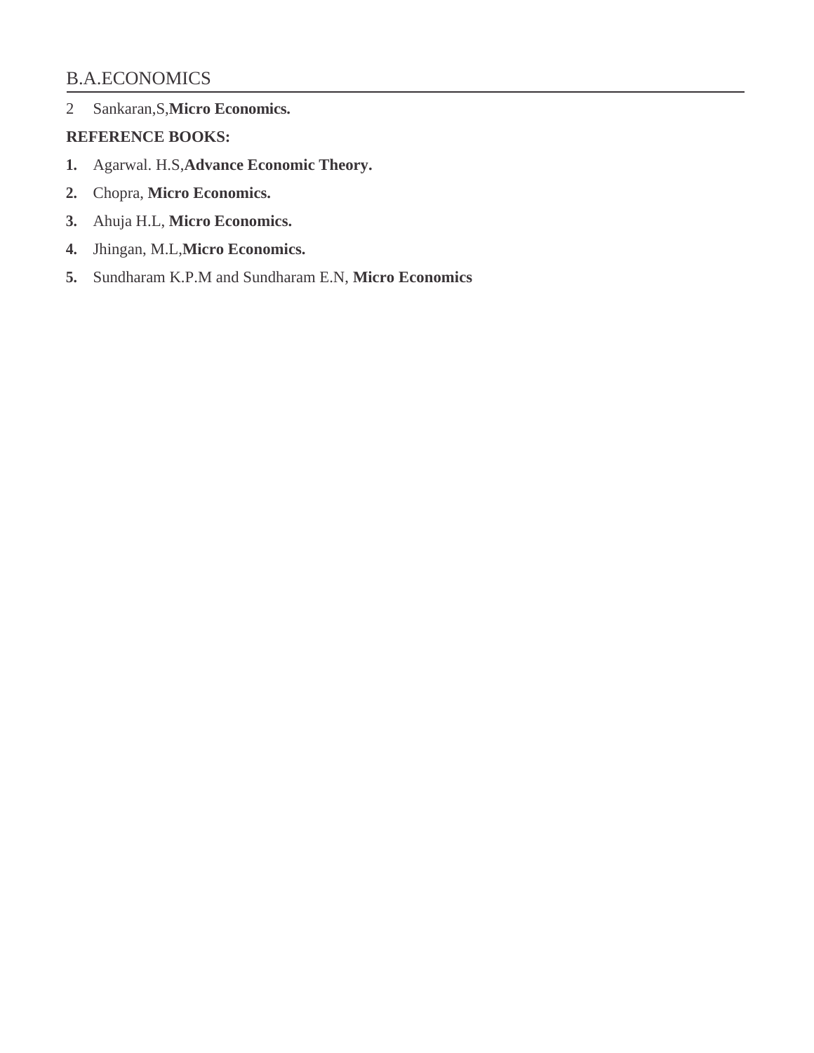2 Sankaran,S,**Micro Economics.**

**REFERENCE BOOKS:**

1. Agarwal. H.S,**Advance Economic Theory.**
2. Chopra, **Micro Economics.**
3. Ahuja H.L, **Micro Economics.**
4. Jhingan, M.L,**Micro Economics.**
5. Sundharam K.P.M and Sundharam E.N, **Micro Economics**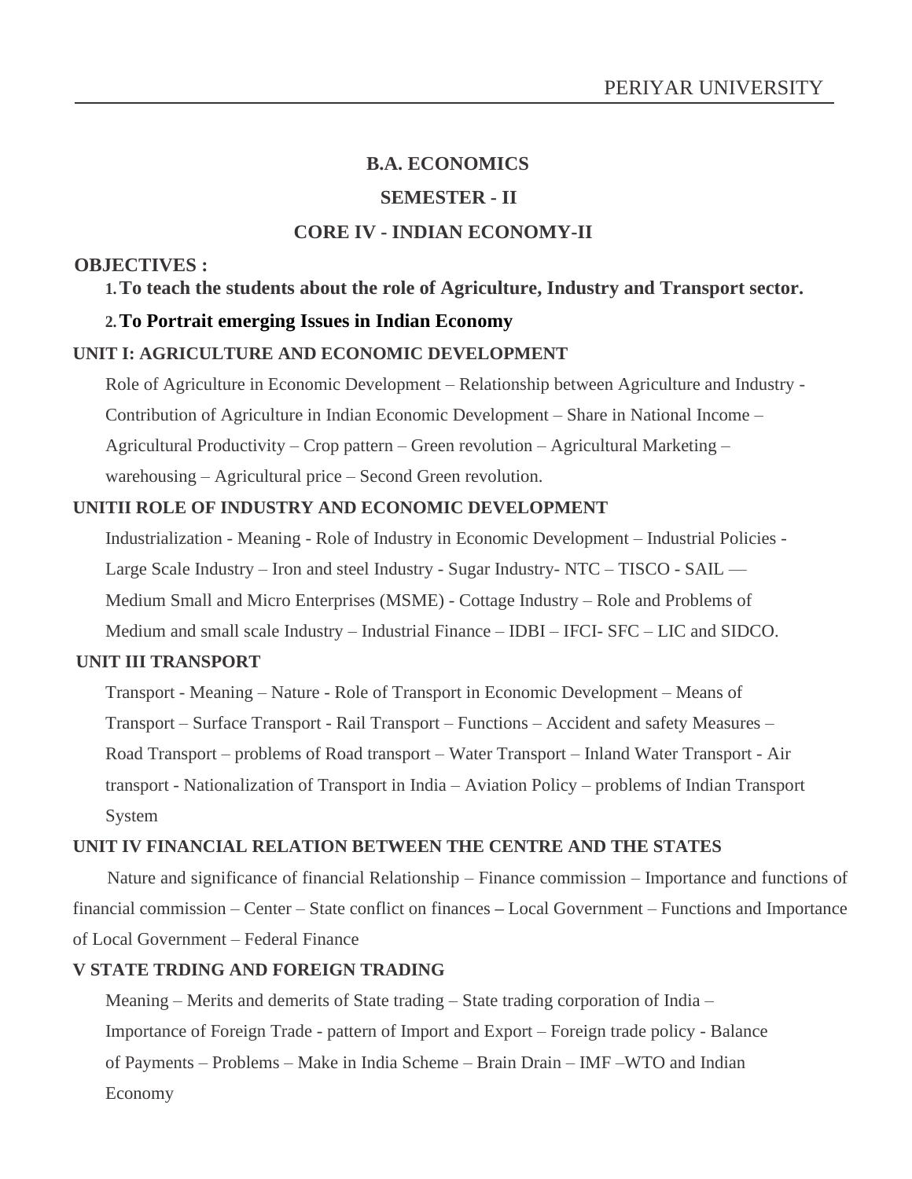**B.A. ECONOMICS**

**SEMESTER - II**

**CORE IV - INDIAN ECONOMY-II**

**OBJECTIVES :**

1. **To teach the students about the role of Agriculture, Industry and Transport sector.**
2. **To Portrait emerging Issues in Indian Economy**

**UNIT I: AGRICULTURE AND ECONOMIC DEVELOPMENT**

Role of Agriculture in Economic Development – Relationship between Agriculture and Industry - Contribution of Agriculture in Indian Economic Development – Share in National Income – Agricultural Productivity – Crop pattern – Green revolution – Agricultural Marketing – warehousing – Agricultural price – Second Green revolution.

**UNITII ROLE OF INDUSTRY AND ECONOMIC DEVELOPMENT**

Industrialization - Meaning - Role of Industry in Economic Development – Industrial Policies - Large Scale Industry – Iron and steel Industry - Sugar Industry- NTC – TISCO - SAIL — Medium Small and Micro Enterprises (MSME) - Cottage Industry – Role and Problems of Medium and small scale Industry – Industrial Finance – IDBI – IFCI- SFC – LIC and SIDCO.

**UNIT III TRANSPORT**

Transport - Meaning – Nature - Role of Transport in Economic Development – Means of Transport – Surface Transport - Rail Transport – Functions – Accident and safety Measures – Road Transport – problems of Road transport – Water Transport – Inland Water Transport - Air transport - Nationalization of Transport in India – Aviation Policy – problems of Indian Transport System

**UNIT IV FINANCIAL RELATION BETWEEN THE CENTRE AND THE STATES**

Nature and significance of financial Relationship – Finance commission – Importance and functions of financial commission – Center – State conflict on finances **–** Local Government – Functions and Importance of Local Government – Federal Finance

**V STATE TRDING AND FOREIGN TRADING**

Meaning – Merits and demerits of State trading – State trading corporation of India – Importance of Foreign Trade - pattern of Import and Export – Foreign trade policy - Balance of Payments – Problems – Make in India Scheme – Brain Drain – IMF –WTO and Indian Economy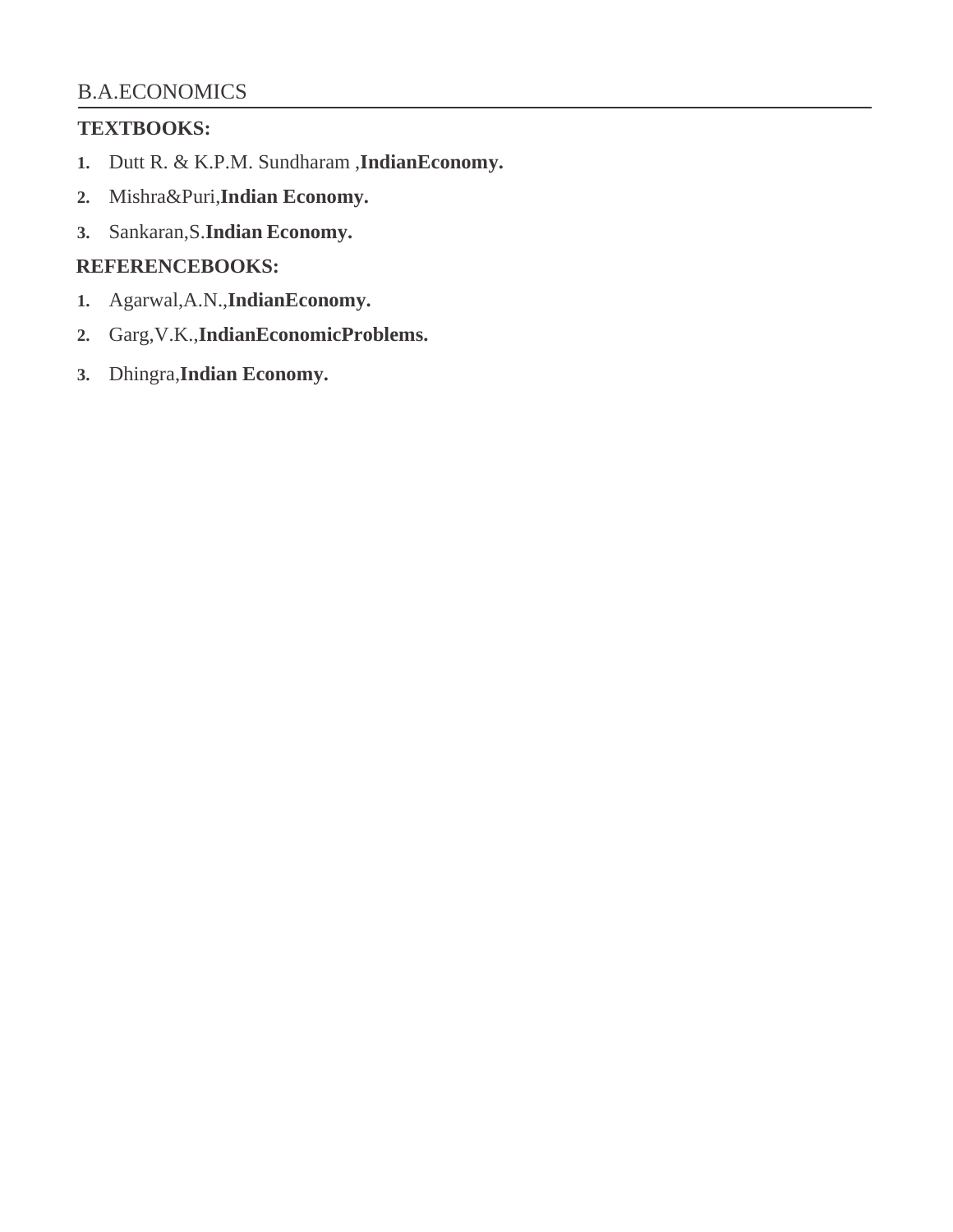**TEXTBOOKS:**

1. Dutt R. & K.P.M. Sundharam ,**IndianEconomy.**
2. Mishra&Puri,**Indian Economy.**
3. Sankaran,S.**Indian Economy.**

**REFERENCEBOOKS:**

1. Agarwal,A.N.,**IndianEconomy.**
2. Garg,V.K.,**IndianEconomicProblems.**
3. Dhingra,**Indian Economy.**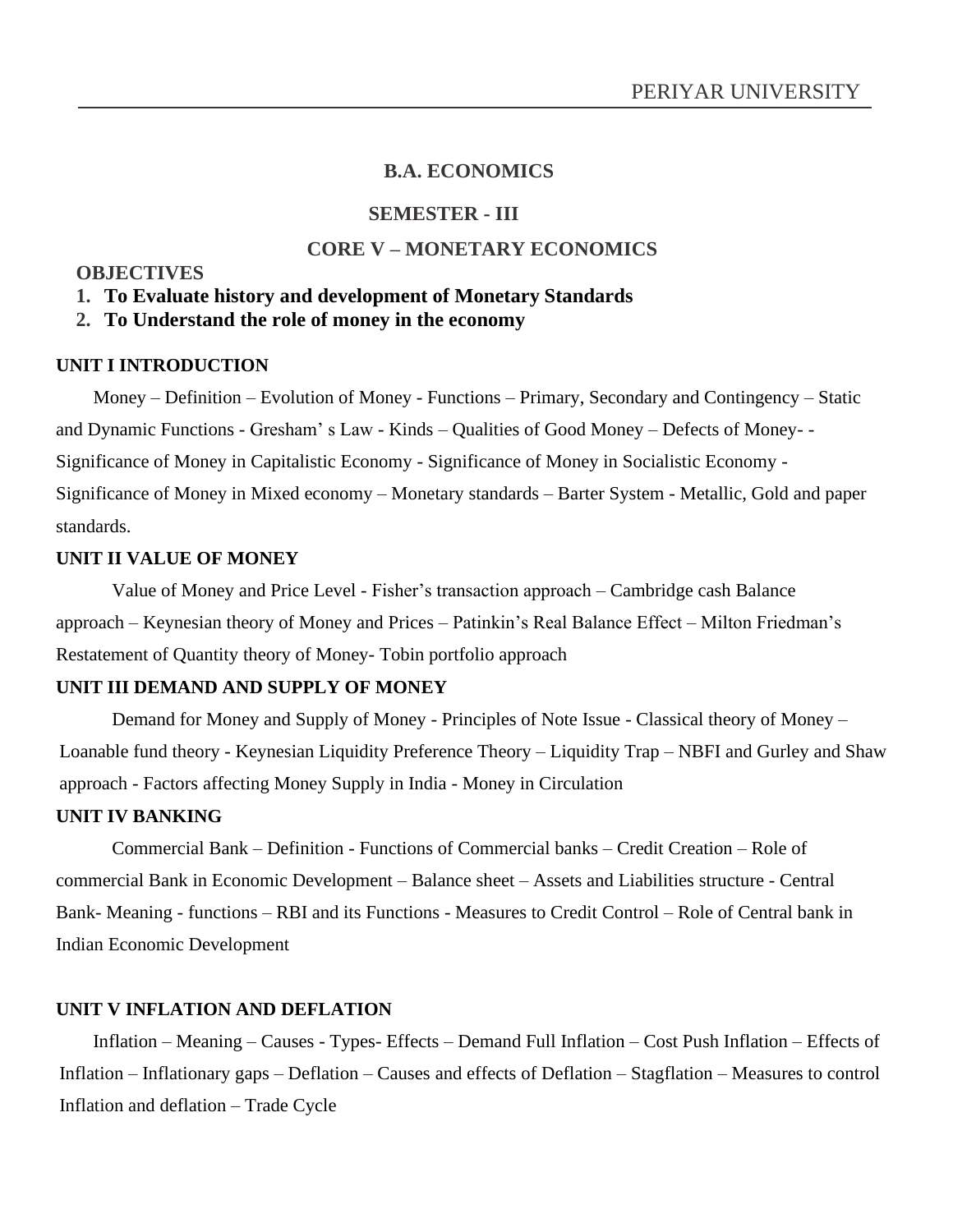## B.A. ECONOMICS

## SEMESTER - III

## CORE V – MONETARY ECONOMICS

**OBJECTIVES**

1. **To Evaluate history and development of Monetary Standards**
2. **To Understand the role of money in the economy**

**UNIT I INTRODUCTION**

Money – Definition – Evolution of Money - Functions – Primary, Secondary and Contingency – Static and Dynamic Functions - Gresham' s Law - Kinds – Qualities of Good Money – Defects of Money- - Significance of Money in Capitalistic Economy - Significance of Money in Socialistic Economy - Significance of Money in Mixed economy – Monetary standards – Barter System - Metallic, Gold and paper standards.

**UNIT II VALUE OF MONEY**

Value of Money and Price Level - Fisher's transaction approach – Cambridge cash Balance approach – Keynesian theory of Money and Prices – Patinkin's Real Balance Effect – Milton Friedman's Restatement of Quantity theory of Money- Tobin portfolio approach

**UNIT III DEMAND AND SUPPLY OF MONEY**

Demand for Money and Supply of Money - Principles of Note Issue - Classical theory of Money – Loanable fund theory - Keynesian Liquidity Preference Theory – Liquidity Trap – NBFI and Gurley and Shaw approach - Factors affecting Money Supply in India - Money in Circulation

**UNIT IV BANKING**

Commercial Bank – Definition - Functions of Commercial banks – Credit Creation – Role of commercial Bank in Economic Development – Balance sheet – Assets and Liabilities structure - Central Bank- Meaning - functions – RBI and its Functions - Measures to Credit Control – Role of Central bank in Indian Economic Development

**UNIT V INFLATION AND DEFLATION**

Inflation – Meaning – Causes - Types- Effects – Demand Full Inflation – Cost Push Inflation – Effects of Inflation – Inflationary gaps – Deflation – Causes and effects of Deflation – Stagflation – Measures to control Inflation and deflation – Trade Cycle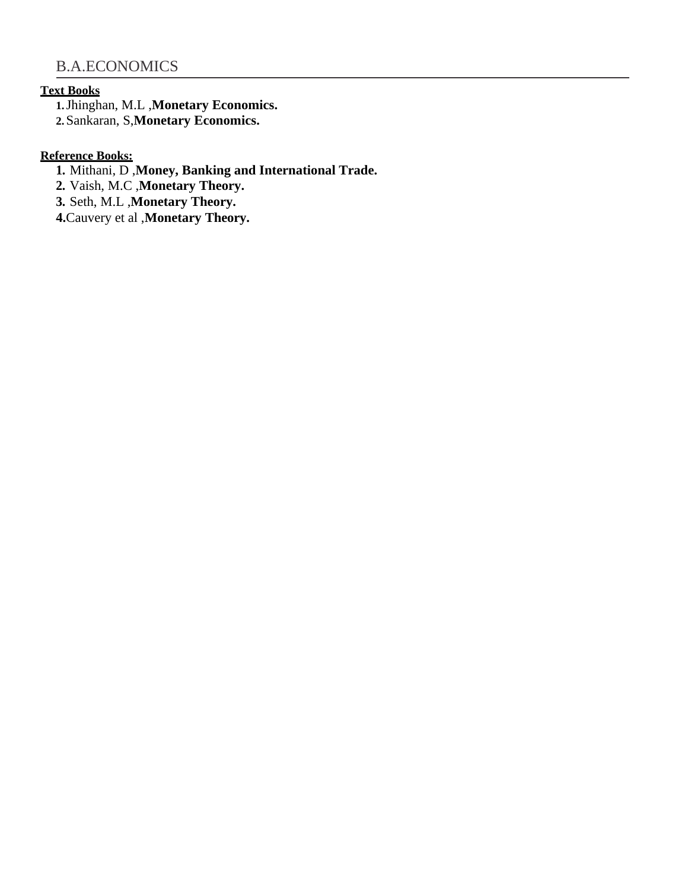**Text Books**

1. Jhinghan, M.L ,**Monetary Economics.**
2. Sankaran, S,**Monetary Economics.**

**Reference Books:**

1. Mithani, D ,**Money, Banking and International Trade.**
2. Vaish, M.C ,**Monetary Theory.**
3. Seth, M.L ,**Monetary Theory.**
4. Cauvery et al ,**Monetary Theory.**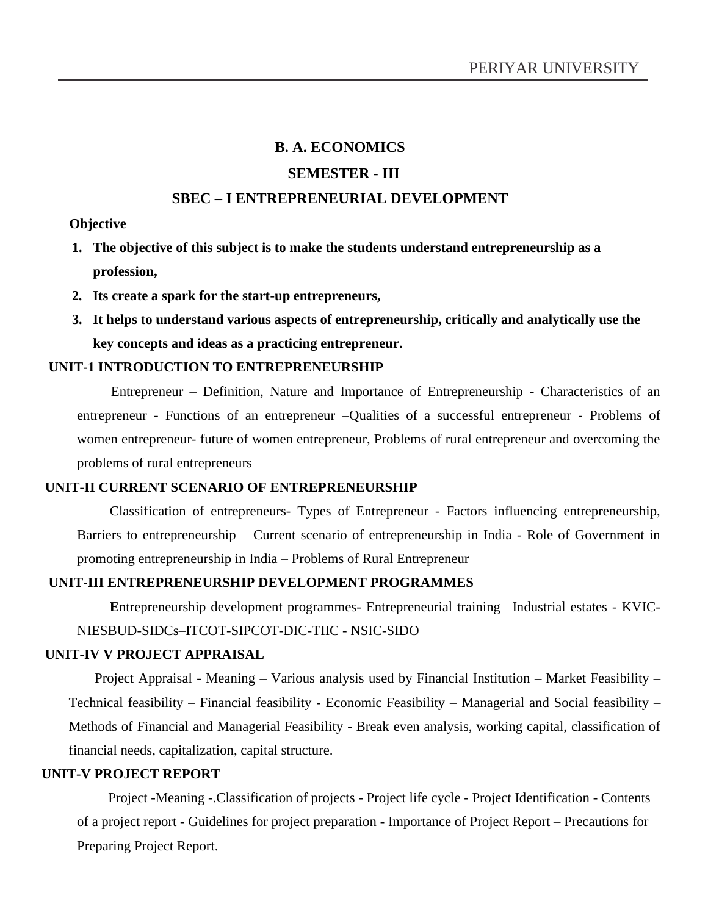# B. A. ECONOMICS

## SEMESTER - III

## SBEC – I ENTREPRENEURIAL DEVELOPMENT

**Objective**

1. **The objective of this subject is to make the students understand entrepreneurship as a profession,**
2. **Its create a spark for the start-up entrepreneurs,**
3. **It helps to understand various aspects of entrepreneurship, critically and analytically use the key concepts and ideas as a practicing entrepreneur.**

### UNIT-1 INTRODUCTION TO ENTREPRENEURSHIP

Entrepreneur – Definition, Nature and Importance of Entrepreneurship - Characteristics of an entrepreneur - Functions of an entrepreneur –Qualities of a successful entrepreneur - Problems of women entrepreneur- future of women entrepreneur, Problems of rural entrepreneur and overcoming the problems of rural entrepreneurs

### UNIT-II CURRENT SCENARIO OF ENTREPRENEURSHIP

Classification of entrepreneurs- Types of Entrepreneur - Factors influencing entrepreneurship, Barriers to entrepreneurship – Current scenario of entrepreneurship in India - Role of Government in promoting entrepreneurship in India – Problems of Rural Entrepreneur

### UNIT-III ENTREPRENEURSHIP DEVELOPMENT PROGRAMMES

**E**ntrepreneurship development programmes- Entrepreneurial training –Industrial estates - KVIC-NIESBUD-SIDCs–ITCOT-SIPCOT-DIC-TIIC - NSIC-SIDO

### UNIT-IV V PROJECT APPRAISAL

Project Appraisal - Meaning – Various analysis used by Financial Institution – Market Feasibility – Technical feasibility – Financial feasibility - Economic Feasibility – Managerial and Social feasibility – Methods of Financial and Managerial Feasibility - Break even analysis, working capital, classification of financial needs, capitalization, capital structure.

### UNIT-V PROJECT REPORT

Project -Meaning -.Classification of projects - Project life cycle - Project Identification - Contents of a project report - Guidelines for project preparation - Importance of Project Report – Precautions for Preparing Project Report.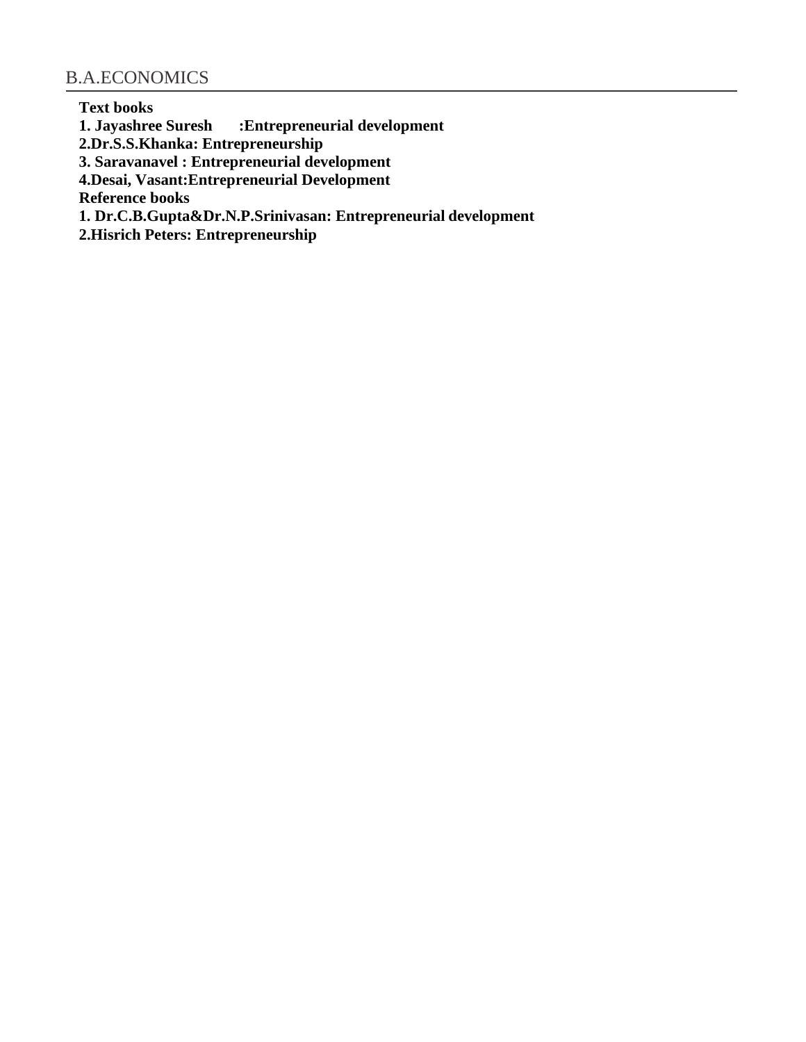**Text books**

**1. Jayashree Suresh :Entrepreneurial development**

**2.Dr.S.S.Khanka: Entrepreneurship**

**3. Saravanavel : Entrepreneurial development**

**4.Desai, Vasant:Entrepreneurial Development**

**Reference books**

**1. Dr.C.B.Gupta&Dr.N.P.Srinivasan: Entrepreneurial development**

**2.Hisrich Peters: Entrepreneurship**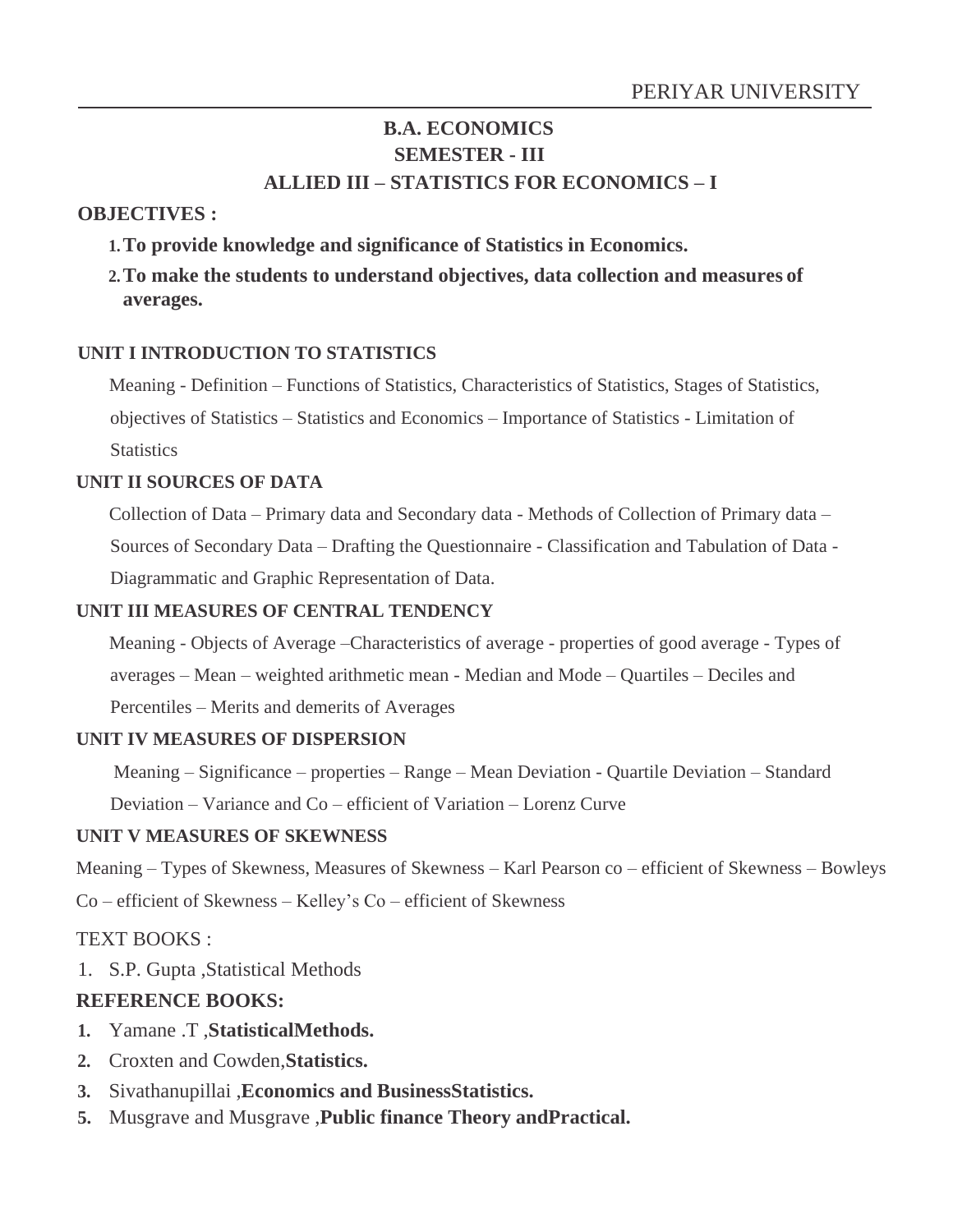# B.A. ECONOMICS

## SEMESTER - III

## ALLIED III – STATISTICS FOR ECONOMICS – I

**OBJECTIVES :**

1. **To provide knowledge and significance of Statistics in Economics.**
2. **To make the students to understand objectives, data collection and measures of averages.**

**UNIT I INTRODUCTION TO STATISTICS**

Meaning - Definition – Functions of Statistics, Characteristics of Statistics, Stages of Statistics, objectives of Statistics – Statistics and Economics – Importance of Statistics - Limitation of Statistics

**UNIT II SOURCES OF DATA**

Collection of Data – Primary data and Secondary data - Methods of Collection of Primary data – Sources of Secondary Data – Drafting the Questionnaire - Classification and Tabulation of Data - Diagrammatic and Graphic Representation of Data.

**UNIT III MEASURES OF CENTRAL TENDENCY**

Meaning - Objects of Average –Characteristics of average - properties of good average - Types of averages – Mean – weighted arithmetic mean - Median and Mode – Quartiles – Deciles and Percentiles – Merits and demerits of Averages

**UNIT IV MEASURES OF DISPERSION**

Meaning – Significance – properties – Range – Mean Deviation - Quartile Deviation – Standard Deviation – Variance and Co – efficient of Variation – Lorenz Curve

**UNIT V MEASURES OF SKEWNESS**

Meaning – Types of Skewness, Measures of Skewness – Karl Pearson co – efficient of Skewness – Bowleys Co – efficient of Skewness – Kelley's Co – efficient of Skewness

TEXT BOOKS :

1. S.P. Gupta ,Statistical Methods

**REFERENCE BOOKS:**

1. Yamane .T ,**StatisticalMethods.**
2. Croxten and Cowden,**Statistics.**
3. Sivathanupillai ,**Economics and BusinessStatistics.**
5. Musgrave and Musgrave ,**Public finance Theory andPractical.**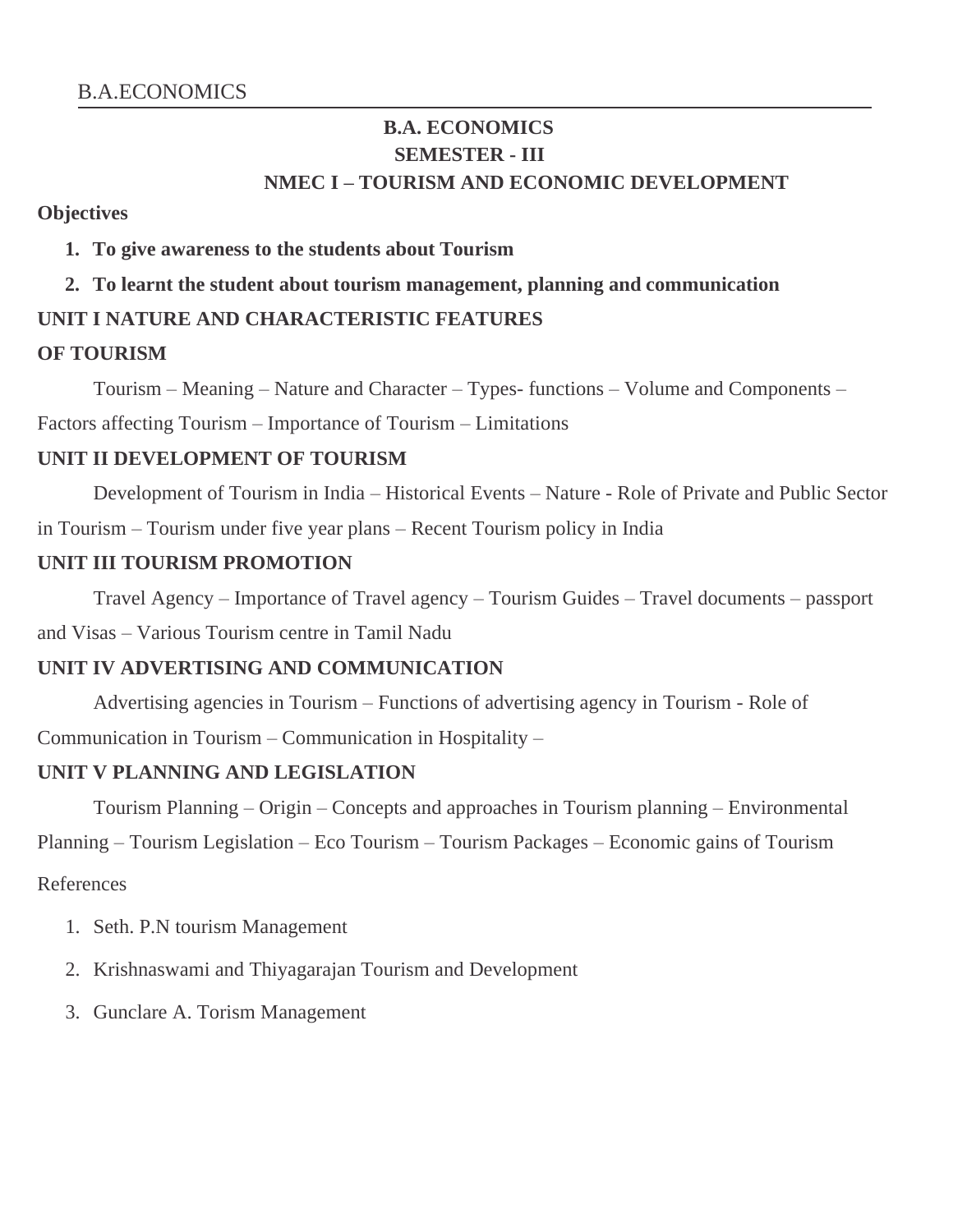# B.A. ECONOMICS

## SEMESTER - III

## NMEC I – TOURISM AND ECONOMIC DEVELOPMENT

**Objectives**

1. **To give awareness to the students about Tourism**
2. **To learnt the student about tourism management, planning and communication**

**UNIT I NATURE AND CHARACTERISTIC FEATURES OF TOURISM**

Tourism – Meaning – Nature and Character – Types- functions – Volume and Components – Factors affecting Tourism – Importance of Tourism – Limitations

**UNIT II DEVELOPMENT OF TOURISM**

Development of Tourism in India – Historical Events – Nature - Role of Private and Public Sector in Tourism – Tourism under five year plans – Recent Tourism policy in India

**UNIT III TOURISM PROMOTION**

Travel Agency – Importance of Travel agency – Tourism Guides – Travel documents – passport and Visas – Various Tourism centre in Tamil Nadu

**UNIT IV ADVERTISING AND COMMUNICATION**

Advertising agencies in Tourism – Functions of advertising agency in Tourism - Role of Communication in Tourism – Communication in Hospitality –

**UNIT V PLANNING AND LEGISLATION**

Tourism Planning – Origin – Concepts and approaches in Tourism planning – Environmental Planning – Tourism Legislation – Eco Tourism – Tourism Packages – Economic gains of Tourism

References

1. Seth. P.N tourism Management
2. Krishnaswami and Thiyagarajan Tourism and Development
3. Gunclare A. Torism Management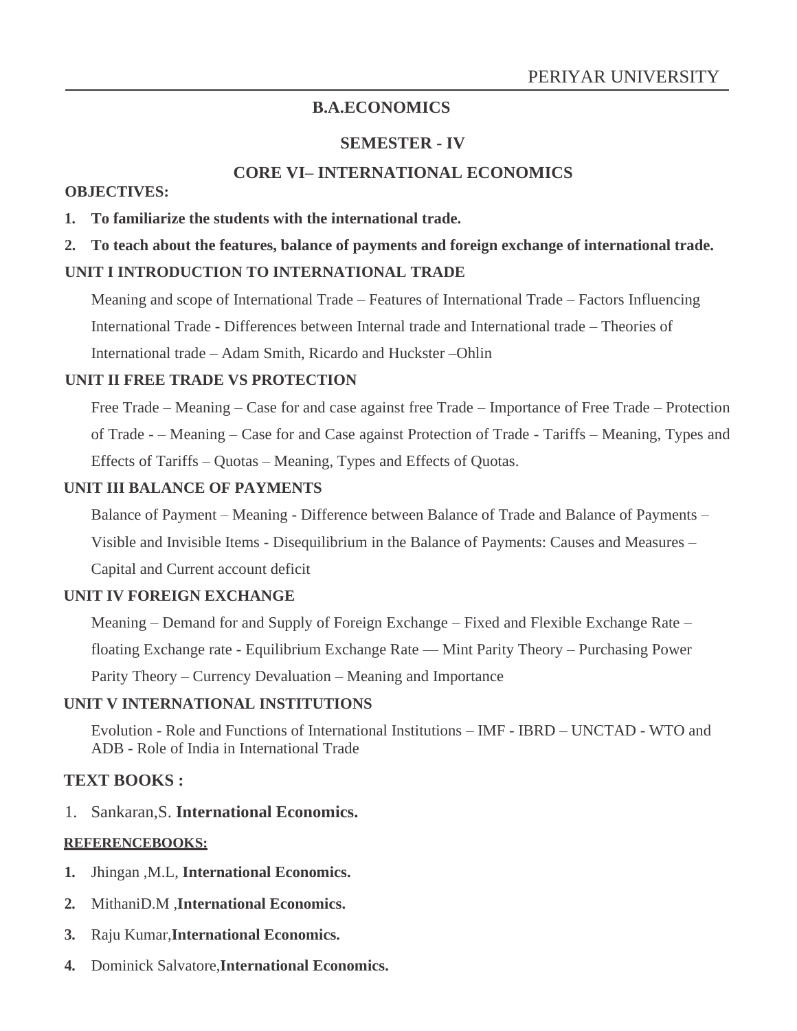## B.A.ECONOMICS

### SEMESTER - IV

### CORE VI– INTERNATIONAL ECONOMICS

**OBJECTIVES:**

1. **To familiarize the students with the international trade.**
2. **To teach about the features, balance of payments and foreign exchange of international trade.**

**UNIT I INTRODUCTION TO INTERNATIONAL TRADE**

Meaning and scope of International Trade – Features of International Trade – Factors Influencing International Trade - Differences between Internal trade and International trade – Theories of International trade – Adam Smith, Ricardo and Huckster –Ohlin

**UNIT II FREE TRADE VS PROTECTION**

Free Trade – Meaning – Case for and case against free Trade – Importance of Free Trade – Protection of Trade - – Meaning – Case for and Case against Protection of Trade - Tariffs – Meaning, Types and Effects of Tariffs – Quotas – Meaning, Types and Effects of Quotas.

**UNIT III BALANCE OF PAYMENTS**

Balance of Payment – Meaning - Difference between Balance of Trade and Balance of Payments – Visible and Invisible Items - Disequilibrium in the Balance of Payments: Causes and Measures – Capital and Current account deficit

**UNIT IV FOREIGN EXCHANGE**

Meaning – Demand for and Supply of Foreign Exchange – Fixed and Flexible Exchange Rate – floating Exchange rate - Equilibrium Exchange Rate –– Mint Parity Theory – Purchasing Power Parity Theory – Currency Devaluation – Meaning and Importance

**UNIT V INTERNATIONAL INSTITUTIONS**

Evolution - Role and Functions of International Institutions – IMF - IBRD – UNCTAD - WTO and ADB - Role of India in International Trade

### TEXT BOOKS :

1. Sankaran,S. **International Economics.**

**REFERENCEBOOKS:**

1. Jhingan ,M.L, **International Economics.**
2. MithaniD.M ,**International Economics.**
3. Raju Kumar,**International Economics.**
4. Dominick Salvatore,**International Economics.**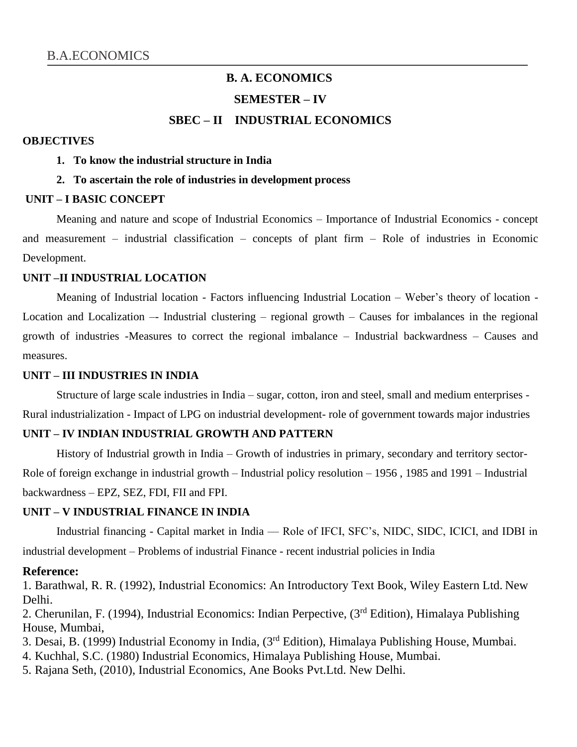# B. A. ECONOMICS

## SEMESTER – IV

## SBEC – II INDUSTRIAL ECONOMICS

**OBJECTIVES**

1. **To know the industrial structure in India**
2. **To ascertain the role of industries in development process**

**UNIT – I BASIC CONCEPT**

Meaning and nature and scope of Industrial Economics – Importance of Industrial Economics - concept and measurement – industrial classification – concepts of plant firm – Role of industries in Economic Development.

**UNIT –II INDUSTRIAL LOCATION**

Meaning of Industrial location - Factors influencing Industrial Location – Weber's theory of location - Location and Localization –- Industrial clustering – regional growth – Causes for imbalances in the regional growth of industries -Measures to correct the regional imbalance – Industrial backwardness – Causes and measures.

**UNIT – III INDUSTRIES IN INDIA**

Structure of large scale industries in India – sugar, cotton, iron and steel, small and medium enterprises - Rural industrialization - Impact of LPG on industrial development- role of government towards major industries

**UNIT – IV INDIAN INDUSTRIAL GROWTH AND PATTERN**

History of Industrial growth in India – Growth of industries in primary, secondary and territory sector- Role of foreign exchange in industrial growth – Industrial policy resolution – 1956 , 1985 and 1991 – Industrial backwardness – EPZ, SEZ, FDI, FII and FPI.

**UNIT – V INDUSTRIAL FINANCE IN INDIA**

Industrial financing - Capital market in India — Role of IFCI, SFC's, NIDC, SIDC, ICICI, and IDBI in industrial development – Problems of industrial Finance - recent industrial policies in India

**Reference:**

1. Barathwal, R. R. (1992), Industrial Economics: An Introductory Text Book, Wiley Eastern Ltd. New Delhi.
2. Cherunilan, F. (1994), Industrial Economics: Indian Perpective, (3rd Edition), Himalaya Publishing House, Mumbai,
3. Desai, B. (1999) Industrial Economy in India, (3rd Edition), Himalaya Publishing House, Mumbai.
4. Kuchhal, S.C. (1980) Industrial Economics, Himalaya Publishing House, Mumbai.
5. Rajana Seth, (2010), Industrial Economics, Ane Books Pvt.Ltd. New Delhi.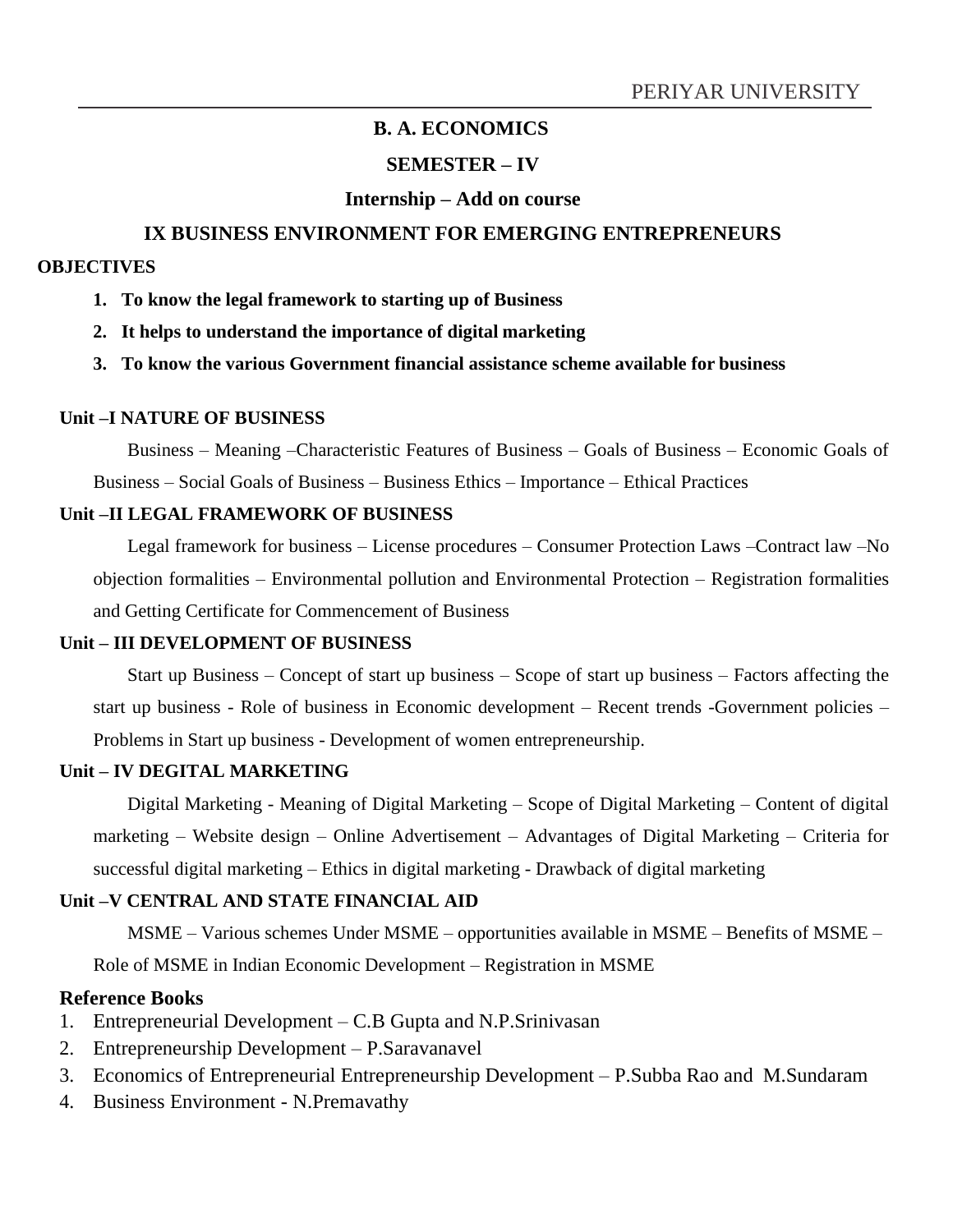**B. A. ECONOMICS**

**SEMESTER – IV**

**Internship – Add on course**

## IX BUSINESS ENVIRONMENT FOR EMERGING ENTREPRENEURS

**OBJECTIVES**

1. **To know the legal framework to starting up of Business**
2. **It helps to understand the importance of digital marketing**
3. **To know the various Government financial assistance scheme available for business**

### Unit –I NATURE OF BUSINESS

Business – Meaning –Characteristic Features of Business – Goals of Business – Economic Goals of Business – Social Goals of Business – Business Ethics – Importance – Ethical Practices

### Unit –II LEGAL FRAMEWORK OF BUSINESS

Legal framework for business – License procedures – Consumer Protection Laws –Contract law –No objection formalities – Environmental pollution and Environmental Protection – Registration formalities and Getting Certificate for Commencement of Business

### Unit – III DEVELOPMENT OF BUSINESS

Start up Business – Concept of start up business – Scope of start up business – Factors affecting the start up business - Role of business in Economic development – Recent trends -Government policies – Problems in Start up business - Development of women entrepreneurship.

### Unit – IV DEGITAL MARKETING

Digital Marketing - Meaning of Digital Marketing – Scope of Digital Marketing – Content of digital marketing – Website design – Online Advertisement – Advantages of Digital Marketing – Criteria for successful digital marketing – Ethics in digital marketing - Drawback of digital marketing

### Unit –V CENTRAL AND STATE FINANCIAL AID

MSME – Various schemes Under MSME – opportunities available in MSME – Benefits of MSME – Role of MSME in Indian Economic Development – Registration in MSME

### Reference Books

1. Entrepreneurial Development – C.B Gupta and N.P.Srinivasan
2. Entrepreneurship Development – P.Saravanavel
3. Economics of Entrepreneurial Entrepreneurship Development – P.Subba Rao and M.Sundaram
4. Business Environment - N.Premavathy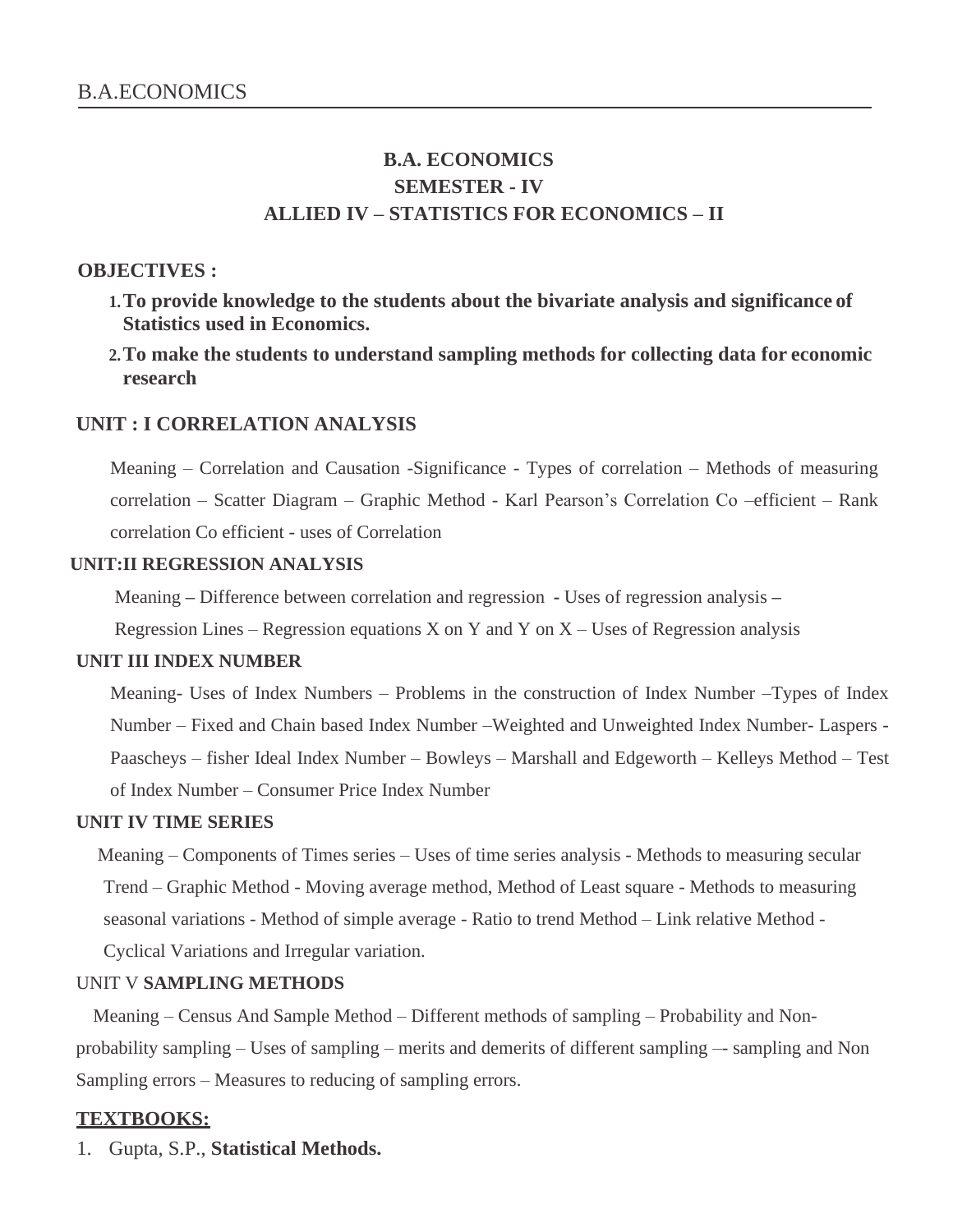# B.A. ECONOMICS
## SEMESTER - IV
## ALLIED IV – STATISTICS FOR ECONOMICS – II

**OBJECTIVES :**

1. **To provide knowledge to the students about the bivariate analysis and significance of Statistics used in Economics.**
2. **To make the students to understand sampling methods for collecting data for economic research**

### UNIT : I CORRELATION ANALYSIS

Meaning – Correlation and Causation -Significance - Types of correlation – Methods of measuring correlation – Scatter Diagram – Graphic Method - Karl Pearson's Correlation Co –efficient – Rank correlation Co efficient - uses of Correlation

### UNIT:II REGRESSION ANALYSIS

Meaning – Difference between correlation and regression - Uses of regression analysis – Regression Lines – Regression equations X on Y and Y on X – Uses of Regression analysis

### UNIT III INDEX NUMBER

Meaning- Uses of Index Numbers – Problems in the construction of Index Number –Types of Index Number – Fixed and Chain based Index Number –Weighted and Unweighted Index Number- Laspers - Paascheys – fisher Ideal Index Number – Bowleys – Marshall and Edgeworth – Kelleys Method – Test of Index Number – Consumer Price Index Number

### UNIT IV TIME SERIES

Meaning – Components of Times series – Uses of time series analysis - Methods to measuring secular Trend – Graphic Method - Moving average method, Method of Least square - Methods to measuring seasonal variations - Method of simple average - Ratio to trend Method – Link relative Method - Cyclical Variations and Irregular variation.

### UNIT V **SAMPLING METHODS**

Meaning – Census And Sample Method – Different methods of sampling – Probability and Non-probability sampling – Uses of sampling – merits and demerits of different sampling –- sampling and Non Sampling errors – Measures to reducing of sampling errors.

**TEXTBOOKS:**

1. Gupta, S.P., **Statistical Methods.**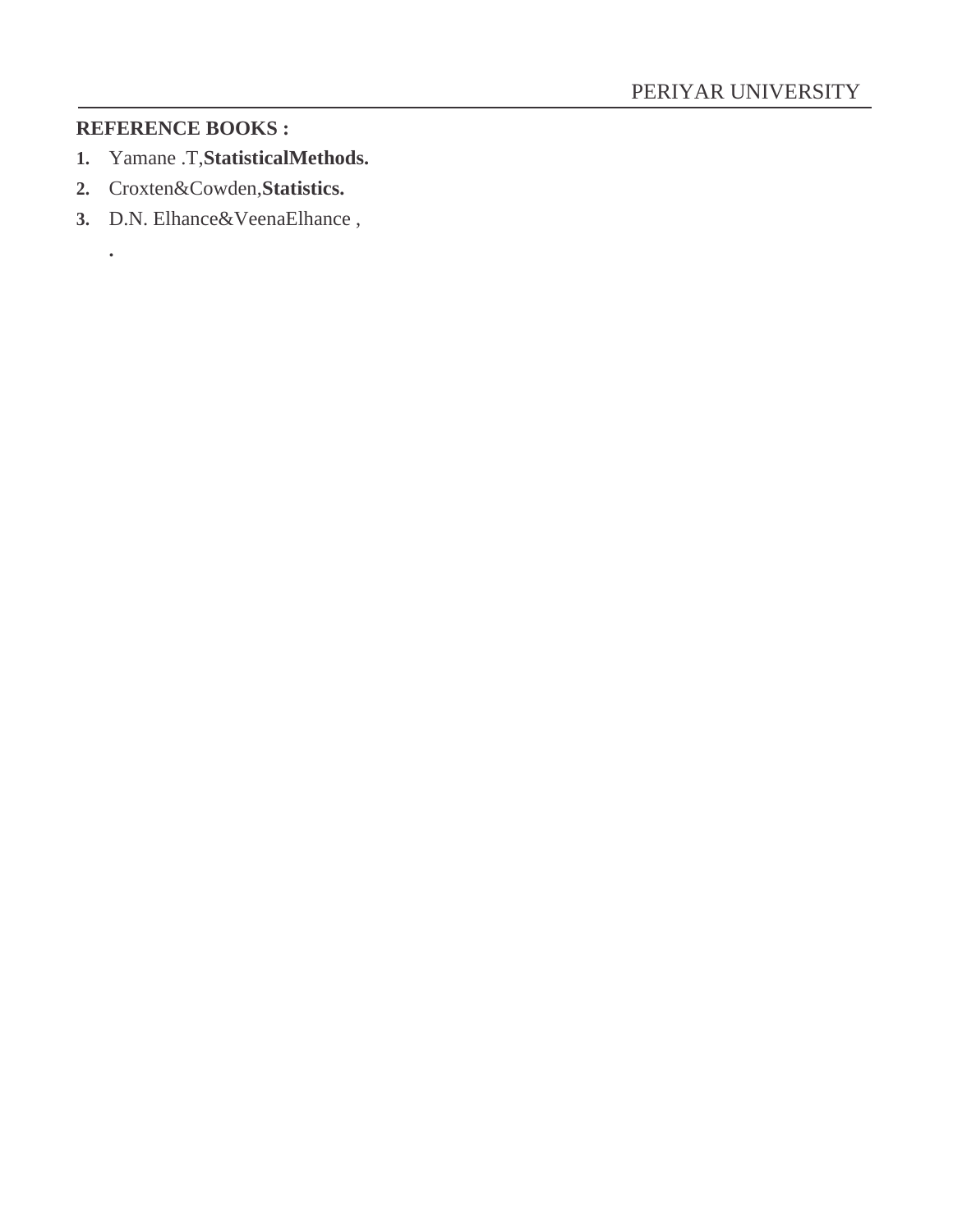**REFERENCE BOOKS :**

1. Yamane .T,**StatisticalMethods.**
2. Croxten&Cowden,**Statistics.**
3. D.N. Elhance&VeenaElhance ,

   .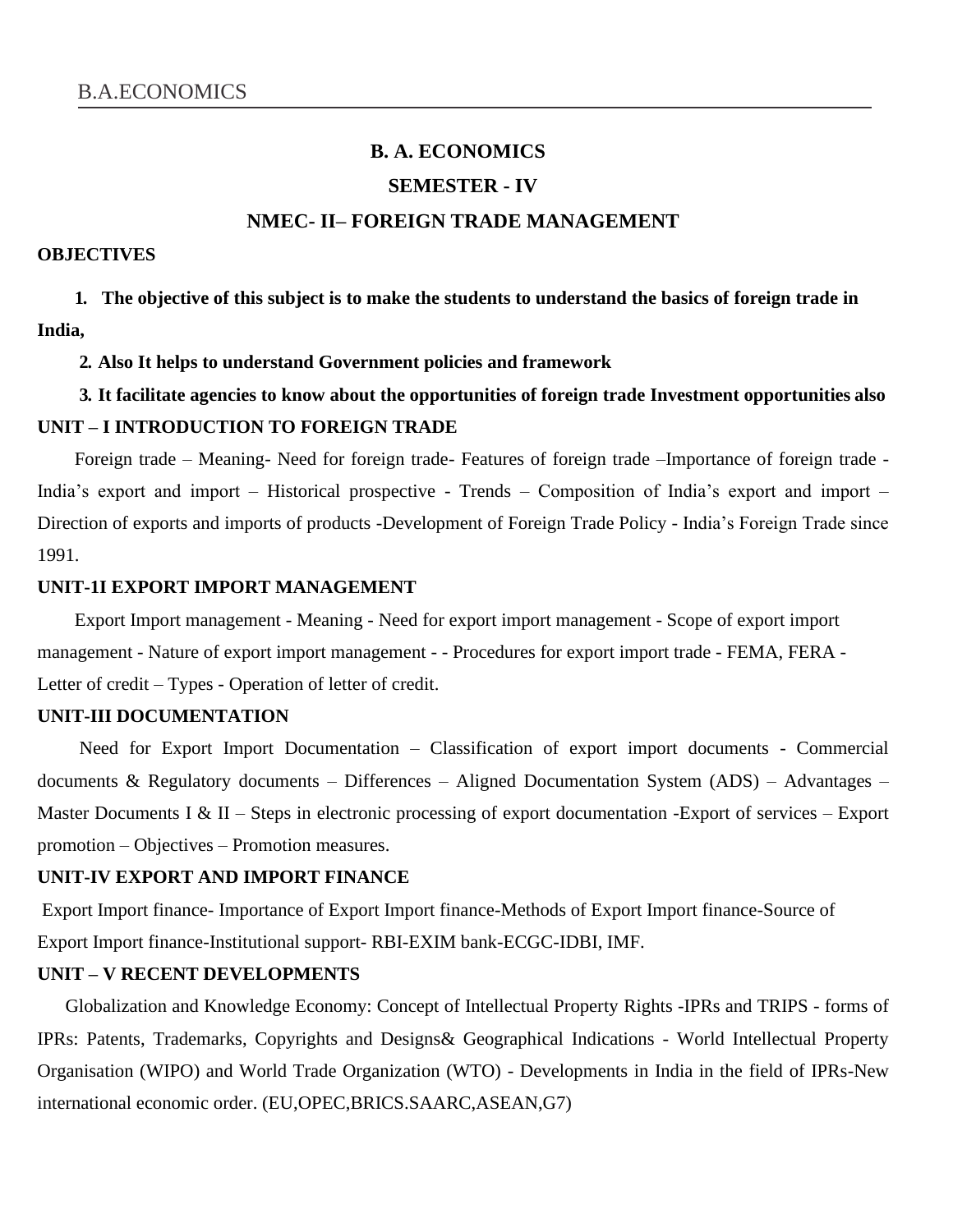# B. A. ECONOMICS

## SEMESTER - IV

## NMEC- II– FOREIGN TRADE MANAGEMENT

**OBJECTIVES**

1. **The objective of this subject is to make the students to understand the basics of foreign trade in India,**
2. **Also It helps to understand Government policies and framework**
3. **It facilitate agencies to know about the opportunities of foreign trade Investment opportunities also**

**UNIT – I INTRODUCTION TO FOREIGN TRADE**

Foreign trade – Meaning- Need for foreign trade- Features of foreign trade –Importance of foreign trade - India's export and import – Historical prospective - Trends – Composition of India's export and import – Direction of exports and imports of products -Development of Foreign Trade Policy - India's Foreign Trade since 1991.

**UNIT-1I EXPORT IMPORT MANAGEMENT**

Export Import management - Meaning - Need for export import management - Scope of export import management - Nature of export import management - - Procedures for export import trade - FEMA, FERA - Letter of credit – Types - Operation of letter of credit.

**UNIT-III DOCUMENTATION**

Need for Export Import Documentation – Classification of export import documents - Commercial documents & Regulatory documents – Differences – Aligned Documentation System (ADS) – Advantages – Master Documents I & II – Steps in electronic processing of export documentation -Export of services – Export promotion – Objectives – Promotion measures.

**UNIT-IV EXPORT AND IMPORT FINANCE**

Export Import finance- Importance of Export Import finance-Methods of Export Import finance-Source of Export Import finance-Institutional support- RBI-EXIM bank-ECGC-IDBI, IMF.

**UNIT – V RECENT DEVELOPMENTS**

Globalization and Knowledge Economy: Concept of Intellectual Property Rights -IPRs and TRIPS - forms of IPRs: Patents, Trademarks, Copyrights and Designs& Geographical Indications - World Intellectual Property Organisation (WIPO) and World Trade Organization (WTO) - Developments in India in the field of IPRs-New international economic order. (EU,OPEC,BRICS.SAARC,ASEAN,G7)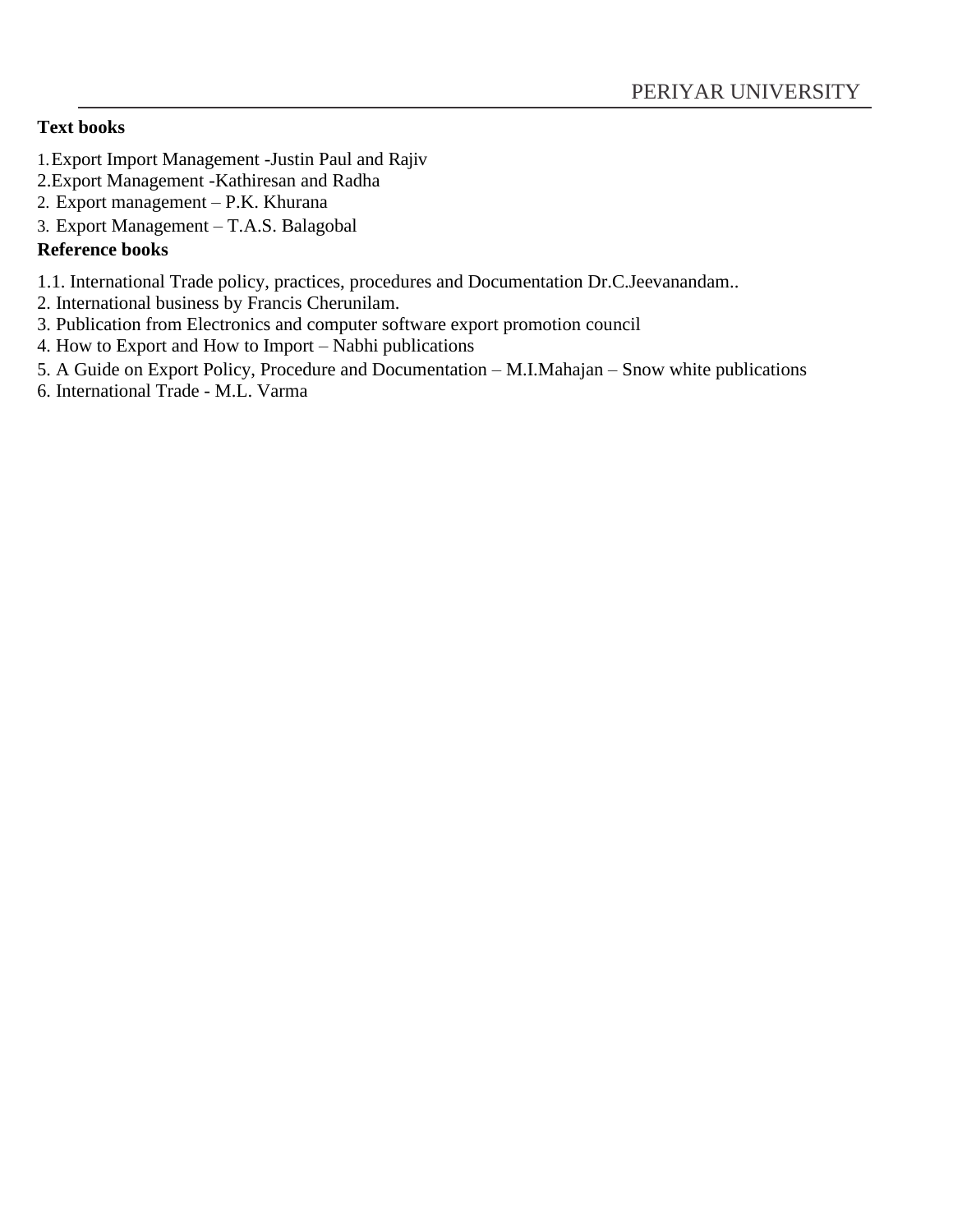**Text books**

1. Export Import Management -Justin Paul and Rajiv
2. Export Management -Kathiresan and Radha
2. Export management – P.K. Khurana
3. Export Management – T.A.S. Balagobal

**Reference books**

1.1. International Trade policy, practices, procedures and Documentation Dr.C.Jeevanandam..
2. International business by Francis Cherunilam.
3. Publication from Electronics and computer software export promotion council
4. How to Export and How to Import – Nabhi publications
5. A Guide on Export Policy, Procedure and Documentation – M.I.Mahajan – Snow white publications
6. International Trade - M.L. Varma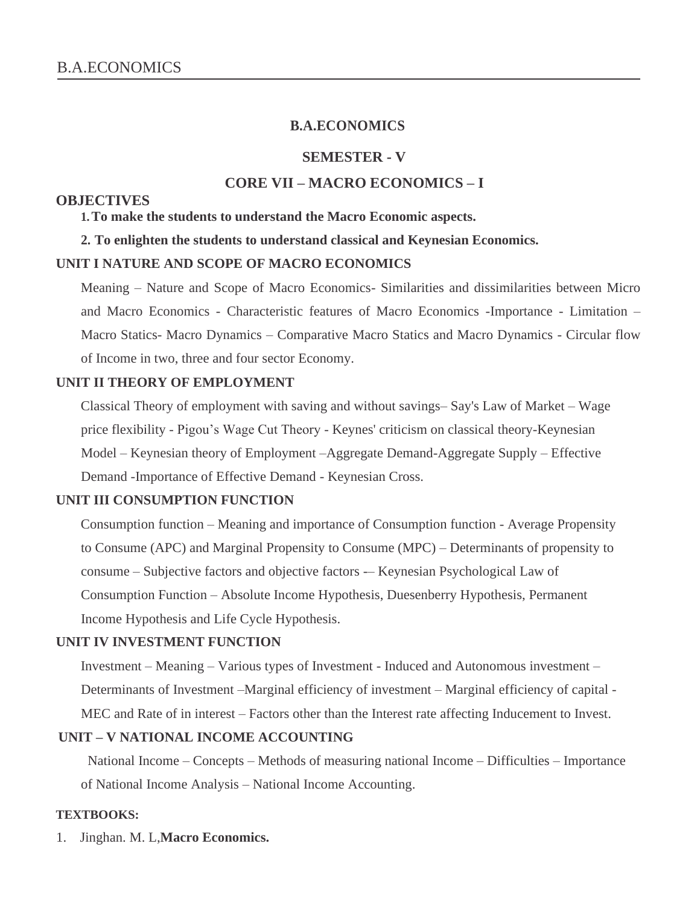# B.A.ECONOMICS

## SEMESTER - V

## CORE VII – MACRO ECONOMICS – I

**OBJECTIVES**

1. **To make the students to understand the Macro Economic aspects.**
2. **To enlighten the students to understand classical and Keynesian Economics.**

**UNIT I NATURE AND SCOPE OF MACRO ECONOMICS**

Meaning – Nature and Scope of Macro Economics- Similarities and dissimilarities between Micro and Macro Economics - Characteristic features of Macro Economics -Importance - Limitation – Macro Statics- Macro Dynamics – Comparative Macro Statics and Macro Dynamics - Circular flow of Income in two, three and four sector Economy.

**UNIT II THEORY OF EMPLOYMENT**

Classical Theory of employment with saving and without savings– Say's Law of Market – Wage price flexibility - Pigou's Wage Cut Theory - Keynes' criticism on classical theory-Keynesian Model – Keynesian theory of Employment –Aggregate Demand-Aggregate Supply – Effective Demand -Importance of Effective Demand - Keynesian Cross.

**UNIT III CONSUMPTION FUNCTION**

Consumption function – Meaning and importance of Consumption function - Average Propensity to Consume (APC) and Marginal Propensity to Consume (MPC) – Determinants of propensity to consume – Subjective factors and objective factors -– Keynesian Psychological Law of Consumption Function – Absolute Income Hypothesis, Duesenberry Hypothesis, Permanent Income Hypothesis and Life Cycle Hypothesis.

**UNIT IV INVESTMENT FUNCTION**

Investment – Meaning – Various types of Investment - Induced and Autonomous investment – Determinants of Investment –Marginal efficiency of investment – Marginal efficiency of capital - MEC and Rate of in interest – Factors other than the Interest rate affecting Inducement to Invest.

**UNIT – V NATIONAL INCOME ACCOUNTING**

National Income – Concepts – Methods of measuring national Income – Difficulties – Importance of National Income Analysis – National Income Accounting.

**TEXTBOOKS:**

1. Jinghan. M. L,**Macro Economics.**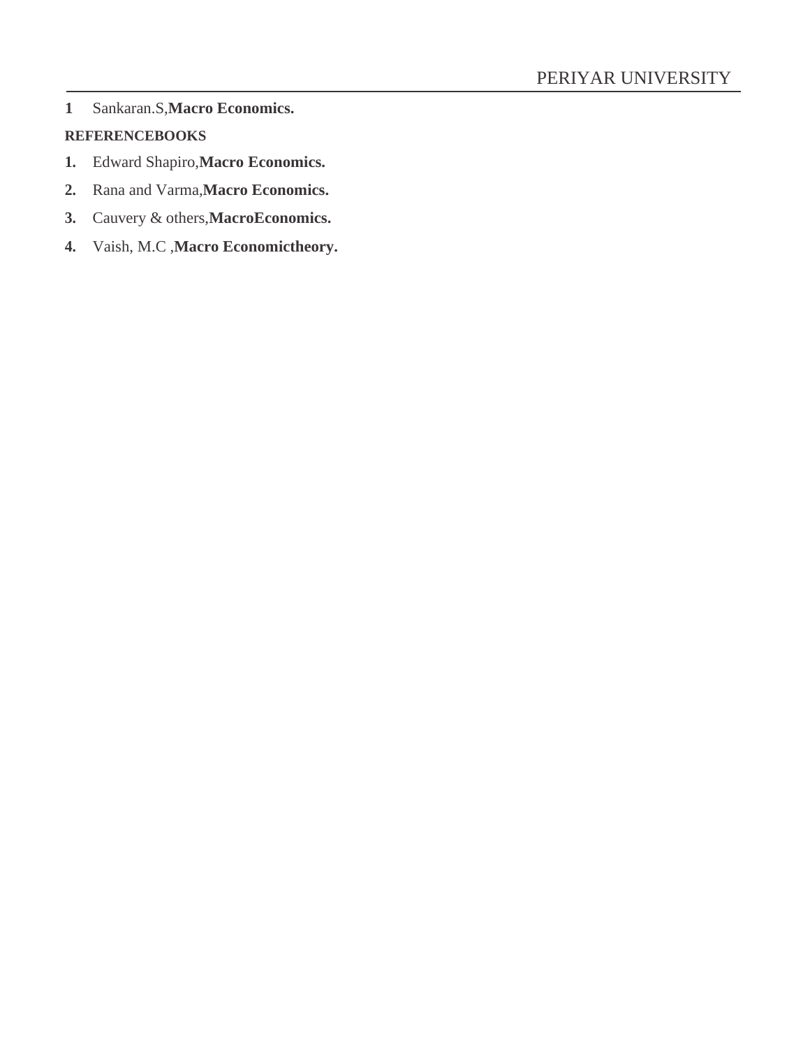1 Sankaran.S,**Macro Economics.**

**REFERENCEBOOKS**

1. Edward Shapiro,**Macro Economics.**
2. Rana and Varma,**Macro Economics.**
3. Cauvery & others,**MacroEconomics.**
4. Vaish, M.C ,**Macro Economictheory.**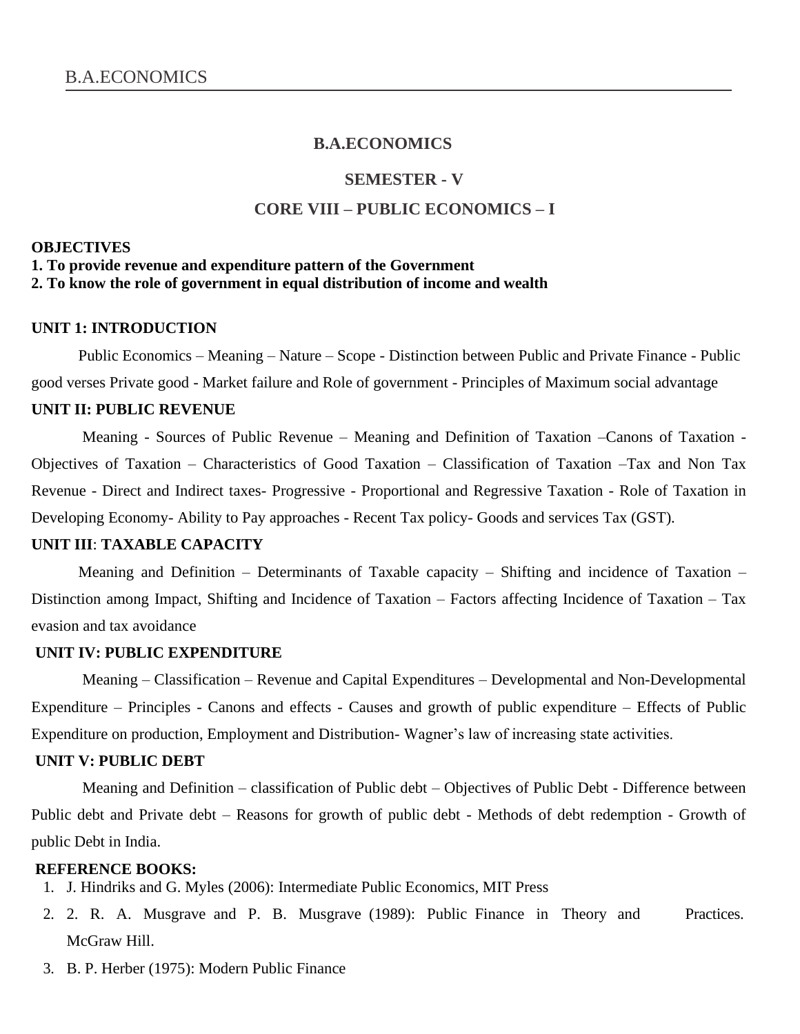## B.A.ECONOMICS

## SEMESTER - V

## CORE VIII – PUBLIC ECONOMICS – I

**OBJECTIVES**

**1. To provide revenue and expenditure pattern of the Government**

**2. To know the role of government in equal distribution of income and wealth**

**UNIT 1: INTRODUCTION**

Public Economics – Meaning – Nature – Scope - Distinction between Public and Private Finance - Public good verses Private good - Market failure and Role of government - Principles of Maximum social advantage

**UNIT II: PUBLIC REVENUE**

Meaning - Sources of Public Revenue – Meaning and Definition of Taxation –Canons of Taxation - Objectives of Taxation – Characteristics of Good Taxation – Classification of Taxation –Tax and Non Tax Revenue - Direct and Indirect taxes- Progressive - Proportional and Regressive Taxation - Role of Taxation in Developing Economy- Ability to Pay approaches - Recent Tax policy- Goods and services Tax (GST).

**UNIT III**: **TAXABLE CAPACITY**

Meaning and Definition – Determinants of Taxable capacity – Shifting and incidence of Taxation – Distinction among Impact, Shifting and Incidence of Taxation – Factors affecting Incidence of Taxation – Tax evasion and tax avoidance

**UNIT IV: PUBLIC EXPENDITURE**

Meaning – Classification – Revenue and Capital Expenditures – Developmental and Non-Developmental Expenditure – Principles - Canons and effects - Causes and growth of public expenditure – Effects of Public Expenditure on production, Employment and Distribution- Wagner's law of increasing state activities.

**UNIT V: PUBLIC DEBT**

Meaning and Definition – classification of Public debt – Objectives of Public Debt - Difference between Public debt and Private debt – Reasons for growth of public debt - Methods of debt redemption - Growth of public Debt in India.

**REFERENCE BOOKS:**

1. J. Hindriks and G. Myles (2006): Intermediate Public Economics, MIT Press
2. 2. R. A. Musgrave and P. B. Musgrave (1989): Public Finance in Theory and Practices. McGraw Hill.
3. B. P. Herber (1975): Modern Public Finance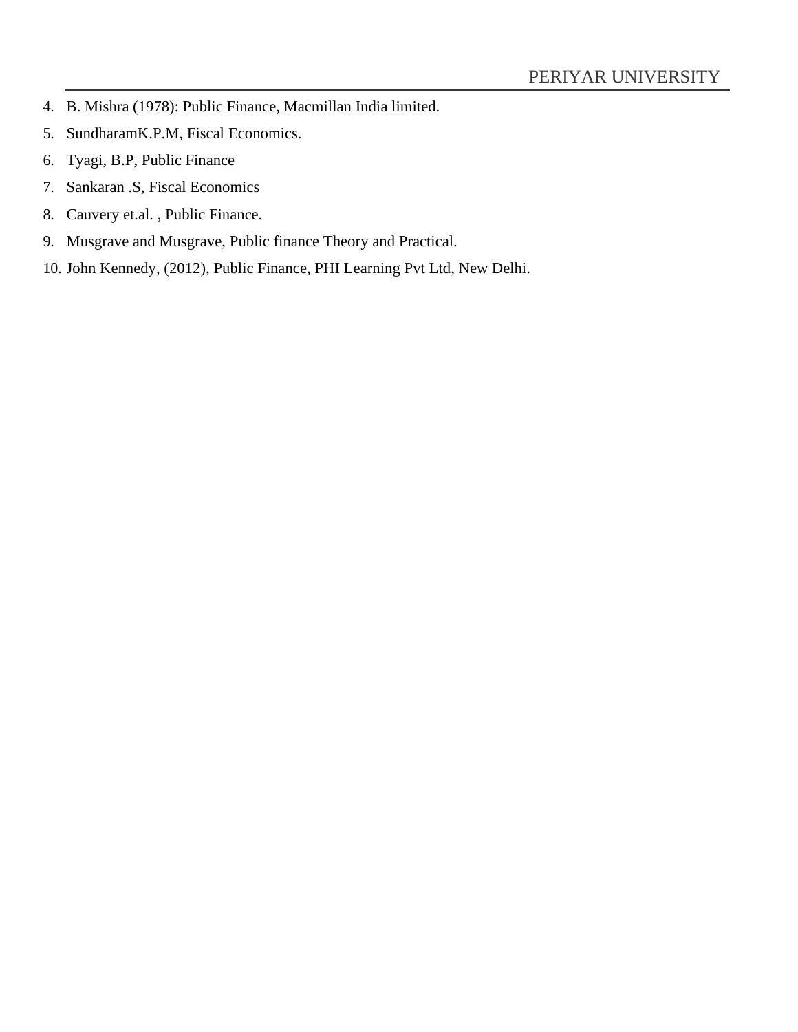4. B. Mishra (1978): Public Finance, Macmillan India limited.
5. SundharamK.P.M, Fiscal Economics.
6. Tyagi, B.P, Public Finance
7. Sankaran .S, Fiscal Economics
8. Cauvery et.al. , Public Finance.
9. Musgrave and Musgrave, Public finance Theory and Practical.
10. John Kennedy, (2012), Public Finance, PHI Learning Pvt Ltd, New Delhi.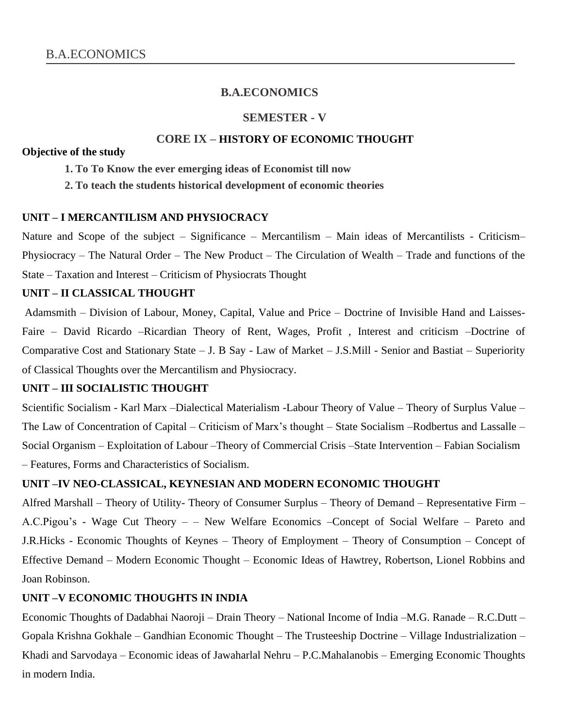## B.A.ECONOMICS

### SEMESTER - V

### CORE IX – HISTORY OF ECONOMIC THOUGHT

**Objective of the study**

1. **To To Know the ever emerging ideas of Economist till now**
2. **To teach the students historical development of economic theories**

**UNIT – I MERCANTILISM AND PHYSIOCRACY**

Nature and Scope of the subject – Significance – Mercantilism – Main ideas of Mercantilists - Criticism– Physiocracy – The Natural Order – The New Product – The Circulation of Wealth – Trade and functions of the State – Taxation and Interest – Criticism of Physiocrats Thought

**UNIT – II CLASSICAL THOUGHT**

Adamsmith – Division of Labour, Money, Capital, Value and Price – Doctrine of Invisible Hand and Laisses-Faire – David Ricardo –Ricardian Theory of Rent, Wages, Profit , Interest and criticism –Doctrine of Comparative Cost and Stationary State – J. B Say - Law of Market – J.S.Mill - Senior and Bastiat – Superiority of Classical Thoughts over the Mercantilism and Physiocracy.

**UNIT – III SOCIALISTIC THOUGHT**

Scientific Socialism - Karl Marx –Dialectical Materialism -Labour Theory of Value – Theory of Surplus Value – The Law of Concentration of Capital – Criticism of Marx's thought – State Socialism –Rodbertus and Lassalle – Social Organism – Exploitation of Labour –Theory of Commercial Crisis –State Intervention – Fabian Socialism – Features, Forms and Characteristics of Socialism.

**UNIT –IV NEO-CLASSICAL, KEYNESIAN AND MODERN ECONOMIC THOUGHT**

Alfred Marshall – Theory of Utility- Theory of Consumer Surplus – Theory of Demand – Representative Firm – A.C.Pigou's - Wage Cut Theory – – New Welfare Economics –Concept of Social Welfare – Pareto and J.R.Hicks - Economic Thoughts of Keynes – Theory of Employment – Theory of Consumption – Concept of Effective Demand – Modern Economic Thought – Economic Ideas of Hawtrey, Robertson, Lionel Robbins and Joan Robinson.

**UNIT –V ECONOMIC THOUGHTS IN INDIA**

Economic Thoughts of Dadabhai Naoroji – Drain Theory – National Income of India –M.G. Ranade – R.C.Dutt – Gopala Krishna Gokhale – Gandhian Economic Thought – The Trusteeship Doctrine – Village Industrialization – Khadi and Sarvodaya – Economic ideas of Jawaharlal Nehru – P.C.Mahalanobis – Emerging Economic Thoughts in modern India.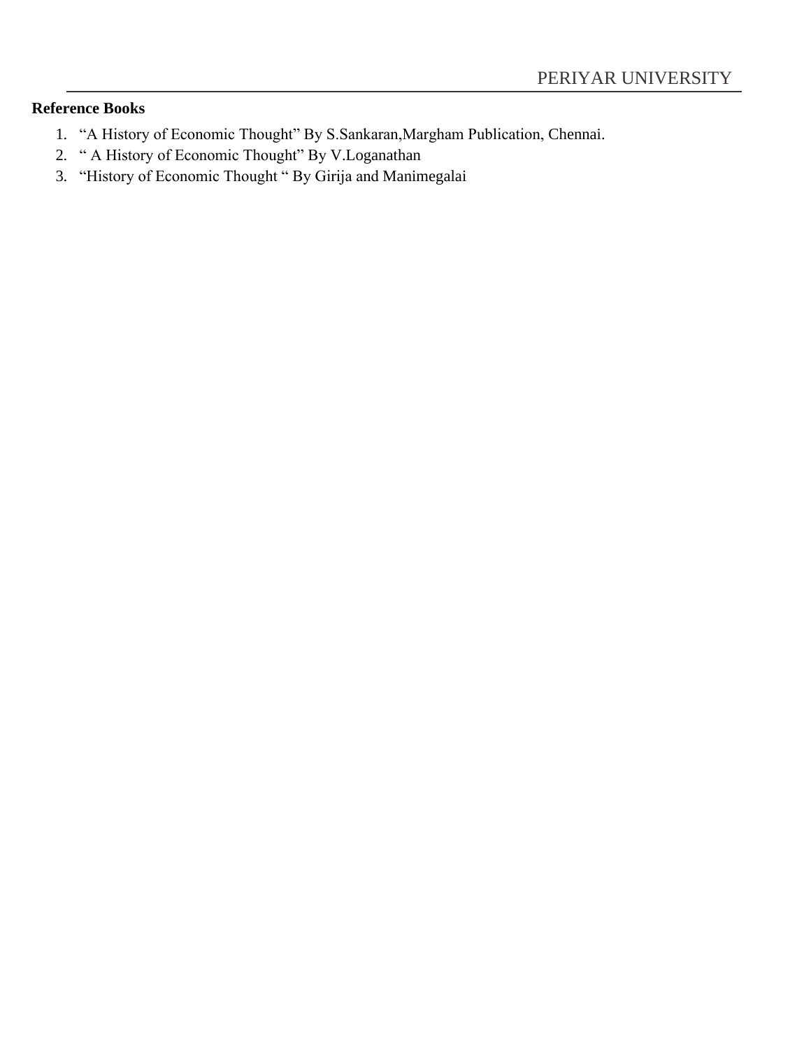**Reference Books**

1. "A History of Economic Thought" By S.Sankaran,Margham Publication, Chennai.
2. " A History of Economic Thought" By V.Loganathan
3. "History of Economic Thought " By Girija and Manimegalai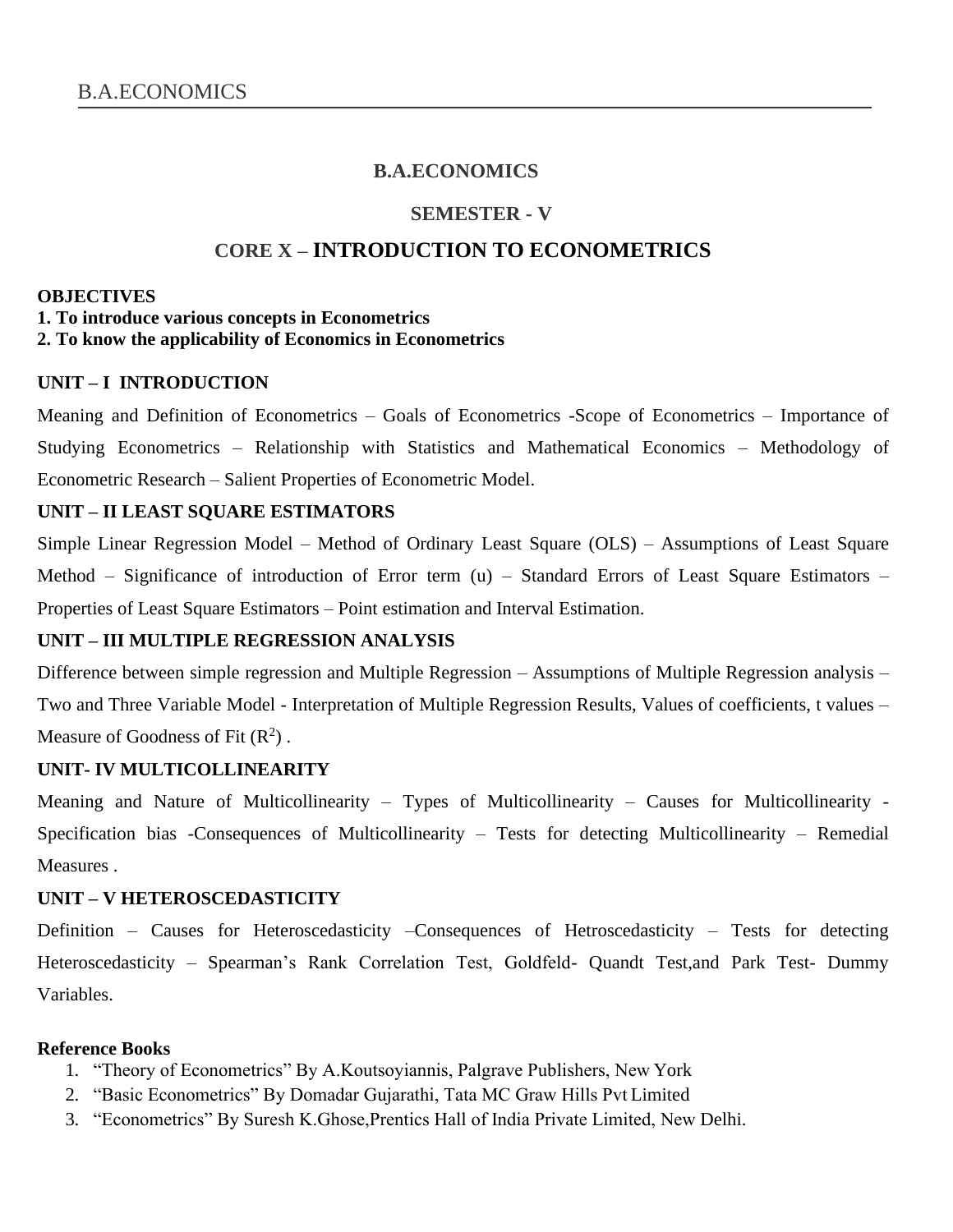## B.A.ECONOMICS

### SEMESTER - V

# CORE X – INTRODUCTION TO ECONOMETRICS

**OBJECTIVES**
**1. To introduce various concepts in Econometrics**
**2. To know the applicability of Economics in Econometrics**

**UNIT – I INTRODUCTION**

Meaning and Definition of Econometrics – Goals of Econometrics -Scope of Econometrics – Importance of Studying Econometrics – Relationship with Statistics and Mathematical Economics – Methodology of Econometric Research – Salient Properties of Econometric Model.

**UNIT – II LEAST SQUARE ESTIMATORS**

Simple Linear Regression Model – Method of Ordinary Least Square (OLS) – Assumptions of Least Square Method – Significance of introduction of Error term (u) – Standard Errors of Least Square Estimators – Properties of Least Square Estimators – Point estimation and Interval Estimation.

**UNIT – III MULTIPLE REGRESSION ANALYSIS**

Difference between simple regression and Multiple Regression – Assumptions of Multiple Regression analysis – Two and Three Variable Model - Interpretation of Multiple Regression Results, Values of coefficients, t values – Measure of Goodness of Fit ($R^2$) .

**UNIT- IV MULTICOLLINEARITY**

Meaning and Nature of Multicollinearity – Types of Multicollinearity – Causes for Multicollinearity - Specification bias -Consequences of Multicollinearity – Tests for detecting Multicollinearity – Remedial Measures .

**UNIT – V HETEROSCEDASTICITY**

Definition – Causes for Heteroscedasticity –Consequences of Hetroscedasticity – Tests for detecting Heteroscedasticity – Spearman's Rank Correlation Test, Goldfeld- Quandt Test,and Park Test- Dummy Variables.

**Reference Books**

1. "Theory of Econometrics" By A.Koutsoyiannis, Palgrave Publishers, New York
2. "Basic Econometrics" By Domadar Gujarathi, Tata MC Graw Hills Pvt Limited
3. "Econometrics" By Suresh K.Ghose,Prentics Hall of India Private Limited, New Delhi.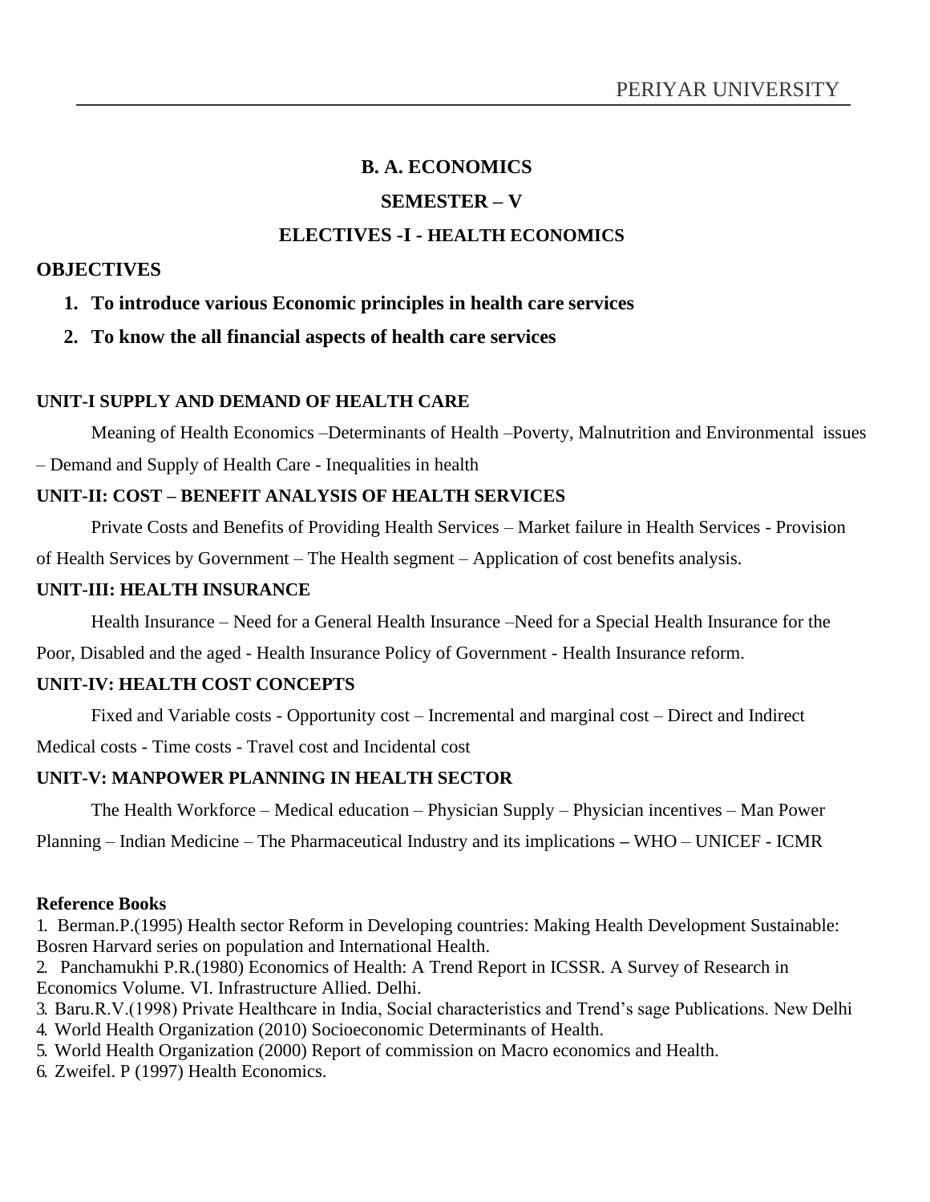# B. A. ECONOMICS

## SEMESTER – V

## ELECTIVES -I - HEALTH ECONOMICS

### OBJECTIVES

1. **To introduce various Economic principles in health care services**
2. **To know the all financial aspects of health care services**

### UNIT-I SUPPLY AND DEMAND OF HEALTH CARE

Meaning of Health Economics –Determinants of Health –Poverty, Malnutrition and Environmental issues – Demand and Supply of Health Care - Inequalities in health

### UNIT-II: COST – BENEFIT ANALYSIS OF HEALTH SERVICES

Private Costs and Benefits of Providing Health Services – Market failure in Health Services - Provision of Health Services by Government – The Health segment – Application of cost benefits analysis.

### UNIT-III: HEALTH INSURANCE

Health Insurance – Need for a General Health Insurance –Need for a Special Health Insurance for the Poor, Disabled and the aged - Health Insurance Policy of Government - Health Insurance reform.

### UNIT-IV: HEALTH COST CONCEPTS

Fixed and Variable costs - Opportunity cost – Incremental and marginal cost – Direct and Indirect Medical costs - Time costs - Travel cost and Incidental cost

### UNIT-V: MANPOWER PLANNING IN HEALTH SECTOR

The Health Workforce – Medical education – Physician Supply – Physician incentives – Man Power Planning – Indian Medicine – The Pharmaceutical Industry and its implications – WHO – UNICEF - ICMR

**Reference Books**

1. Berman.P.(1995) Health sector Reform in Developing countries: Making Health Development Sustainable: Bosren Harvard series on population and International Health.
2. Panchamukhi P.R.(1980) Economics of Health: A Trend Report in ICSSR. A Survey of Research in Economics Volume. VI. Infrastructure Allied. Delhi.
3. Baru.R.V.(1998) Private Healthcare in India, Social characteristics and Trend's sage Publications. New Delhi
4. World Health Organization (2010) Socioeconomic Determinants of Health.
5. World Health Organization (2000) Report of commission on Macro economics and Health.
6. Zweifel. P (1997) Health Economics.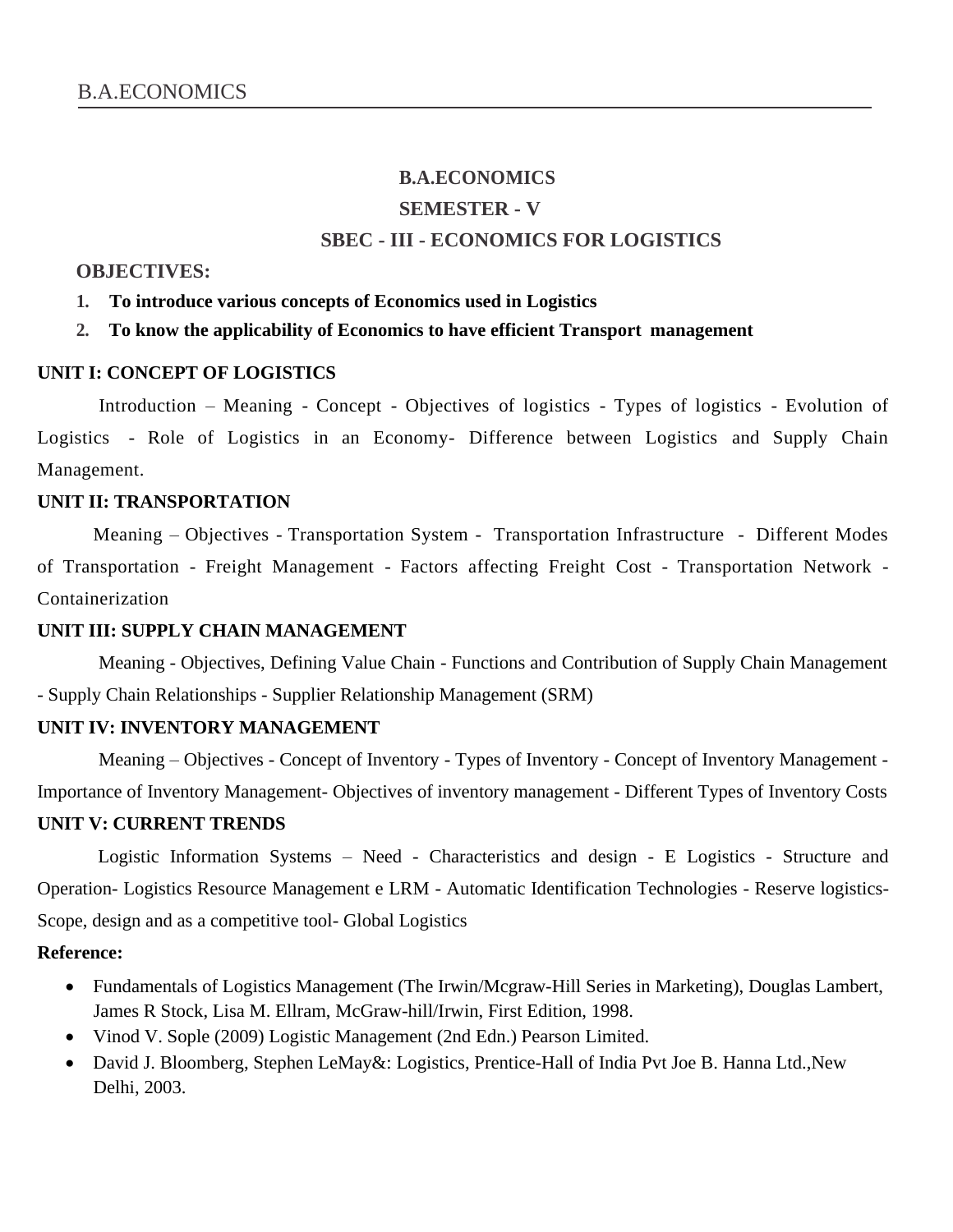# B.A.ECONOMICS

## SEMESTER - V

## SBEC - III - ECONOMICS FOR LOGISTICS

**OBJECTIVES:**

1. **To introduce various concepts of Economics used in Logistics**
2. **To know the applicability of Economics to have efficient Transport management**

**UNIT I: CONCEPT OF LOGISTICS**

Introduction – Meaning - Concept - Objectives of logistics - Types of logistics - Evolution of Logistics - Role of Logistics in an Economy- Difference between Logistics and Supply Chain Management.

**UNIT II: TRANSPORTATION**

Meaning – Objectives - Transportation System - Transportation Infrastructure - Different Modes of Transportation - Freight Management - Factors affecting Freight Cost - Transportation Network - Containerization

**UNIT III: SUPPLY CHAIN MANAGEMENT**

Meaning - Objectives, Defining Value Chain - Functions and Contribution of Supply Chain Management - Supply Chain Relationships - Supplier Relationship Management (SRM)

**UNIT IV: INVENTORY MANAGEMENT**

Meaning – Objectives - Concept of Inventory - Types of Inventory - Concept of Inventory Management - Importance of Inventory Management- Objectives of inventory management - Different Types of Inventory Costs

**UNIT V: CURRENT TRENDS**

Logistic Information Systems – Need - Characteristics and design - E Logistics - Structure and Operation- Logistics Resource Management e LRM - Automatic Identification Technologies - Reserve logistics- Scope, design and as a competitive tool- Global Logistics

**Reference:**

- Fundamentals of Logistics Management (The Irwin/Mcgraw-Hill Series in Marketing), Douglas Lambert, James R Stock, Lisa M. Ellram, McGraw-hill/Irwin, First Edition, 1998.
- Vinod V. Sople (2009) Logistic Management (2nd Edn.) Pearson Limited.
- David J. Bloomberg, Stephen LeMay&: Logistics, Prentice-Hall of India Pvt Joe B. Hanna Ltd.,New Delhi, 2003.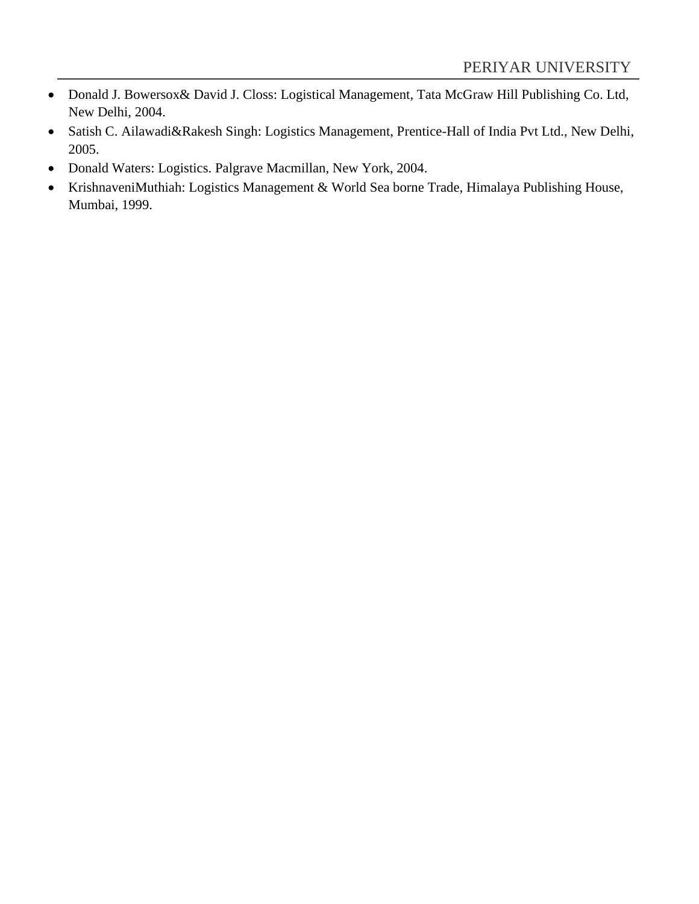- Donald J. Bowersox& David J. Closs: Logistical Management, Tata McGraw Hill Publishing Co. Ltd, New Delhi, 2004.
- Satish C. Ailawadi&Rakesh Singh: Logistics Management, Prentice-Hall of India Pvt Ltd., New Delhi, 2005.
- Donald Waters: Logistics. Palgrave Macmillan, New York, 2004.
- KrishnaveniMuthiah: Logistics Management & World Sea borne Trade, Himalaya Publishing House, Mumbai, 1999.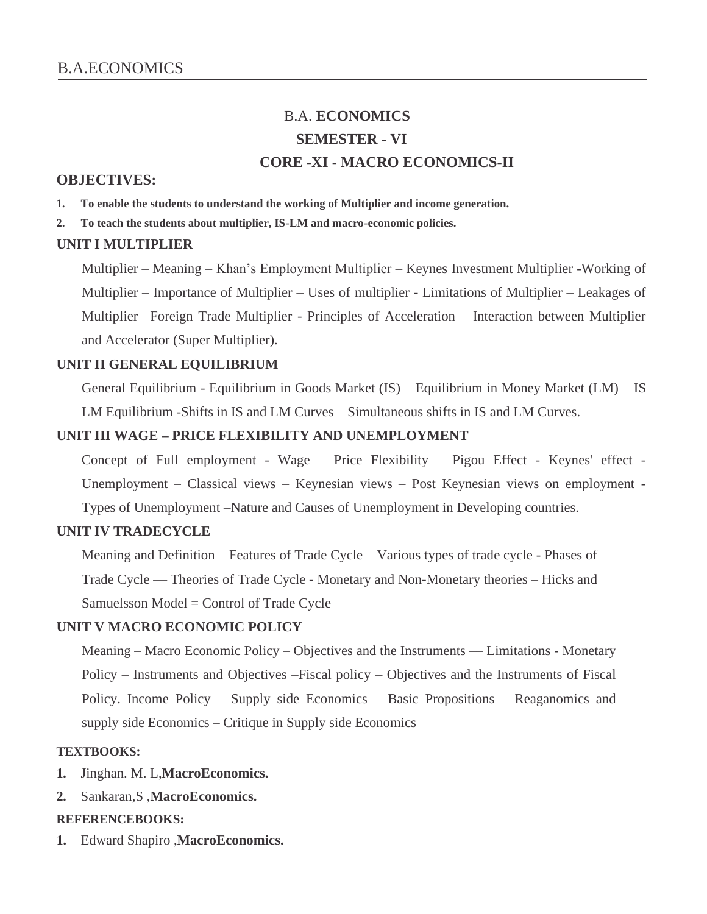# B.A. ECONOMICS

## SEMESTER - VI

## CORE -XI - MACRO ECONOMICS-II

### OBJECTIVES:

1. **To enable the students to understand the working of Multiplier and income generation.**
2. **To teach the students about multiplier, IS-LM and macro-economic policies.**

### UNIT I MULTIPLIER

Multiplier – Meaning – Khan's Employment Multiplier – Keynes Investment Multiplier -Working of Multiplier – Importance of Multiplier – Uses of multiplier - Limitations of Multiplier – Leakages of Multiplier– Foreign Trade Multiplier - Principles of Acceleration – Interaction between Multiplier and Accelerator (Super Multiplier).

### UNIT II GENERAL EQUILIBRIUM

General Equilibrium - Equilibrium in Goods Market (IS) – Equilibrium in Money Market (LM) – IS LM Equilibrium -Shifts in IS and LM Curves – Simultaneous shifts in IS and LM Curves.

### UNIT III WAGE – PRICE FLEXIBILITY AND UNEMPLOYMENT

Concept of Full employment - Wage – Price Flexibility – Pigou Effect - Keynes' effect - Unemployment – Classical views – Keynesian views – Post Keynesian views on employment - Types of Unemployment –Nature and Causes of Unemployment in Developing countries.

### UNIT IV TRADECYCLE

Meaning and Definition – Features of Trade Cycle – Various types of trade cycle - Phases of Trade Cycle — Theories of Trade Cycle - Monetary and Non-Monetary theories – Hicks and Samuelsson Model = Control of Trade Cycle

### UNIT V MACRO ECONOMIC POLICY

Meaning – Macro Economic Policy – Objectives and the Instruments — Limitations - Monetary Policy – Instruments and Objectives –Fiscal policy – Objectives and the Instruments of Fiscal Policy. Income Policy – Supply side Economics – Basic Propositions – Reaganomics and supply side Economics – Critique in Supply side Economics

### TEXTBOOKS:

1. Jinghan. M. L,**MacroEconomics.**
2. Sankaran,S ,**MacroEconomics.**

### REFERENCEBOOKS:

1. Edward Shapiro ,**MacroEconomics.**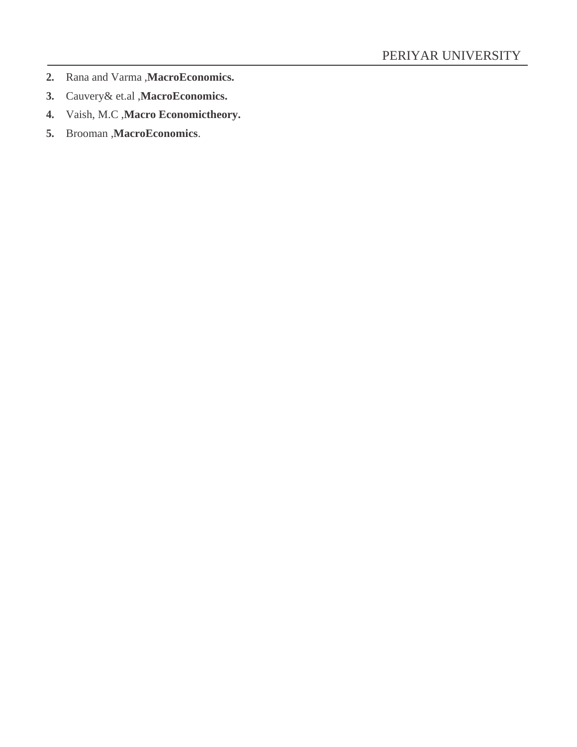2. Rana and Varma ,**MacroEconomics.**
3. Cauvery& et.al ,**MacroEconomics.**
4. Vaish, M.C ,**Macro Economictheory.**
5. Brooman ,**MacroEconomics**.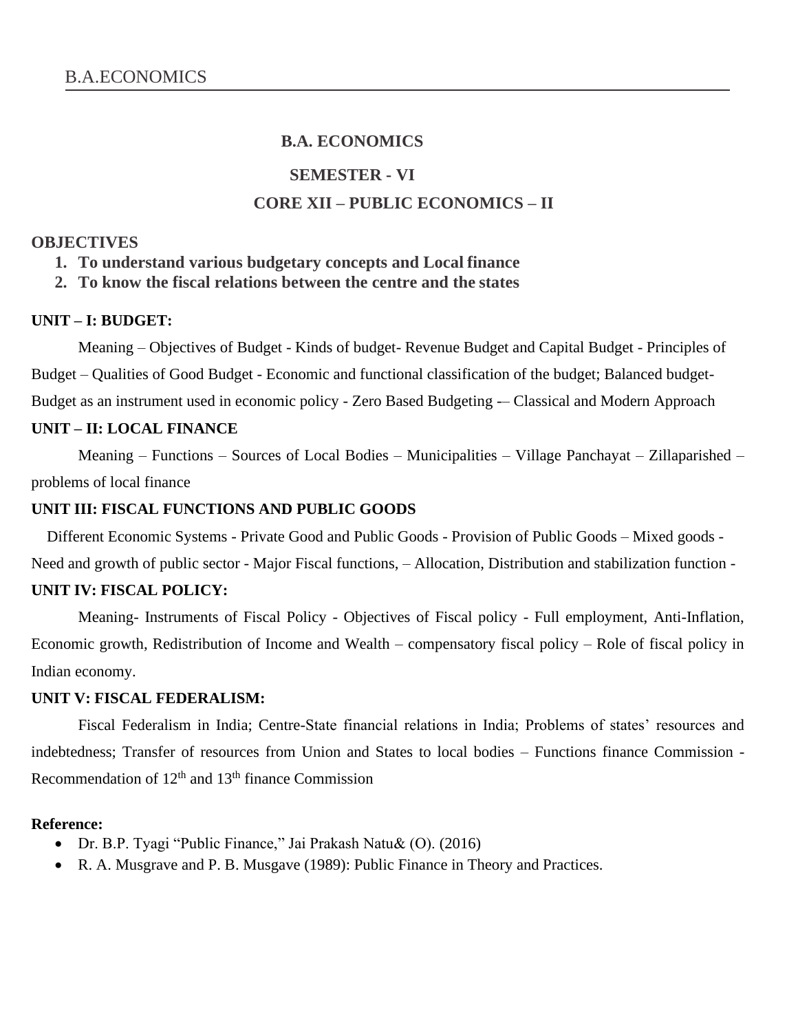# B.A. ECONOMICS

## SEMESTER - VI

## CORE XII – PUBLIC ECONOMICS – II

**OBJECTIVES**

1. **To understand various budgetary concepts and Local finance**
2. **To know the fiscal relations between the centre and the states**

**UNIT – I: BUDGET:**

Meaning – Objectives of Budget - Kinds of budget- Revenue Budget and Capital Budget - Principles of Budget – Qualities of Good Budget - Economic and functional classification of the budget; Balanced budget- Budget as an instrument used in economic policy - Zero Based Budgeting -– Classical and Modern Approach

**UNIT – II: LOCAL FINANCE**

Meaning – Functions – Sources of Local Bodies – Municipalities – Village Panchayat – Zillaparished – problems of local finance

**UNIT III: FISCAL FUNCTIONS AND PUBLIC GOODS**

Different Economic Systems - Private Good and Public Goods - Provision of Public Goods – Mixed goods - Need and growth of public sector - Major Fiscal functions, – Allocation, Distribution and stabilization function -

**UNIT IV: FISCAL POLICY:**

Meaning- Instruments of Fiscal Policy - Objectives of Fiscal policy - Full employment, Anti-Inflation, Economic growth, Redistribution of Income and Wealth – compensatory fiscal policy – Role of fiscal policy in Indian economy.

**UNIT V: FISCAL FEDERALISM:**

Fiscal Federalism in India; Centre-State financial relations in India; Problems of states' resources and indebtedness; Transfer of resources from Union and States to local bodies – Functions finance Commission - Recommendation of 12th and 13th finance Commission

**Reference:**

- Dr. B.P. Tyagi "Public Finance," Jai Prakash Natu& (O). (2016)
- R. A. Musgrave and P. B. Musgave (1989): Public Finance in Theory and Practices.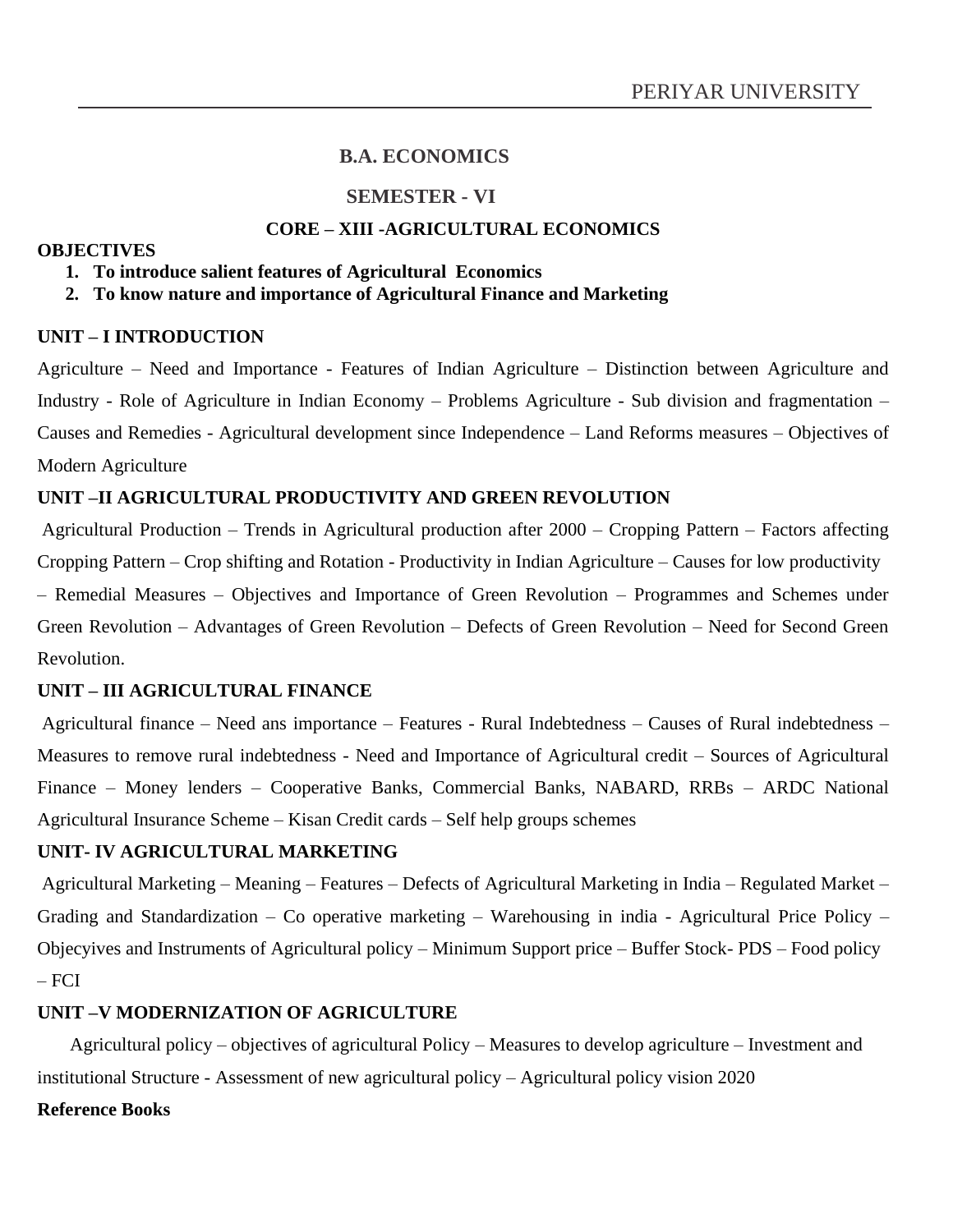## B.A. ECONOMICS

## SEMESTER - VI

### CORE – XIII -AGRICULTURAL ECONOMICS

**OBJECTIVES**

1. **To introduce salient features of Agricultural Economics**
2. **To know nature and importance of Agricultural Finance and Marketing**

**UNIT – I INTRODUCTION**

Agriculture – Need and Importance - Features of Indian Agriculture – Distinction between Agriculture and Industry - Role of Agriculture in Indian Economy – Problems Agriculture - Sub division and fragmentation – Causes and Remedies - Agricultural development since Independence – Land Reforms measures – Objectives of Modern Agriculture

**UNIT –II AGRICULTURAL PRODUCTIVITY AND GREEN REVOLUTION**

Agricultural Production – Trends in Agricultural production after 2000 – Cropping Pattern – Factors affecting Cropping Pattern – Crop shifting and Rotation - Productivity in Indian Agriculture – Causes for low productivity – Remedial Measures – Objectives and Importance of Green Revolution – Programmes and Schemes under Green Revolution – Advantages of Green Revolution – Defects of Green Revolution – Need for Second Green Revolution.

**UNIT – III AGRICULTURAL FINANCE**

Agricultural finance – Need ans importance – Features - Rural Indebtedness – Causes of Rural indebtedness – Measures to remove rural indebtedness - Need and Importance of Agricultural credit – Sources of Agricultural Finance – Money lenders – Cooperative Banks, Commercial Banks, NABARD, RRBs – ARDC National Agricultural Insurance Scheme – Kisan Credit cards – Self help groups schemes

**UNIT- IV AGRICULTURAL MARKETING**

Agricultural Marketing – Meaning – Features – Defects of Agricultural Marketing in India – Regulated Market – Grading and Standardization – Co operative marketing – Warehousing in india - Agricultural Price Policy – Objecyives and Instruments of Agricultural policy – Minimum Support price – Buffer Stock- PDS – Food policy – FCI

**UNIT –V MODERNIZATION OF AGRICULTURE**

Agricultural policy – objectives of agricultural Policy – Measures to develop agriculture – Investment and institutional Structure - Assessment of new agricultural policy – Agricultural policy vision 2020

**Reference Books**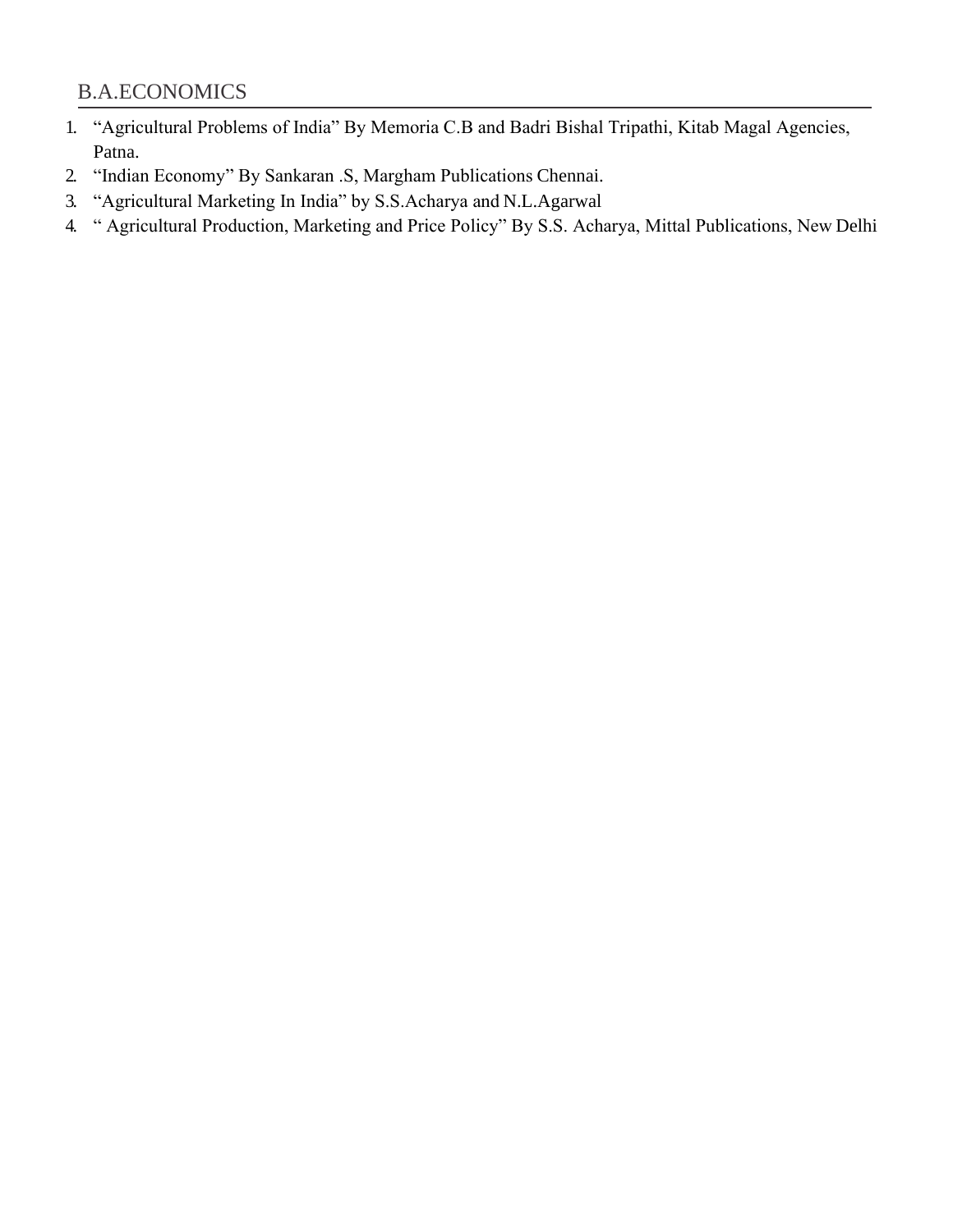1. “Agricultural Problems of India” By Memoria C.B and Badri Bishal Tripathi, Kitab Magal Agencies, Patna.
2. “Indian Economy” By Sankaran .S, Margham Publications Chennai.
3. “Agricultural Marketing In India” by S.S.Acharya and N.L.Agarwal
4. “ Agricultural Production, Marketing and Price Policy” By S.S. Acharya, Mittal Publications, New Delhi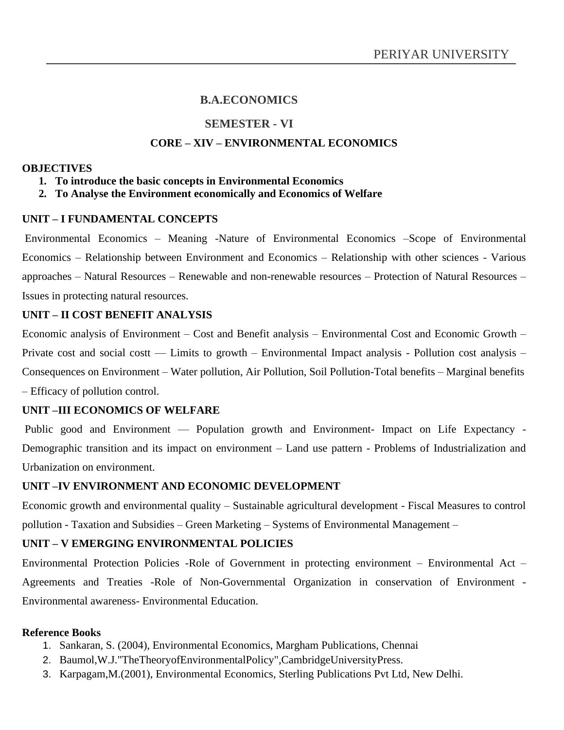# B.A.ECONOMICS

## SEMESTER - VI

## CORE – XIV – ENVIRONMENTAL ECONOMICS

**OBJECTIVES**

1. **To introduce the basic concepts in Environmental Economics**
2. **To Analyse the Environment economically and Economics of Welfare**

**UNIT – I FUNDAMENTAL CONCEPTS**

Environmental Economics – Meaning -Nature of Environmental Economics –Scope of Environmental Economics – Relationship between Environment and Economics – Relationship with other sciences - Various approaches – Natural Resources – Renewable and non-renewable resources – Protection of Natural Resources – Issues in protecting natural resources.

**UNIT – II COST BENEFIT ANALYSIS**

Economic analysis of Environment – Cost and Benefit analysis – Environmental Cost and Economic Growth – Private cost and social costt –– Limits to growth – Environmental Impact analysis - Pollution cost analysis – Consequences on Environment – Water pollution, Air Pollution, Soil Pollution-Total benefits – Marginal benefits – Efficacy of pollution control.

**UNIT –III ECONOMICS OF WELFARE**

Public good and Environment –– Population growth and Environment- Impact on Life Expectancy - Demographic transition and its impact on environment – Land use pattern - Problems of Industrialization and Urbanization on environment.

**UNIT –IV ENVIRONMENT AND ECONOMIC DEVELOPMENT**

Economic growth and environmental quality – Sustainable agricultural development - Fiscal Measures to control pollution - Taxation and Subsidies – Green Marketing – Systems of Environmental Management –

**UNIT – V EMERGING ENVIRONMENTAL POLICIES**

Environmental Protection Policies -Role of Government in protecting environment – Environmental Act – Agreements and Treaties -Role of Non-Governmental Organization in conservation of Environment - Environmental awareness- Environmental Education.

**Reference Books**

1. Sankaran, S. (2004), Environmental Economics, Margham Publications, Chennai
2. Baumol,W.J."TheTheoryofEnvironmentalPolicy",CambridgeUniversityPress.
3. Karpagam,M.(2001), Environmental Economics, Sterling Publications Pvt Ltd, New Delhi.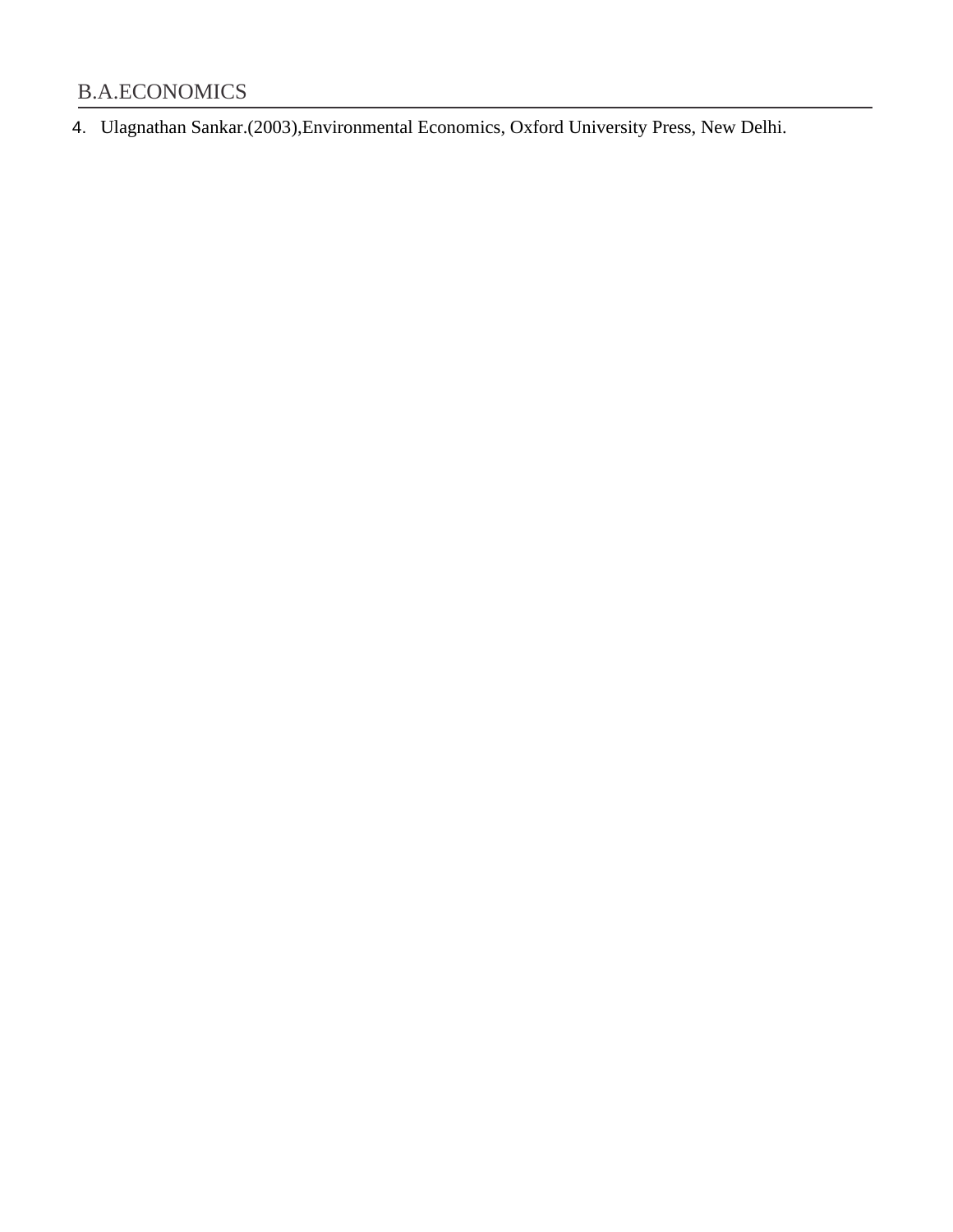4. Ulagnathan Sankar.(2003),Environmental Economics, Oxford University Press, New Delhi.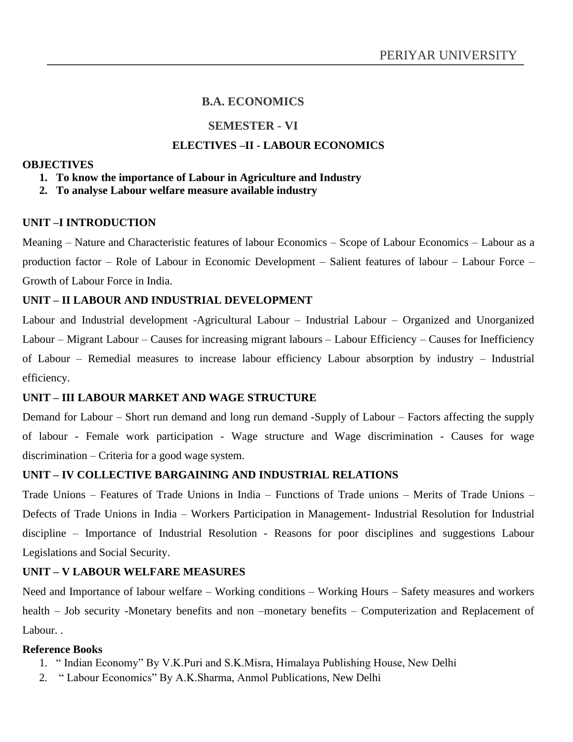# B.A. ECONOMICS

## SEMESTER - VI

### ELECTIVES –II - LABOUR ECONOMICS

**OBJECTIVES**

1. **To know the importance of Labour in Agriculture and Industry**
2. **To analyse Labour welfare measure available industry**

**UNIT –I INTRODUCTION**

Meaning – Nature and Characteristic features of labour Economics – Scope of Labour Economics – Labour as a production factor – Role of Labour in Economic Development – Salient features of labour – Labour Force – Growth of Labour Force in India.

**UNIT – II LABOUR AND INDUSTRIAL DEVELOPMENT**

Labour and Industrial development -Agricultural Labour – Industrial Labour – Organized and Unorganized Labour – Migrant Labour – Causes for increasing migrant labours – Labour Efficiency – Causes for Inefficiency of Labour – Remedial measures to increase labour efficiency Labour absorption by industry – Industrial efficiency.

**UNIT – III LABOUR MARKET AND WAGE STRUCTURE**

Demand for Labour – Short run demand and long run demand -Supply of Labour – Factors affecting the supply of labour - Female work participation - Wage structure and Wage discrimination - Causes for wage discrimination – Criteria for a good wage system.

**UNIT – IV COLLECTIVE BARGAINING AND INDUSTRIAL RELATIONS**

Trade Unions – Features of Trade Unions in India – Functions of Trade unions – Merits of Trade Unions – Defects of Trade Unions in India – Workers Participation in Management- Industrial Resolution for Industrial discipline – Importance of Industrial Resolution - Reasons for poor disciplines and suggestions Labour Legislations and Social Security.

**UNIT – V LABOUR WELFARE MEASURES**

Need and Importance of labour welfare – Working conditions – Working Hours – Safety measures and workers health – Job security -Monetary benefits and non –monetary benefits – Computerization and Replacement of Labour. .

**Reference Books**

1. " Indian Economy" By V.K.Puri and S.K.Misra, Himalaya Publishing House, New Delhi
2. " Labour Economics" By A.K.Sharma, Anmol Publications, New Delhi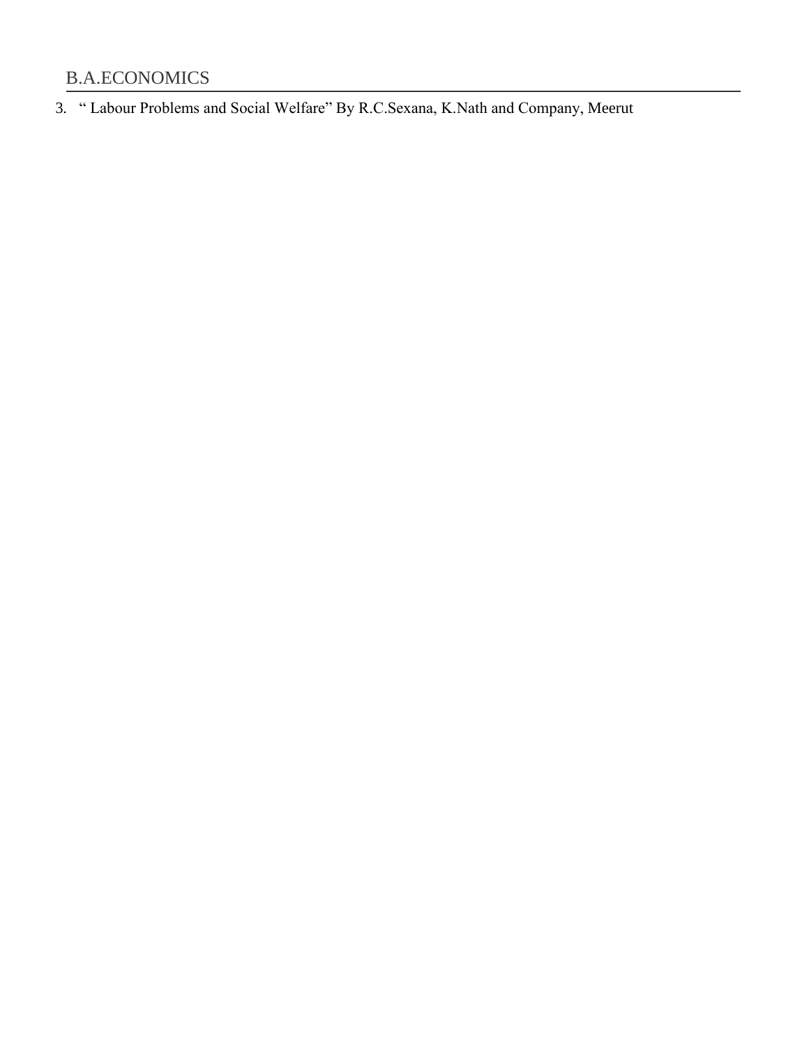3. " Labour Problems and Social Welfare" By R.C.Sexana, K.Nath and Company, Meerut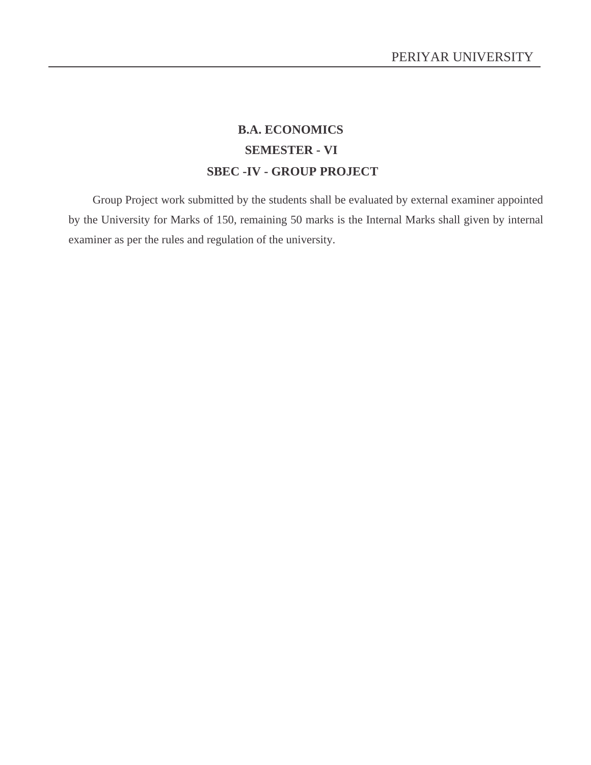**B.A. ECONOMICS**

**SEMESTER - VI**

**SBEC -IV - GROUP PROJECT**

Group Project work submitted by the students shall be evaluated by external examiner appointed by the University for Marks of 150, remaining 50 marks is the Internal Marks shall given by internal examiner as per the rules and regulation of the university.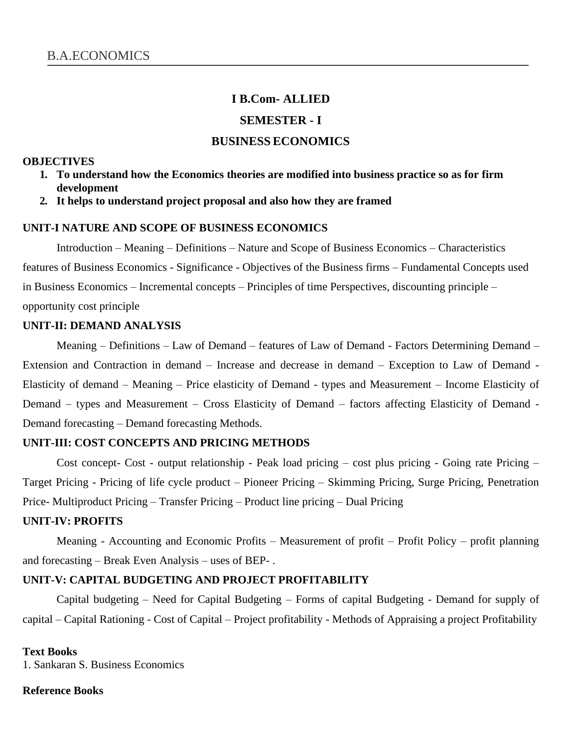# I B.Com- ALLIED

## SEMESTER - I

## BUSINESS ECONOMICS

**OBJECTIVES**

1. **To understand how the Economics theories are modified into business practice so as for firm development**
2. **It helps to understand project proposal and also how they are framed**

**UNIT-I NATURE AND SCOPE OF BUSINESS ECONOMICS**

Introduction – Meaning – Definitions – Nature and Scope of Business Economics – Characteristics features of Business Economics - Significance - Objectives of the Business firms – Fundamental Concepts used in Business Economics – Incremental concepts – Principles of time Perspectives, discounting principle – opportunity cost principle

**UNIT-II: DEMAND ANALYSIS**

Meaning – Definitions – Law of Demand – features of Law of Demand - Factors Determining Demand – Extension and Contraction in demand – Increase and decrease in demand – Exception to Law of Demand - Elasticity of demand – Meaning – Price elasticity of Demand - types and Measurement – Income Elasticity of Demand – types and Measurement – Cross Elasticity of Demand – factors affecting Elasticity of Demand - Demand forecasting – Demand forecasting Methods.

**UNIT-III: COST CONCEPTS AND PRICING METHODS**

Cost concept- Cost - output relationship - Peak load pricing – cost plus pricing - Going rate Pricing – Target Pricing - Pricing of life cycle product – Pioneer Pricing – Skimming Pricing, Surge Pricing, Penetration Price- Multiproduct Pricing – Transfer Pricing – Product line pricing – Dual Pricing

**UNIT-IV: PROFITS**

Meaning - Accounting and Economic Profits – Measurement of profit – Profit Policy – profit planning and forecasting – Break Even Analysis – uses of BEP- .

**UNIT-V: CAPITAL BUDGETING AND PROJECT PROFITABILITY**

Capital budgeting – Need for Capital Budgeting – Forms of capital Budgeting - Demand for supply of capital – Capital Rationing - Cost of Capital – Project profitability - Methods of Appraising a project Profitability

**Text Books**

1. Sankaran S. Business Economics

**Reference Books**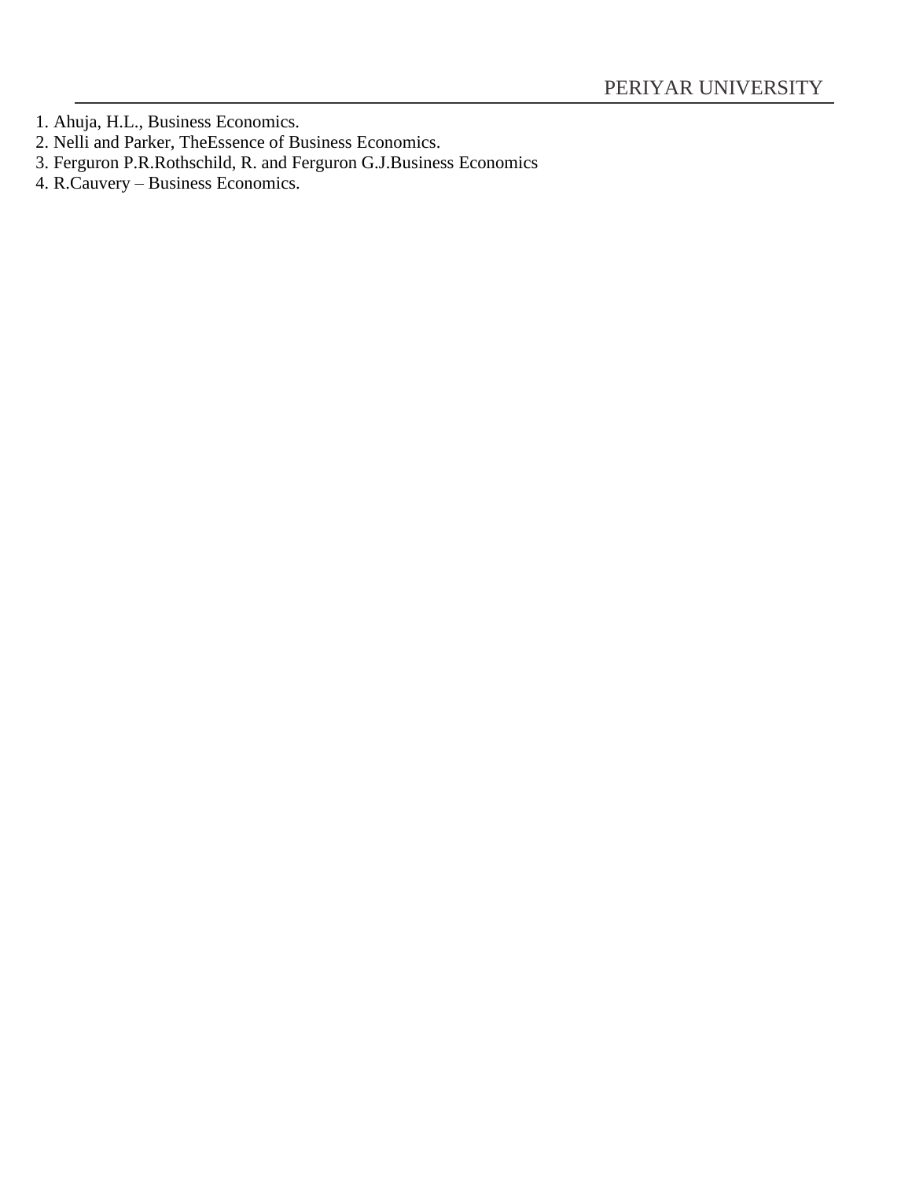1. Ahuja, H.L., Business Economics.
2. Nelli and Parker, TheEssence of Business Economics.
3. Ferguron P.R.Rothschild, R. and Ferguron G.J.Business Economics
4. R.Cauvery – Business Economics.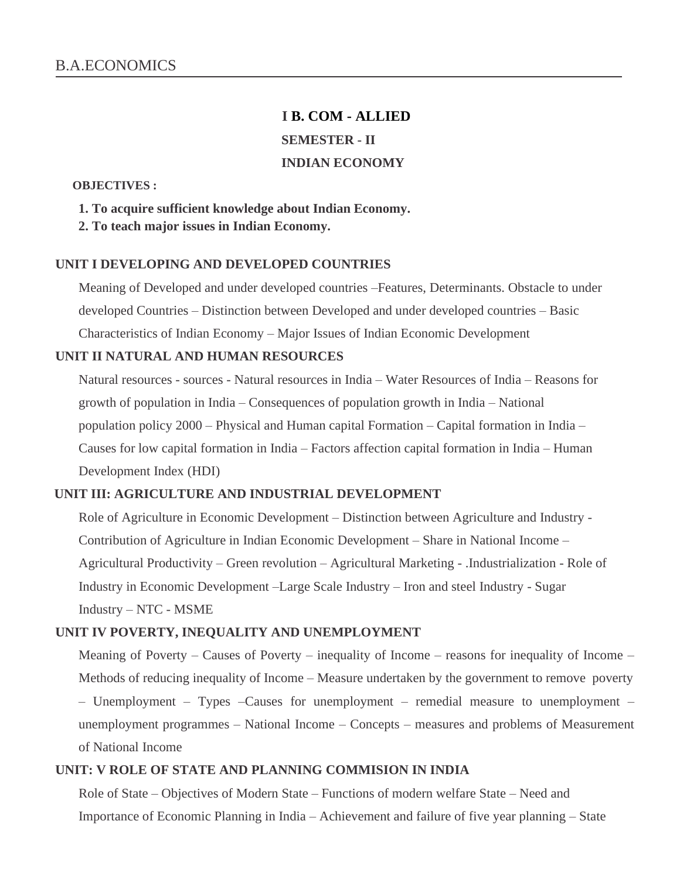**I B. COM - ALLIED**

**SEMESTER - II**

**INDIAN ECONOMY**

**OBJECTIVES :**

**1. To acquire sufficient knowledge about Indian Economy.**
**2. To teach major issues in Indian Economy.**

**UNIT I DEVELOPING AND DEVELOPED COUNTRIES**

Meaning of Developed and under developed countries –Features, Determinants. Obstacle to under developed Countries – Distinction between Developed and under developed countries – Basic Characteristics of Indian Economy – Major Issues of Indian Economic Development

**UNIT II NATURAL AND HUMAN RESOURCES**

Natural resources - sources - Natural resources in India – Water Resources of India – Reasons for growth of population in India – Consequences of population growth in India – National population policy 2000 – Physical and Human capital Formation – Capital formation in India – Causes for low capital formation in India – Factors affection capital formation in India – Human Development Index (HDI)

**UNIT III: AGRICULTURE AND INDUSTRIAL DEVELOPMENT**

Role of Agriculture in Economic Development – Distinction between Agriculture and Industry - Contribution of Agriculture in Indian Economic Development – Share in National Income – Agricultural Productivity – Green revolution – Agricultural Marketing - .Industrialization - Role of Industry in Economic Development –Large Scale Industry – Iron and steel Industry - Sugar Industry – NTC - MSME

**UNIT IV POVERTY, INEQUALITY AND UNEMPLOYMENT**

Meaning of Poverty – Causes of Poverty – inequality of Income – reasons for inequality of Income – Methods of reducing inequality of Income – Measure undertaken by the government to remove poverty – Unemployment – Types –Causes for unemployment – remedial measure to unemployment – unemployment programmes – National Income – Concepts – measures and problems of Measurement of National Income

**UNIT: V ROLE OF STATE AND PLANNING COMMISION IN INDIA**

Role of State – Objectives of Modern State – Functions of modern welfare State – Need and Importance of Economic Planning in India – Achievement and failure of five year planning – State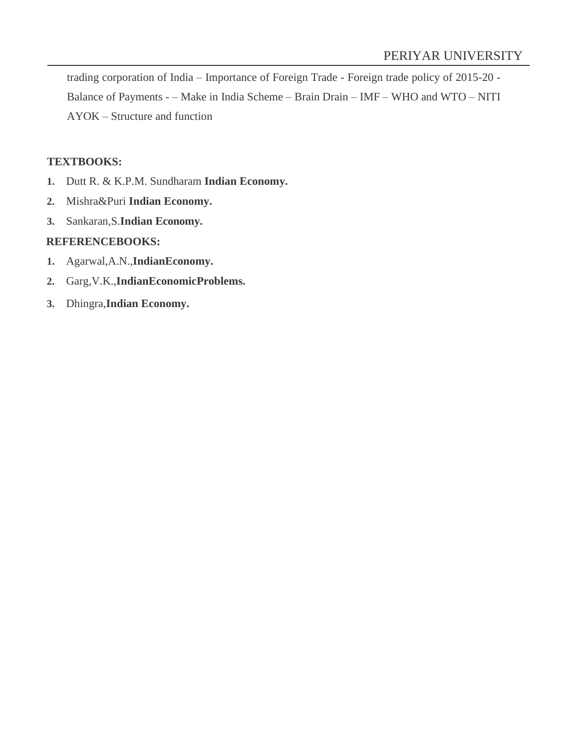trading corporation of India – Importance of Foreign Trade - Foreign trade policy of 2015-20 - Balance of Payments - – Make in India Scheme – Brain Drain – IMF – WHO and WTO – NITI AYOK – Structure and function

**TEXTBOOKS:**

1. Dutt R. & K.P.M. Sundharam **Indian Economy.**
2. Mishra&Puri **Indian Economy.**
3. Sankaran,S.**Indian Economy.**

**REFERENCEBOOKS:**

1. Agarwal,A.N.,**IndianEconomy.**
2. Garg,V.K.,**IndianEconomicProblems.**
3. Dhingra,**Indian Economy.**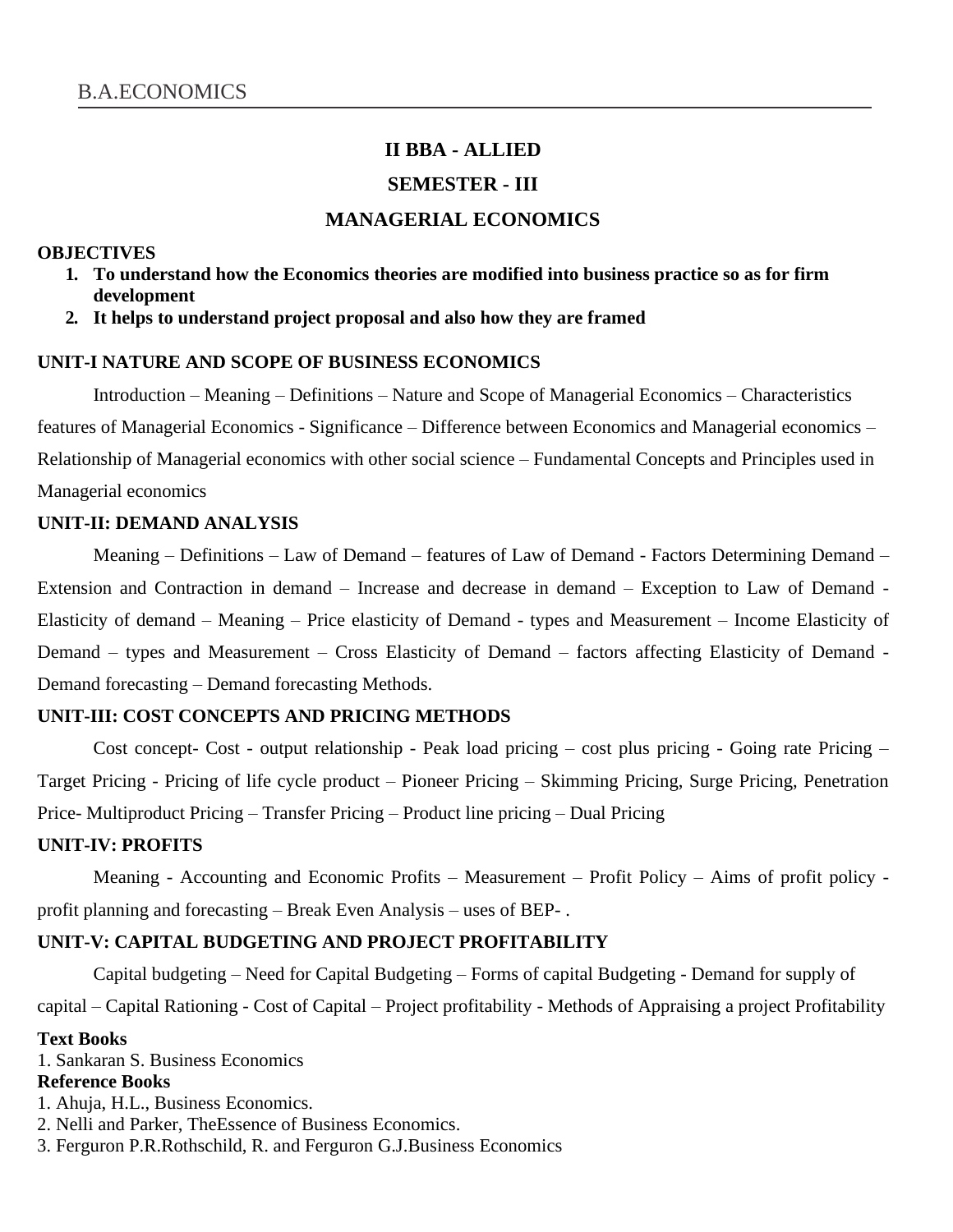B.A.ECONOMICS

**II BBA - ALLIED**

**SEMESTER - III**

# MANAGERIAL ECONOMICS

**OBJECTIVES**

1. **To understand how the Economics theories are modified into business practice so as for firm development**
2. **It helps to understand project proposal and also how they are framed**

## UNIT-I NATURE AND SCOPE OF BUSINESS ECONOMICS

Introduction – Meaning – Definitions – Nature and Scope of Managerial Economics – Characteristics features of Managerial Economics - Significance – Difference between Economics and Managerial economics – Relationship of Managerial economics with other social science – Fundamental Concepts and Principles used in Managerial economics

## UNIT-II: DEMAND ANALYSIS

Meaning – Definitions – Law of Demand – features of Law of Demand - Factors Determining Demand – Extension and Contraction in demand – Increase and decrease in demand – Exception to Law of Demand - Elasticity of demand – Meaning – Price elasticity of Demand - types and Measurement – Income Elasticity of Demand – types and Measurement – Cross Elasticity of Demand – factors affecting Elasticity of Demand - Demand forecasting – Demand forecasting Methods.

## UNIT-III: COST CONCEPTS AND PRICING METHODS

Cost concept- Cost - output relationship - Peak load pricing – cost plus pricing - Going rate Pricing – Target Pricing - Pricing of life cycle product – Pioneer Pricing – Skimming Pricing, Surge Pricing, Penetration Price- Multiproduct Pricing – Transfer Pricing – Product line pricing – Dual Pricing

## UNIT-IV: PROFITS

Meaning - Accounting and Economic Profits – Measurement – Profit Policy – Aims of profit policy - profit planning and forecasting – Break Even Analysis – uses of BEP- .

## UNIT-V: CAPITAL BUDGETING AND PROJECT PROFITABILITY

Capital budgeting – Need for Capital Budgeting – Forms of capital Budgeting - Demand for supply of capital – Capital Rationing - Cost of Capital – Project profitability - Methods of Appraising a project Profitability

**Text Books**

1. Sankaran S. Business Economics

**Reference Books**

1. Ahuja, H.L., Business Economics.
2. Nelli and Parker, TheEssence of Business Economics.
3. Ferguron P.R.Rothschild, R. and Ferguron G.J.Business Economics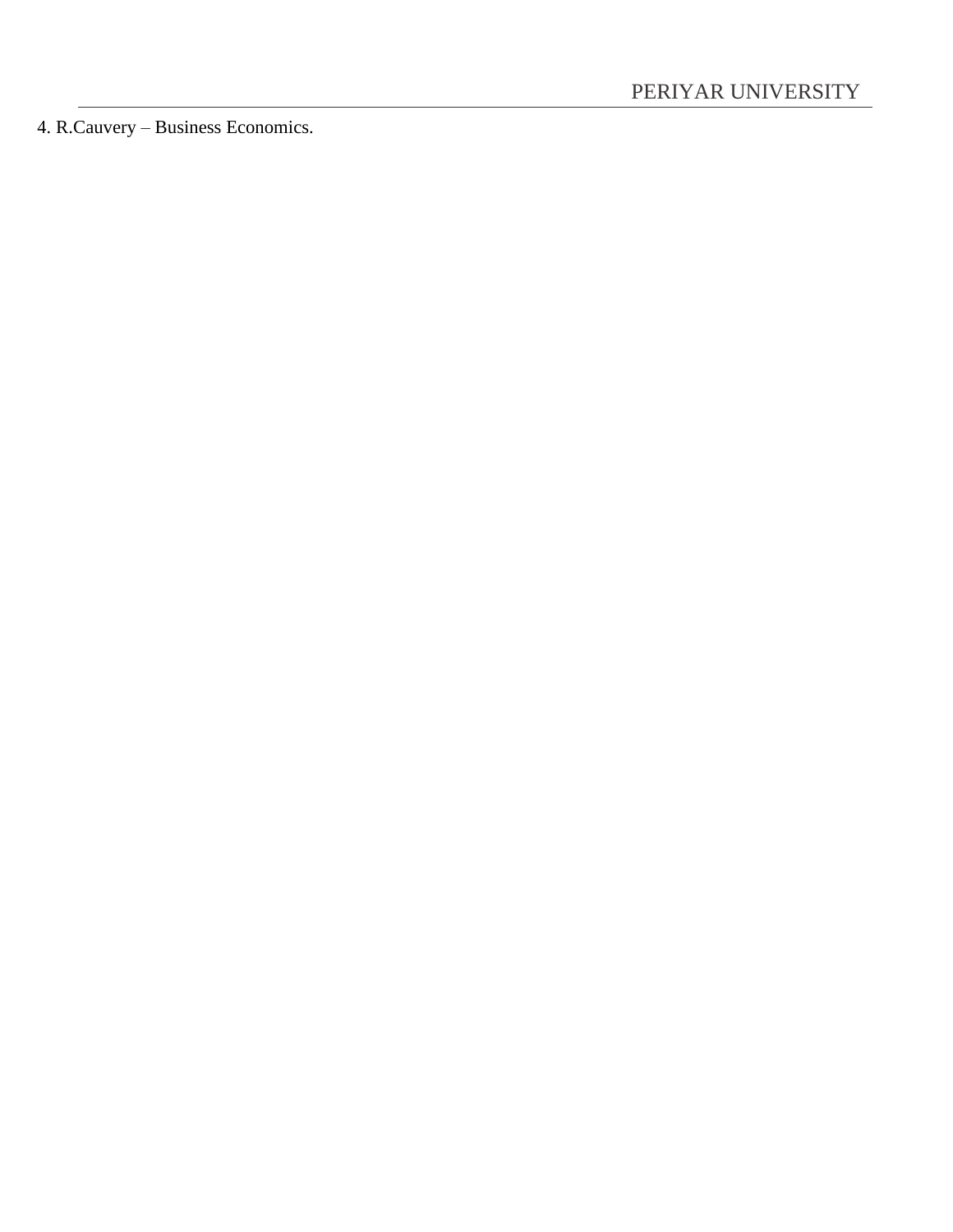4. R.Cauvery – Business Economics.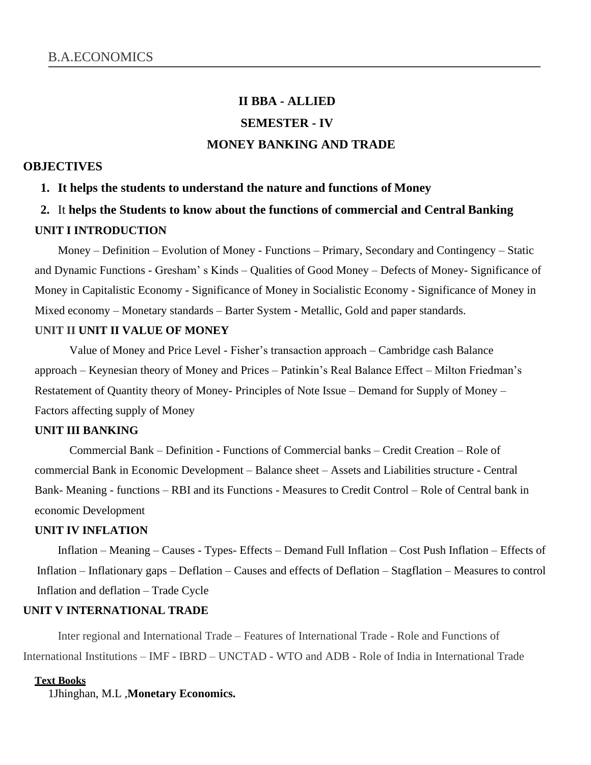## II BBA - ALLIED

## SEMESTER - IV

## MONEY BANKING AND TRADE

**OBJECTIVES**

1. **It helps the students to understand the nature and functions of Money**
2. It **helps the Students to know about the functions of commercial and Central Banking**

**UNIT I INTRODUCTION**

Money – Definition – Evolution of Money - Functions – Primary, Secondary and Contingency – Static and Dynamic Functions - Gresham' s Kinds – Qualities of Good Money – Defects of Money- Significance of Money in Capitalistic Economy - Significance of Money in Socialistic Economy - Significance of Money in Mixed economy – Monetary standards – Barter System - Metallic, Gold and paper standards.

UNIT II **UNIT II VALUE OF MONEY**

Value of Money and Price Level - Fisher's transaction approach – Cambridge cash Balance approach – Keynesian theory of Money and Prices – Patinkin's Real Balance Effect – Milton Friedman's Restatement of Quantity theory of Money- Principles of Note Issue – Demand for Supply of Money – Factors affecting supply of Money

**UNIT III BANKING**

Commercial Bank – Definition - Functions of Commercial banks – Credit Creation – Role of commercial Bank in Economic Development – Balance sheet – Assets and Liabilities structure - Central Bank- Meaning - functions – RBI and its Functions - Measures to Credit Control – Role of Central bank in economic Development

**UNIT IV INFLATION**

Inflation – Meaning – Causes - Types- Effects – Demand Full Inflation – Cost Push Inflation – Effects of Inflation – Inflationary gaps – Deflation – Causes and effects of Deflation – Stagflation – Measures to control Inflation and deflation – Trade Cycle

**UNIT V INTERNATIONAL TRADE**

Inter regional and International Trade – Features of International Trade - Role and Functions of International Institutions – IMF - IBRD – UNCTAD - WTO and ADB - Role of India in International Trade

**Text Books**

1Jhinghan, M.L ,**Monetary Economics.**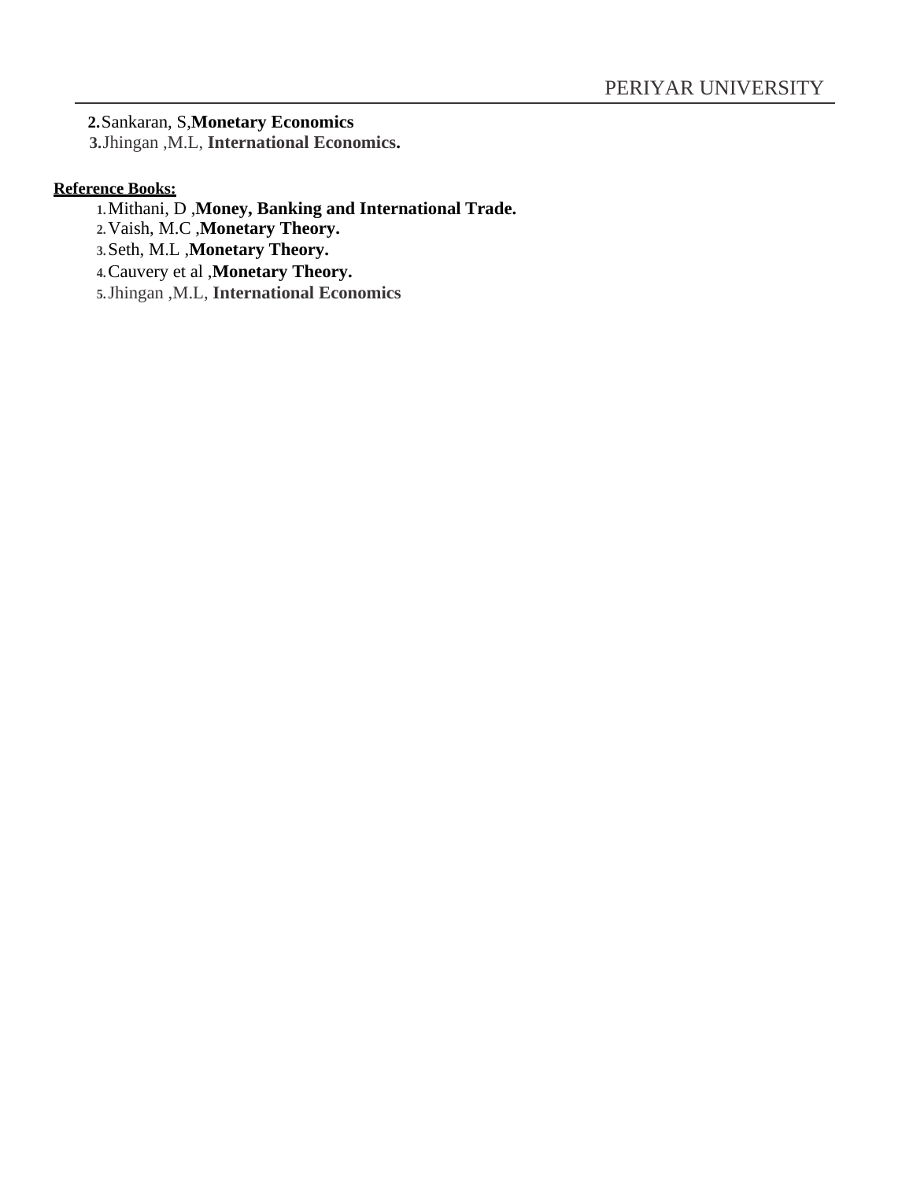2. Sankaran, S, **Monetary Economics**
3. Jhingan ,M.L, **International Economics.**

**Reference Books:**

1. Mithani, D , **Money, Banking and International Trade.**
2. Vaish, M.C , **Monetary Theory.**
3. Seth, M.L , **Monetary Theory.**
4. Cauvery et al , **Monetary Theory.**
5. Jhingan ,M.L, **International Economics**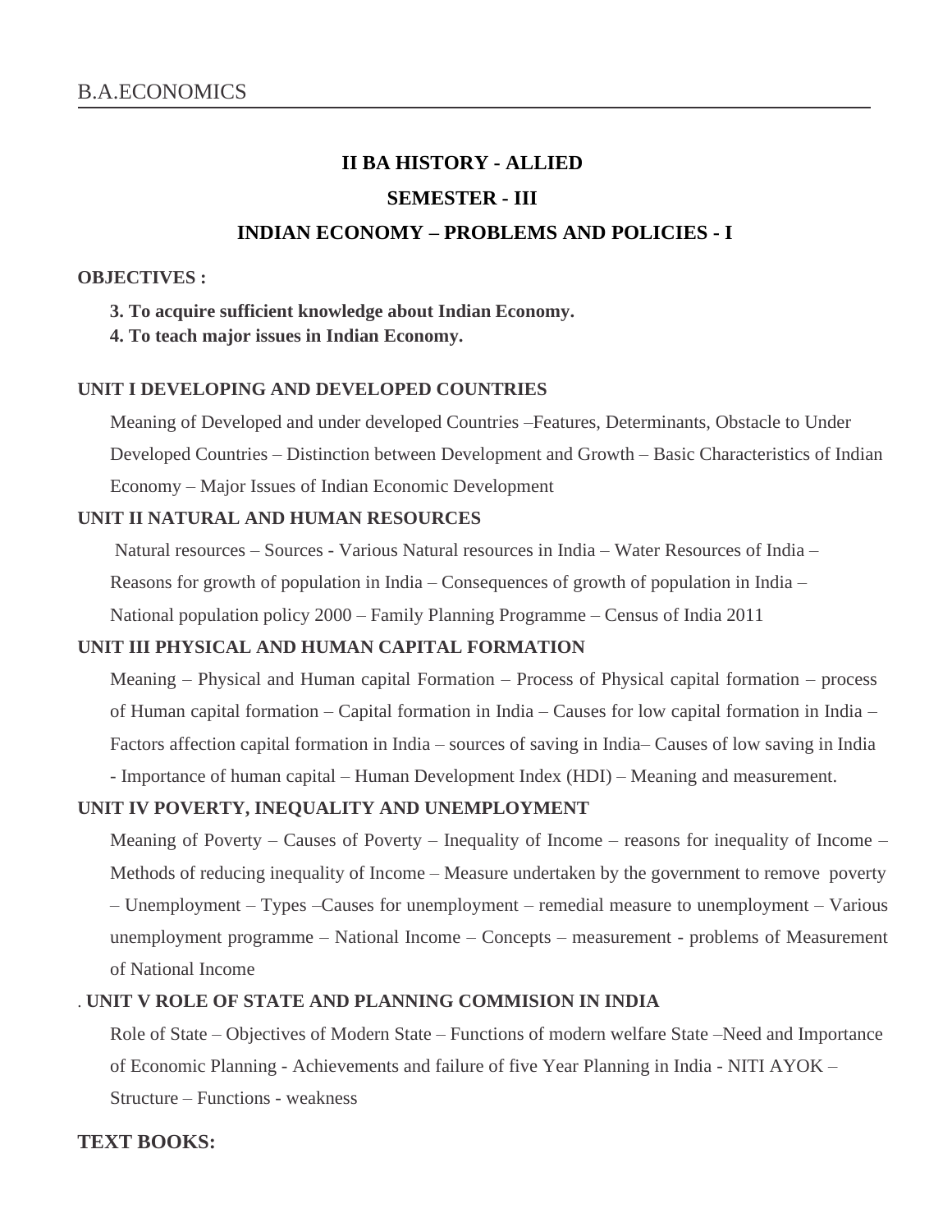## II BA HISTORY - ALLIED

## SEMESTER - III

## INDIAN ECONOMY – PROBLEMS AND POLICIES - I

**OBJECTIVES :**

**3. To acquire sufficient knowledge about Indian Economy.**
**4. To teach major issues in Indian Economy.**

### UNIT I DEVELOPING AND DEVELOPED COUNTRIES

Meaning of Developed and under developed Countries –Features, Determinants, Obstacle to Under Developed Countries – Distinction between Development and Growth – Basic Characteristics of Indian Economy – Major Issues of Indian Economic Development

### UNIT II NATURAL AND HUMAN RESOURCES

Natural resources – Sources - Various Natural resources in India – Water Resources of India – Reasons for growth of population in India – Consequences of growth of population in India – National population policy 2000 – Family Planning Programme – Census of India 2011

### UNIT III PHYSICAL AND HUMAN CAPITAL FORMATION

Meaning – Physical and Human capital Formation – Process of Physical capital formation – process of Human capital formation – Capital formation in India – Causes for low capital formation in India – Factors affection capital formation in India – sources of saving in India– Causes of low saving in India - Importance of human capital – Human Development Index (HDI) – Meaning and measurement.

### UNIT IV POVERTY, INEQUALITY AND UNEMPLOYMENT

Meaning of Poverty – Causes of Poverty – Inequality of Income – reasons for inequality of Income – Methods of reducing inequality of Income – Measure undertaken by the government to remove poverty – Unemployment – Types –Causes for unemployment – remedial measure to unemployment – Various unemployment programme – National Income – Concepts – measurement - problems of Measurement of National Income

### . UNIT V ROLE OF STATE AND PLANNING COMMISION IN INDIA

Role of State – Objectives of Modern State – Functions of modern welfare State –Need and Importance of Economic Planning - Achievements and failure of five Year Planning in India - NITI AYOK – Structure – Functions - weakness

### TEXT BOOKS: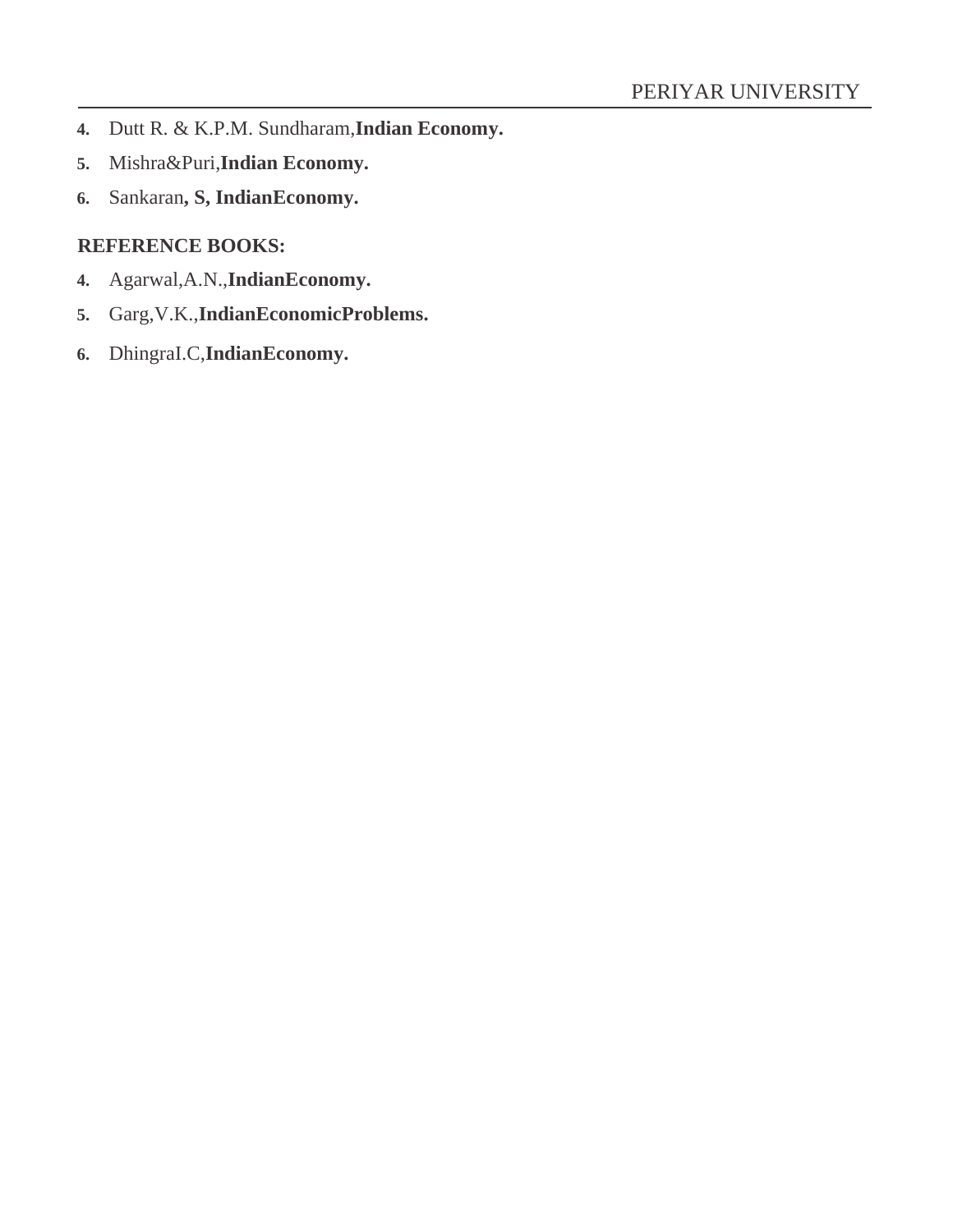4. Dutt R. & K.P.M. Sundharam,**Indian Economy.**
5. Mishra&Puri,**Indian Economy.**
6. Sankaran**, S, IndianEconomy.**

**REFERENCE BOOKS:**

4. Agarwal,A.N.,**IndianEconomy.**
5. Garg,V.K.,**IndianEconomicProblems.**
6. DhingraI.C,**IndianEconomy.**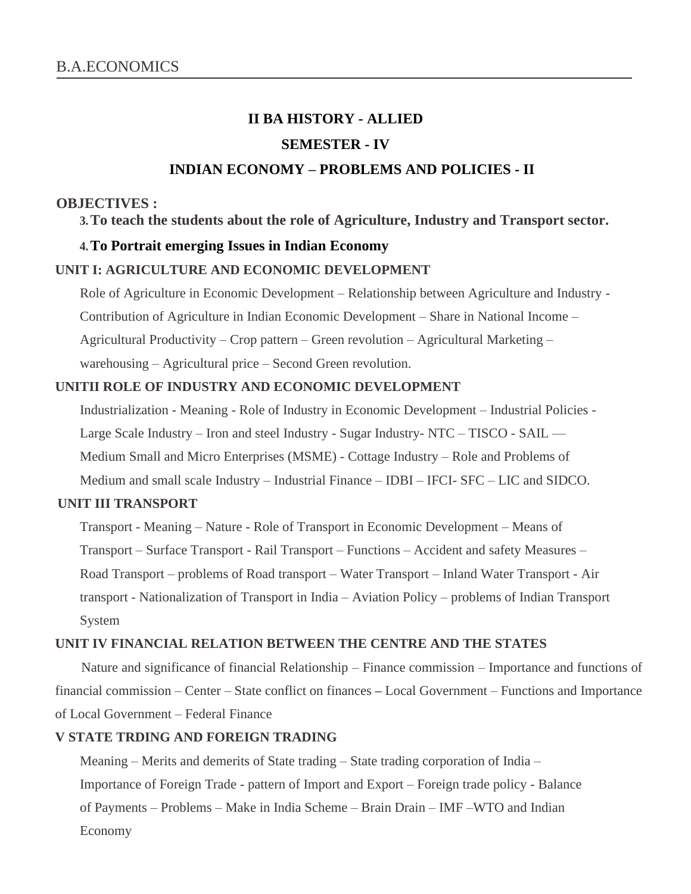## II BA HISTORY - ALLIED

## SEMESTER - IV

## INDIAN ECONOMY – PROBLEMS AND POLICIES - II

**OBJECTIVES :**

3. **To teach the students about the role of Agriculture, Industry and Transport sector.**
4. **To Portrait emerging Issues in Indian Economy**

**UNIT I: AGRICULTURE AND ECONOMIC DEVELOPMENT**

Role of Agriculture in Economic Development – Relationship between Agriculture and Industry - Contribution of Agriculture in Indian Economic Development – Share in National Income – Agricultural Productivity – Crop pattern – Green revolution – Agricultural Marketing – warehousing – Agricultural price – Second Green revolution.

**UNITII ROLE OF INDUSTRY AND ECONOMIC DEVELOPMENT**

Industrialization - Meaning - Role of Industry in Economic Development – Industrial Policies - Large Scale Industry – Iron and steel Industry - Sugar Industry- NTC – TISCO - SAIL — Medium Small and Micro Enterprises (MSME) - Cottage Industry – Role and Problems of Medium and small scale Industry – Industrial Finance – IDBI – IFCI- SFC – LIC and SIDCO.

**UNIT III TRANSPORT**

Transport - Meaning – Nature - Role of Transport in Economic Development – Means of Transport – Surface Transport - Rail Transport – Functions – Accident and safety Measures – Road Transport – problems of Road transport – Water Transport – Inland Water Transport - Air transport - Nationalization of Transport in India – Aviation Policy – problems of Indian Transport System

**UNIT IV FINANCIAL RELATION BETWEEN THE CENTRE AND THE STATES**

Nature and significance of financial Relationship – Finance commission – Importance and functions of financial commission – Center – State conflict on finances – Local Government – Functions and Importance of Local Government – Federal Finance

**V STATE TRDING AND FOREIGN TRADING**

Meaning – Merits and demerits of State trading – State trading corporation of India – Importance of Foreign Trade - pattern of Import and Export – Foreign trade policy - Balance of Payments – Problems – Make in India Scheme – Brain Drain – IMF –WTO and Indian Economy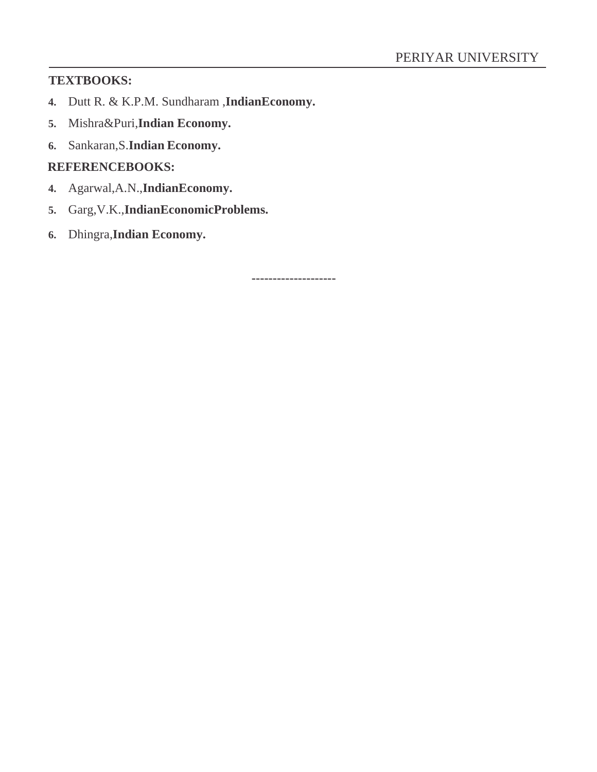**TEXTBOOKS:**

4. Dutt R. & K.P.M. Sundharam ,**IndianEconomy.**
5. Mishra&Puri,**Indian Economy.**
6. Sankaran,S.**Indian Economy.**

**REFERENCEBOOKS:**

4. Agarwal,A.N.,**IndianEconomy.**
5. Garg,V.K.,**IndianEconomicProblems.**
6. Dhingra,**Indian Economy.**

--------------------